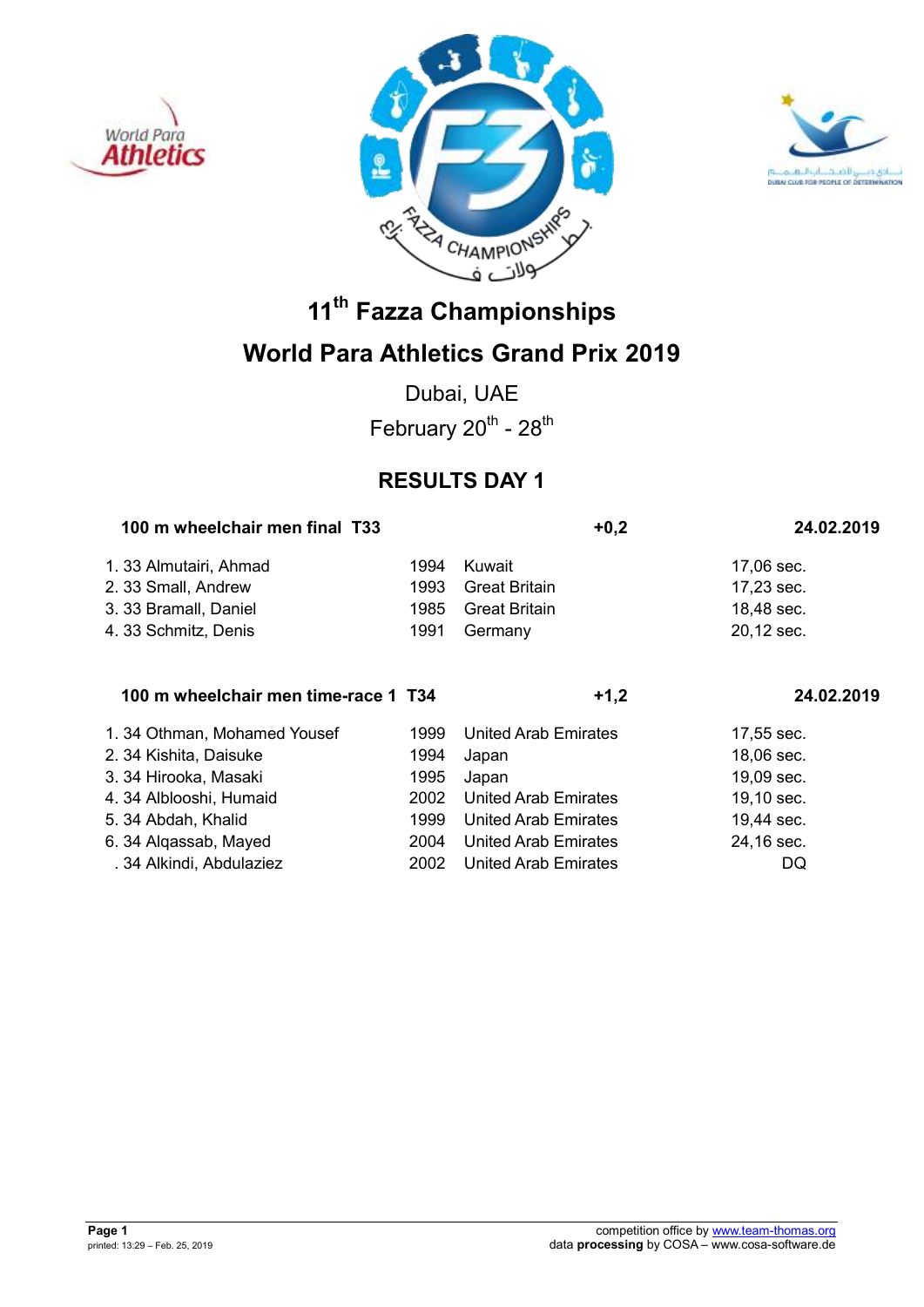# 11th Fazza Championships

# World Para Athletics Grand Prix 2019

Dubai, UAE

February 20th - 28th

## RESULTS DAY 1

**100 m wheelchair men final T33** — **+0,2** — **24.02.2019**

| Place | Class | Name | Year | Country | Result |
|---|---|---|---|---|---|
| 1. | 33 | Almutairi, Ahmad | 1994 | Kuwait | 17,06 sec. |
| 2. | 33 | Small, Andrew | 1993 | Great Britain | 17,23 sec. |
| 3. | 33 | Bramall, Daniel | 1985 | Great Britain | 18,48 sec. |
| 4. | 33 | Schmitz, Denis | 1991 | Germany | 20,12 sec. |

**100 m wheelchair men time-race 1 T34** — **+1,2** — **24.02.2019**

| Place | Class | Name | Year | Country | Result |
|---|---|---|---|---|---|
| 1. | 34 | Othman, Mohamed Yousef | 1999 | United Arab Emirates | 17,55 sec. |
| 2. | 34 | Kishita, Daisuke | 1994 | Japan | 18,06 sec. |
| 3. | 34 | Hirooka, Masaki | 1995 | Japan | 19,09 sec. |
| 4. | 34 | Alblooshi, Humaid | 2002 | United Arab Emirates | 19,10 sec. |
| 5. | 34 | Abdah, Khalid | 1999 | United Arab Emirates | 19,44 sec. |
| 6. | 34 | Alqassab, Mayed | 2004 | United Arab Emirates | 24,16 sec. |
| . | 34 | Alkindi, Abdulaziez | 2002 | United Arab Emirates | DQ |

competition office by www.team-thomas.org
data **processing** by COSA – www.cosa-software.de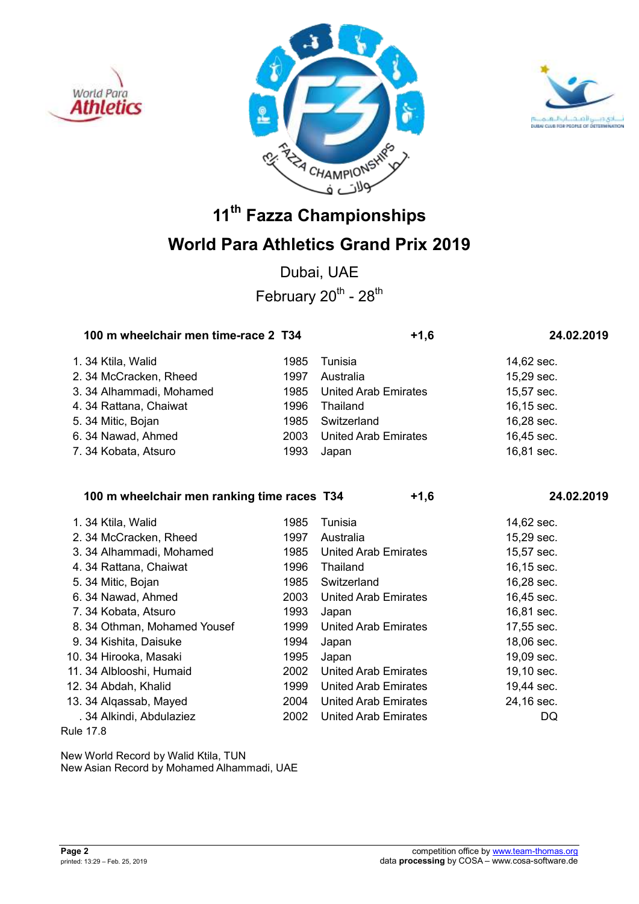# 11th Fazza Championships

# World Para Athletics Grand Prix 2019

Dubai, UAE

February 20th - 28th

### 100 m wheelchair men time-race 2 T34 — +1,6 — 24.02.2019

| Rank | Class | Name | Year | Country | Result |
|---|---|---|---|---|---|
| 1. | 34 | Ktila, Walid | 1985 | Tunisia | 14,62 sec. |
| 2. | 34 | McCracken, Rheed | 1997 | Australia | 15,29 sec. |
| 3. | 34 | Alhammadi, Mohamed | 1985 | United Arab Emirates | 15,57 sec. |
| 4. | 34 | Rattana, Chaiwat | 1996 | Thailand | 16,15 sec. |
| 5. | 34 | Mitic, Bojan | 1985 | Switzerland | 16,28 sec. |
| 6. | 34 | Nawad, Ahmed | 2003 | United Arab Emirates | 16,45 sec. |
| 7. | 34 | Kobata, Atsuro | 1993 | Japan | 16,81 sec. |

### 100 m wheelchair men ranking time races T34 — +1,6 — 24.02.2019

| Rank | Class | Name | Year | Country | Result |
|---|---|---|---|---|---|
| 1. | 34 | Ktila, Walid | 1985 | Tunisia | 14,62 sec. |
| 2. | 34 | McCracken, Rheed | 1997 | Australia | 15,29 sec. |
| 3. | 34 | Alhammadi, Mohamed | 1985 | United Arab Emirates | 15,57 sec. |
| 4. | 34 | Rattana, Chaiwat | 1996 | Thailand | 16,15 sec. |
| 5. | 34 | Mitic, Bojan | 1985 | Switzerland | 16,28 sec. |
| 6. | 34 | Nawad, Ahmed | 2003 | United Arab Emirates | 16,45 sec. |
| 7. | 34 | Kobata, Atsuro | 1993 | Japan | 16,81 sec. |
| 8. | 34 | Othman, Mohamed Yousef | 1999 | United Arab Emirates | 17,55 sec. |
| 9. | 34 | Kishita, Daisuke | 1994 | Japan | 18,06 sec. |
| 10. | 34 | Hirooka, Masaki | 1995 | Japan | 19,09 sec. |
| 11. | 34 | Alblooshi, Humaid | 2002 | United Arab Emirates | 19,10 sec. |
| 12. | 34 | Abdah, Khalid | 1999 | United Arab Emirates | 19,44 sec. |
| 13. | 34 | Alqassab, Mayed | 2004 | United Arab Emirates | 24,16 sec. |
| . | 34 | Alkindi, Abdulaziez | 2002 | United Arab Emirates | DQ |

Rule 17.8

New World Record by Walid Ktila, TUN
New Asian Record by Mohamed Alhammadi, UAE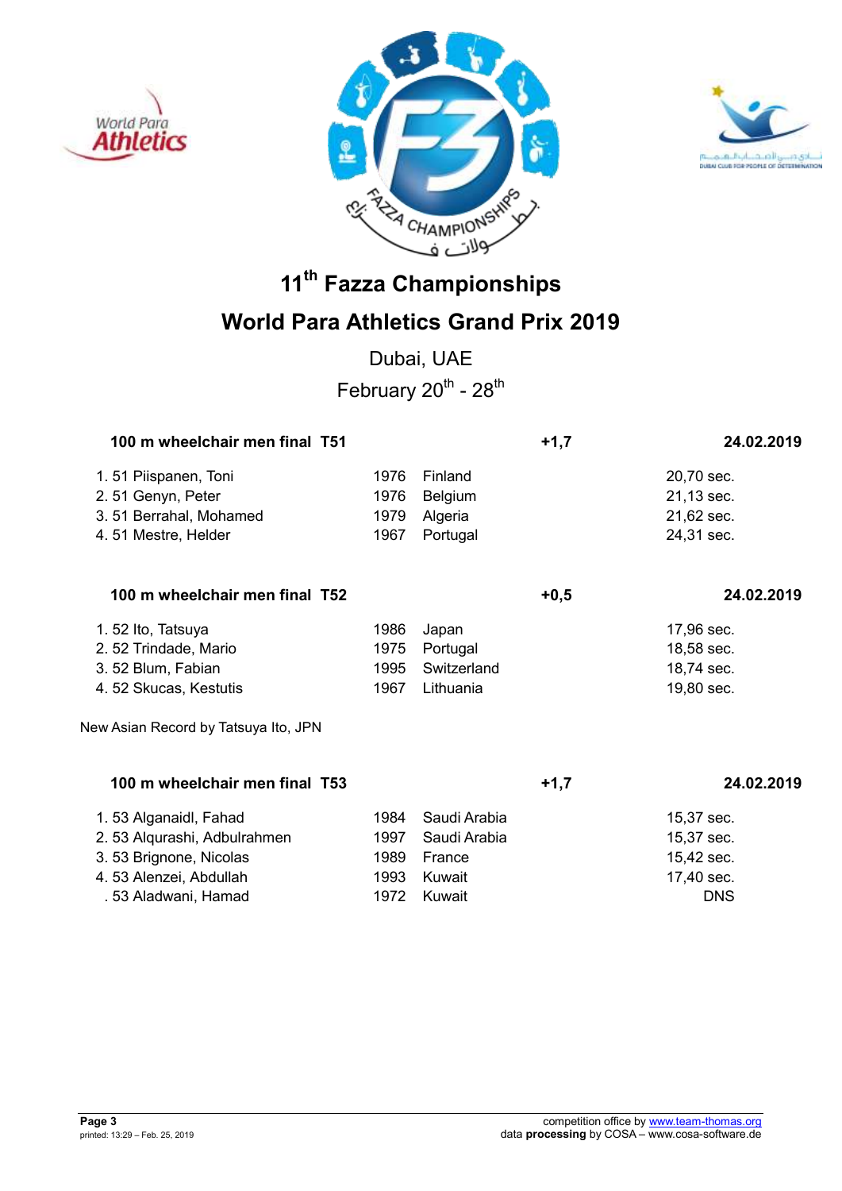# 11th Fazza Championships

# World Para Athletics Grand Prix 2019

Dubai, UAE

February 20th - 28th

### 100 m wheelchair men final T51 — +1,7 — 24.02.2019

| Place | Class | Name | Year | Country | Result |
|---|---|---|---|---|---|
| 1. | 51 | Piispanen, Toni | 1976 | Finland | 20,70 sec. |
| 2. | 51 | Genyn, Peter | 1976 | Belgium | 21,13 sec. |
| 3. | 51 | Berrahal, Mohamed | 1979 | Algeria | 21,62 sec. |
| 4. | 51 | Mestre, Helder | 1967 | Portugal | 24,31 sec. |

### 100 m wheelchair men final T52 — +0,5 — 24.02.2019

| Place | Class | Name | Year | Country | Result |
|---|---|---|---|---|---|
| 1. | 52 | Ito, Tatsuya | 1986 | Japan | 17,96 sec. |
| 2. | 52 | Trindade, Mario | 1975 | Portugal | 18,58 sec. |
| 3. | 52 | Blum, Fabian | 1995 | Switzerland | 18,74 sec. |
| 4. | 52 | Skucas, Kestutis | 1967 | Lithuania | 19,80 sec. |

New Asian Record by Tatsuya Ito, JPN

### 100 m wheelchair men final T53 — +1,7 — 24.02.2019

| Place | Class | Name | Year | Country | Result |
|---|---|---|---|---|---|
| 1. | 53 | Alganaidl, Fahad | 1984 | Saudi Arabia | 15,37 sec. |
| 2. | 53 | Alqurashi, Adbulrahmen | 1997 | Saudi Arabia | 15,37 sec. |
| 3. | 53 | Brignone, Nicolas | 1989 | France | 15,42 sec. |
| 4. | 53 | Alenzei, Abdullah | 1993 | Kuwait | 17,40 sec. |
| . | 53 | Aladwani, Hamad | 1972 | Kuwait | DNS |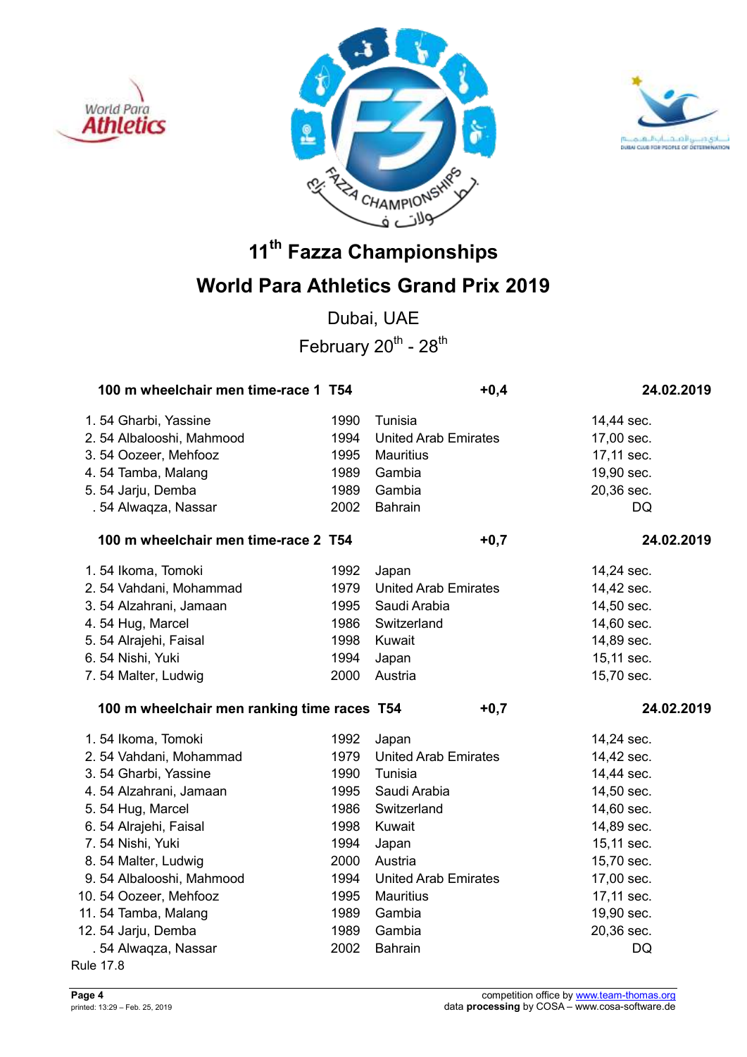# 11th Fazza Championships

# World Para Athletics Grand Prix 2019

Dubai, UAE

February 20th - 28th

### 100 m wheelchair men time-race 1 T54 — +0,4 — 24.02.2019

| Rank | Class | Name | Year | Country | Result |
|---|---|---|---|---|---|
| 1. | 54 | Gharbi, Yassine | 1990 | Tunisia | 14,44 sec. |
| 2. | 54 | Albalooshi, Mahmood | 1994 | United Arab Emirates | 17,00 sec. |
| 3. | 54 | Oozeer, Mehfooz | 1995 | Mauritius | 17,11 sec. |
| 4. | 54 | Tamba, Malang | 1989 | Gambia | 19,90 sec. |
| 5. | 54 | Jarju, Demba | 1989 | Gambia | 20,36 sec. |
| . | 54 | Alwaqza, Nassar | 2002 | Bahrain | DQ |

### 100 m wheelchair men time-race 2 T54 — +0,7 — 24.02.2019

| Rank | Class | Name | Year | Country | Result |
|---|---|---|---|---|---|
| 1. | 54 | Ikoma, Tomoki | 1992 | Japan | 14,24 sec. |
| 2. | 54 | Vahdani, Mohammad | 1979 | United Arab Emirates | 14,42 sec. |
| 3. | 54 | Alzahrani, Jamaan | 1995 | Saudi Arabia | 14,50 sec. |
| 4. | 54 | Hug, Marcel | 1986 | Switzerland | 14,60 sec. |
| 5. | 54 | Alrajehi, Faisal | 1998 | Kuwait | 14,89 sec. |
| 6. | 54 | Nishi, Yuki | 1994 | Japan | 15,11 sec. |
| 7. | 54 | Malter, Ludwig | 2000 | Austria | 15,70 sec. |

### 100 m wheelchair men ranking time races T54 — +0,7 — 24.02.2019

| Rank | Class | Name | Year | Country | Result |
|---|---|---|---|---|---|
| 1. | 54 | Ikoma, Tomoki | 1992 | Japan | 14,24 sec. |
| 2. | 54 | Vahdani, Mohammad | 1979 | United Arab Emirates | 14,42 sec. |
| 3. | 54 | Gharbi, Yassine | 1990 | Tunisia | 14,44 sec. |
| 4. | 54 | Alzahrani, Jamaan | 1995 | Saudi Arabia | 14,50 sec. |
| 5. | 54 | Hug, Marcel | 1986 | Switzerland | 14,60 sec. |
| 6. | 54 | Alrajehi, Faisal | 1998 | Kuwait | 14,89 sec. |
| 7. | 54 | Nishi, Yuki | 1994 | Japan | 15,11 sec. |
| 8. | 54 | Malter, Ludwig | 2000 | Austria | 15,70 sec. |
| 9. | 54 | Albalooshi, Mahmood | 1994 | United Arab Emirates | 17,00 sec. |
| 10. | 54 | Oozeer, Mehfooz | 1995 | Mauritius | 17,11 sec. |
| 11. | 54 | Tamba, Malang | 1989 | Gambia | 19,90 sec. |
| 12. | 54 | Jarju, Demba | 1989 | Gambia | 20,36 sec. |
| . | 54 | Alwaqza, Nassar | 2002 | Bahrain | DQ |

Rule 17.8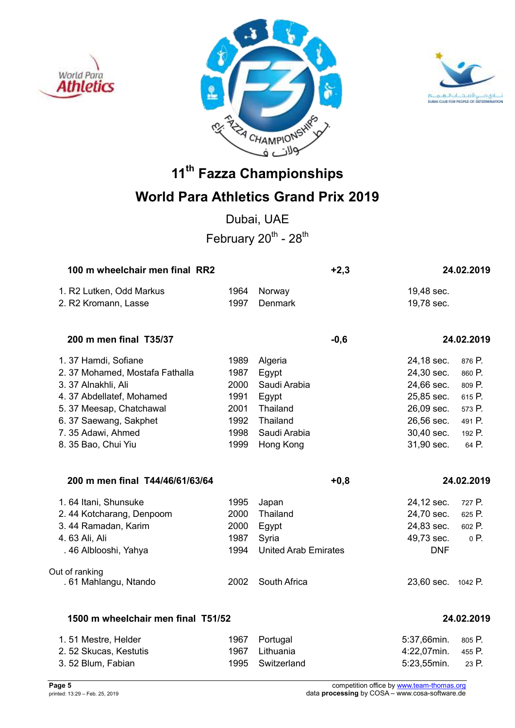# 11th Fazza Championships

## World Para Athletics Grand Prix 2019

Dubai, UAE

February 20th - 28th

### 100 m wheelchair men final RR2 — +2,3 — 24.02.2019

| Rank | Class | Name | Year | Country | Result | Points |
|---|---|---|---|---|---|---|
| 1. | R2 | Lutken, Odd Markus | 1964 | Norway | 19,48 sec. | |
| 2. | R2 | Kromann, Lasse | 1997 | Denmark | 19,78 sec. | |

### 200 m men final T35/37 — -0,6 — 24.02.2019

| Rank | Class | Name | Year | Country | Result | Points |
|---|---|---|---|---|---|---|
| 1. | 37 | Hamdi, Sofiane | 1989 | Algeria | 24,18 sec. | 876 P. |
| 2. | 37 | Mohamed, Mostafa Fathalla | 1987 | Egypt | 24,30 sec. | 860 P. |
| 3. | 37 | Alnakhli, Ali | 2000 | Saudi Arabia | 24,66 sec. | 809 P. |
| 4. | 37 | Abdellatef, Mohamed | 1991 | Egypt | 25,85 sec. | 615 P. |
| 5. | 37 | Meesap, Chatchawal | 2001 | Thailand | 26,09 sec. | 573 P. |
| 6. | 37 | Saewang, Sakphet | 1992 | Thailand | 26,56 sec. | 491 P. |
| 7. | 35 | Adawi, Ahmed | 1998 | Saudi Arabia | 30,40 sec. | 192 P. |
| 8. | 35 | Bao, Chui Yiu | 1999 | Hong Kong | 31,90 sec. | 64 P. |

### 200 m men final T44/46/61/63/64 — +0,8 — 24.02.2019

| Rank | Class | Name | Year | Country | Result | Points |
|---|---|---|---|---|---|---|
| 1. | 64 | Itani, Shunsuke | 1995 | Japan | 24,12 sec. | 727 P. |
| 2. | 44 | Kotcharang, Denpoom | 2000 | Thailand | 24,70 sec. | 625 P. |
| 3. | 44 | Ramadan, Karim | 2000 | Egypt | 24,83 sec. | 602 P. |
| 4. | 63 | Ali, Ali | 1987 | Syria | 49,73 sec. | 0 P. |
| . | 46 | Alblooshi, Yahya | 1994 | United Arab Emirates | DNF | |

Out of ranking

| Rank | Class | Name | Year | Country | Result | Points |
|---|---|---|---|---|---|---|
| . | 61 | Mahlangu, Ntando | 2002 | South Africa | 23,60 sec. | 1042 P. |

### 1500 m wheelchair men final T51/52 — 24.02.2019

| Rank | Class | Name | Year | Country | Result | Points |
|---|---|---|---|---|---|---|
| 1. | 51 | Mestre, Helder | 1967 | Portugal | 5:37,66min. | 805 P. |
| 2. | 52 | Skucas, Kestutis | 1967 | Lithuania | 4:22,07min. | 455 P. |
| 3. | 52 | Blum, Fabian | 1995 | Switzerland | 5:23,55min. | 23 P. |

printed: 13:29 – Feb. 25, 2019

competition office by www.team-thomas.org
data **processing** by COSA – www.cosa-software.de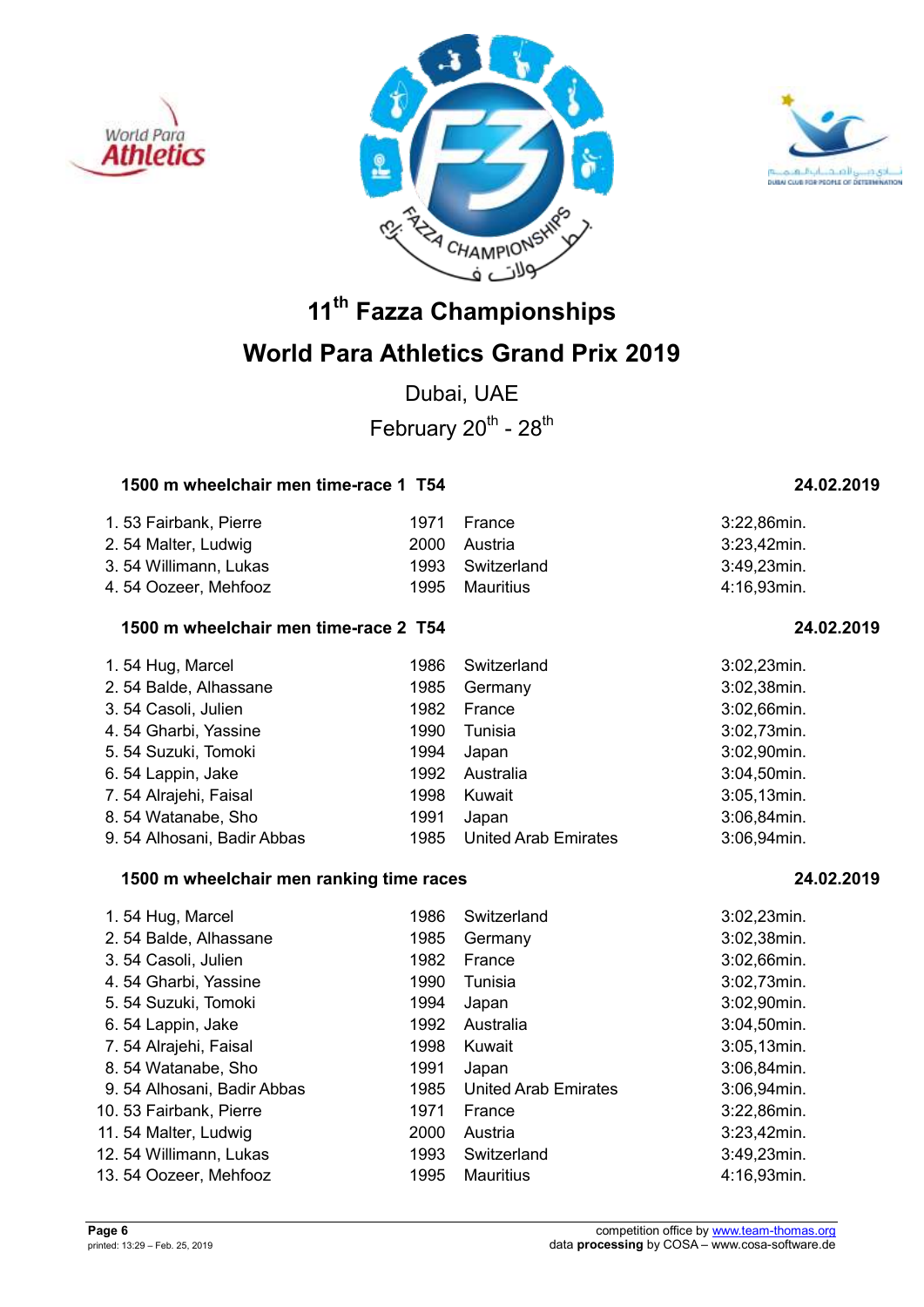# 11th Fazza Championships

# World Para Athletics Grand Prix 2019

Dubai, UAE

February 20th - 28th

### 1500 m wheelchair men time-race 1 T54 — 24.02.2019

| Rank | Class | Name | Year | Country | Time |
|---|---|---|---|---|---|
| 1. | 53 | Fairbank, Pierre | 1971 | France | 3:22,86min. |
| 2. | 54 | Malter, Ludwig | 2000 | Austria | 3:23,42min. |
| 3. | 54 | Willimann, Lukas | 1993 | Switzerland | 3:49,23min. |
| 4. | 54 | Oozeer, Mehfooz | 1995 | Mauritius | 4:16,93min. |

### 1500 m wheelchair men time-race 2 T54 — 24.02.2019

| Rank | Class | Name | Year | Country | Time |
|---|---|---|---|---|---|
| 1. | 54 | Hug, Marcel | 1986 | Switzerland | 3:02,23min. |
| 2. | 54 | Balde, Alhassane | 1985 | Germany | 3:02,38min. |
| 3. | 54 | Casoli, Julien | 1982 | France | 3:02,66min. |
| 4. | 54 | Gharbi, Yassine | 1990 | Tunisia | 3:02,73min. |
| 5. | 54 | Suzuki, Tomoki | 1994 | Japan | 3:02,90min. |
| 6. | 54 | Lappin, Jake | 1992 | Australia | 3:04,50min. |
| 7. | 54 | Alrajehi, Faisal | 1998 | Kuwait | 3:05,13min. |
| 8. | 54 | Watanabe, Sho | 1991 | Japan | 3:06,84min. |
| 9. | 54 | Alhosani, Badir Abbas | 1985 | United Arab Emirates | 3:06,94min. |

### 1500 m wheelchair men ranking time races — 24.02.2019

| Rank | Class | Name | Year | Country | Time |
|---|---|---|---|---|---|
| 1. | 54 | Hug, Marcel | 1986 | Switzerland | 3:02,23min. |
| 2. | 54 | Balde, Alhassane | 1985 | Germany | 3:02,38min. |
| 3. | 54 | Casoli, Julien | 1982 | France | 3:02,66min. |
| 4. | 54 | Gharbi, Yassine | 1990 | Tunisia | 3:02,73min. |
| 5. | 54 | Suzuki, Tomoki | 1994 | Japan | 3:02,90min. |
| 6. | 54 | Lappin, Jake | 1992 | Australia | 3:04,50min. |
| 7. | 54 | Alrajehi, Faisal | 1998 | Kuwait | 3:05,13min. |
| 8. | 54 | Watanabe, Sho | 1991 | Japan | 3:06,84min. |
| 9. | 54 | Alhosani, Badir Abbas | 1985 | United Arab Emirates | 3:06,94min. |
| 10. | 53 | Fairbank, Pierre | 1971 | France | 3:22,86min. |
| 11. | 54 | Malter, Ludwig | 2000 | Austria | 3:23,42min. |
| 12. | 54 | Willimann, Lukas | 1993 | Switzerland | 3:49,23min. |
| 13. | 54 | Oozeer, Mehfooz | 1995 | Mauritius | 4:16,93min. |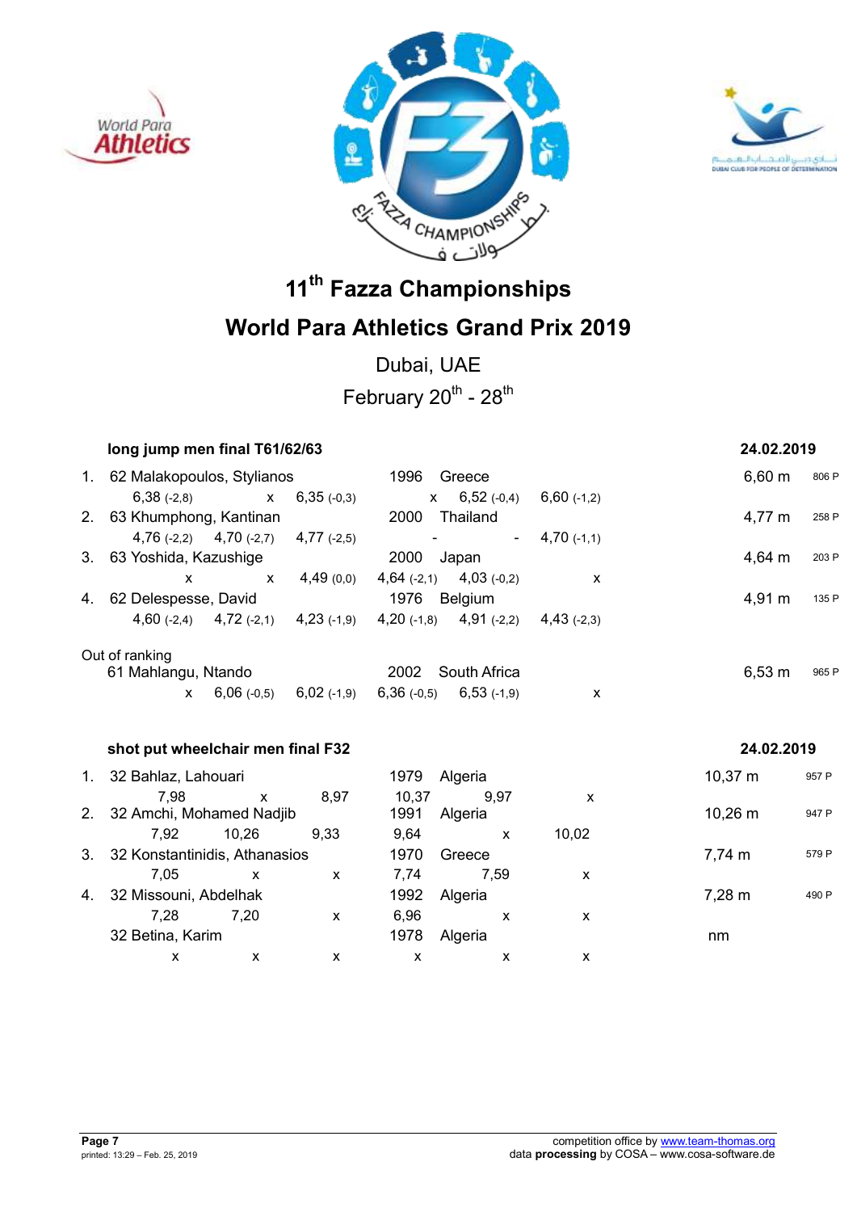# 11th Fazza Championships

# World Para Athletics Grand Prix 2019

Dubai, UAE

February 20th - 28th

### long jump men final T61/62/63 — 24.02.2019

| Rank | Class | Name | Year | Country | Result | Points |
|---|---|---|---|---|---|---|
| 1. | 62 | Malakopoulos, Stylianos | 1996 | Greece | 6,60 m | 806 P |
| | | 6,38 (-2,8) / x / 6,35 (-0,3) / x / 6,52 (-0,4) / 6,60 (-1,2) | | | | |
| 2. | 63 | Khumphong, Kantinan | 2000 | Thailand | 4,77 m | 258 P |
| | | 4,76 (-2,2) / 4,70 (-2,7) / 4,77 (-2,5) / - / - / 4,70 (-1,1) | | | | |
| 3. | 63 | Yoshida, Kazushige | 2000 | Japan | 4,64 m | 203 P |
| | | x / x / 4,49 (0,0) / 4,64 (-2,1) / 4,03 (-0,2) / x | | | | |
| 4. | 62 | Delespesse, David | 1976 | Belgium | 4,91 m | 135 P |
| | | 4,60 (-2,4) / 4,72 (-2,1) / 4,23 (-1,9) / 4,20 (-1,8) / 4,91 (-2,2) / 4,43 (-2,3) | | | | |
| Out of ranking | | | | | | |
| | 61 | Mahlangu, Ntando | 2002 | South Africa | 6,53 m | 965 P |
| | | x / 6,06 (-0,5) / 6,02 (-1,9) / 6,36 (-0,5) / 6,53 (-1,9) / x | | | | |

### shot put wheelchair men final F32 — 24.02.2019

| Rank | Class | Name | Year | Country | Result | Points |
|---|---|---|---|---|---|---|
| 1. | 32 | Bahlaz, Lahouari | 1979 | Algeria | 10,37 m | 957 P |
| | | 7,98 / x / 8,97 / 10,37 / 9,97 / x | | | | |
| 2. | 32 | Amchi, Mohamed Nadjib | 1991 | Algeria | 10,26 m | 947 P |
| | | 7,92 / 10,26 / 9,33 / 9,64 / x / 10,02 | | | | |
| 3. | 32 | Konstantinidis, Athanasios | 1970 | Greece | 7,74 m | 579 P |
| | | 7,05 / x / x / 7,74 / 7,59 / x | | | | |
| 4. | 32 | Missouni, Abdelhak | 1992 | Algeria | 7,28 m | 490 P |
| | | 7,28 / 7,20 / x / 6,96 / x / x | | | | |
| | 32 | Betina, Karim | 1978 | Algeria | nm | |
| | | x / x / x / x / x / x | | | | |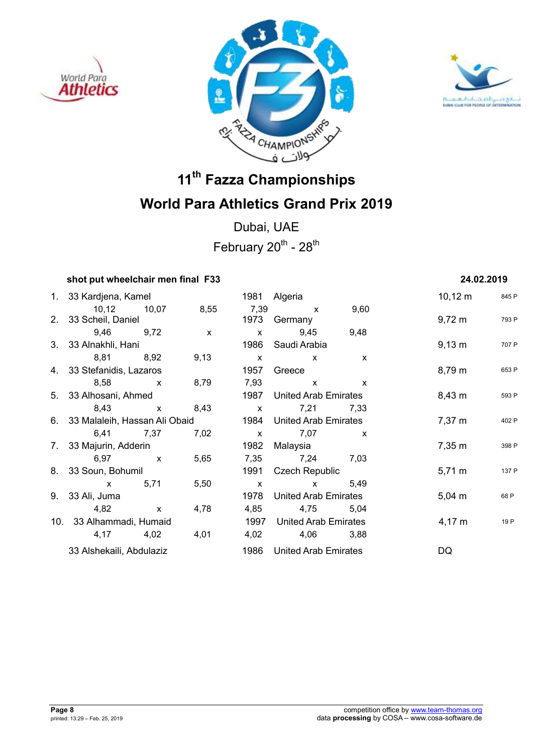# 11th Fazza Championships

# World Para Athletics Grand Prix 2019

Dubai, UAE

February 20th - 28th

**shot put wheelchair men final F33** **24.02.2019**

| Rank | Class | Name | Year | Country | Result | Points |
|---|---|---|---|---|---|---|
| 1. | 33 | Kardjena, Kamel | 1981 | Algeria | 10,12 m | 845 P |
| | | 10,12 · 10,07 · 8,55 · 7,39 · x · 9,60 | | | | |
| 2. | 33 | Scheil, Daniel | 1973 | Germany | 9,72 m | 793 P |
| | | 9,46 · 9,72 · x · x · 9,45 · 9,48 | | | | |
| 3. | 33 | Alnakhli, Hani | 1986 | Saudi Arabia | 9,13 m | 707 P |
| | | 8,81 · 8,92 · 9,13 · x · x · x | | | | |
| 4. | 33 | Stefanidis, Lazaros | 1957 | Greece | 8,79 m | 653 P |
| | | 8,58 · x · 8,79 · 7,93 · x · x | | | | |
| 5. | 33 | Alhosani, Ahmed | 1987 | United Arab Emirates | 8,43 m | 593 P |
| | | 8,43 · x · 8,43 · x · 7,21 · 7,33 | | | | |
| 6. | 33 | Malaleih, Hassan Ali Obaid | 1984 | United Arab Emirates | 7,37 m | 402 P |
| | | 6,41 · 7,37 · 7,02 · x · 7,07 · x | | | | |
| 7. | 33 | Majurin, Adderin | 1982 | Malaysia | 7,35 m | 398 P |
| | | 6,97 · x · 5,65 · 7,35 · 7,24 · 7,03 | | | | |
| 8. | 33 | Soun, Bohumil | 1991 | Czech Republic | 5,71 m | 137 P |
| | | x · 5,71 · 5,50 · x · x · 5,49 | | | | |
| 9. | 33 | Ali, Juma | 1978 | United Arab Emirates | 5,04 m | 68 P |
| | | 4,82 · x · 4,78 · 4,85 · 4,75 · 5,04 | | | | |
| 10. | 33 | Alhammadi, Humaid | 1997 | United Arab Emirates | 4,17 m | 19 P |
| | | 4,17 · 4,02 · 4,01 · 4,02 · 4,06 · 3,88 | | | | |
| | 33 | Alshekaili, Abdulaziz | 1986 | United Arab Emirates | DQ | |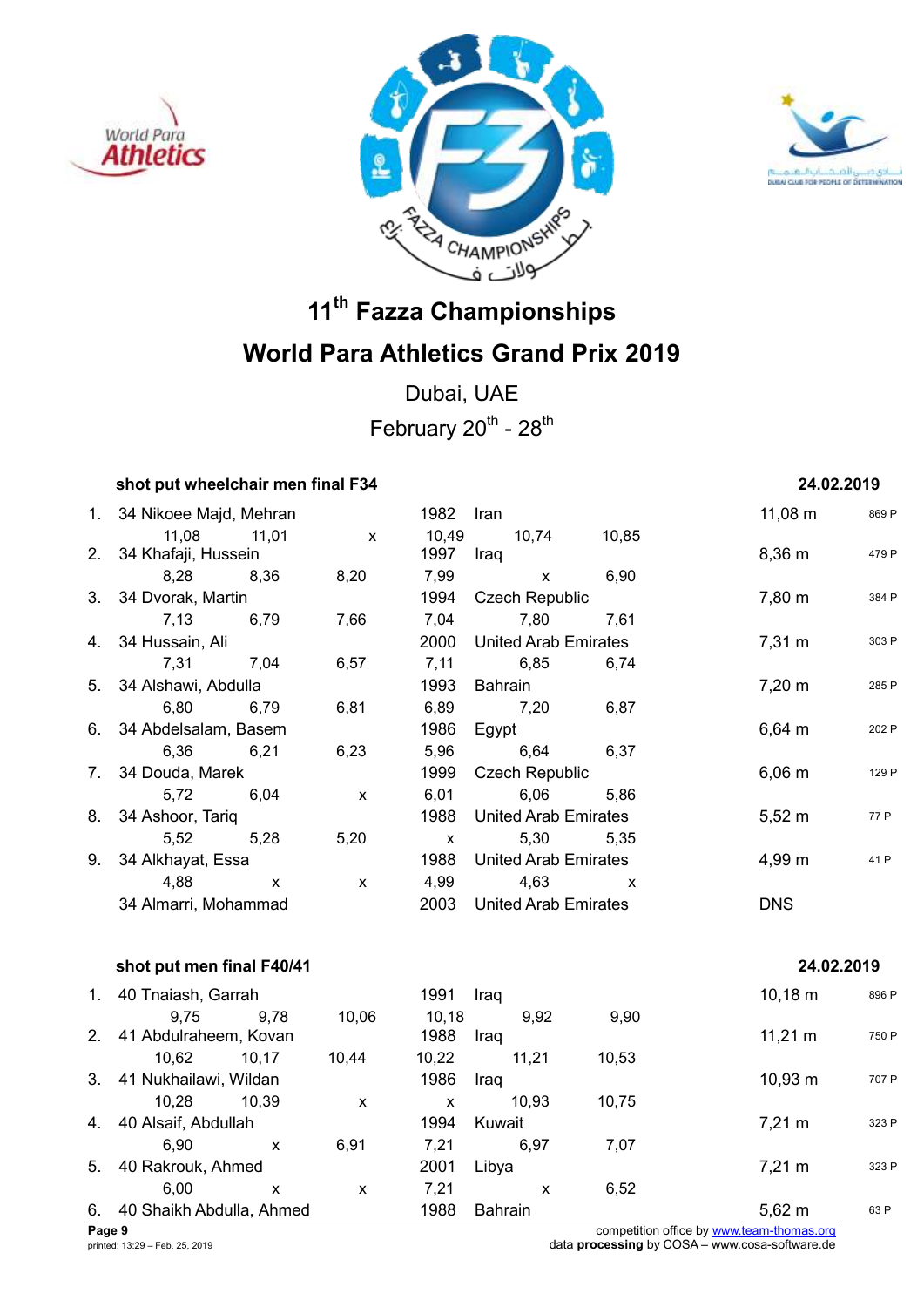# 11th Fazza Championships

# World Para Athletics Grand Prix 2019

Dubai, UAE

February 20th - 28th

### shot put wheelchair men final F34 — 24.02.2019

| Rank | Class | Name | Year | Country | Result | Points |
|---|---|---|---|---|---|---|
| 1. | 34 | Nikoee Majd, Mehran | 1982 | Iran | 11,08 m | 869 P |
| | | 11,08 – 11,01 – x – 10,49 – 10,74 – 10,85 | | | | |
| 2. | 34 | Khafaji, Hussein | 1997 | Iraq | 8,36 m | 479 P |
| | | 8,28 – 8,36 – 8,20 – 7,99 – x – 6,90 | | | | |
| 3. | 34 | Dvorak, Martin | 1994 | Czech Republic | 7,80 m | 384 P |
| | | 7,13 – 6,79 – 7,66 – 7,04 – 7,80 – 7,61 | | | | |
| 4. | 34 | Hussain, Ali | 2000 | United Arab Emirates | 7,31 m | 303 P |
| | | 7,31 – 7,04 – 6,57 – 7,11 – 6,85 – 6,74 | | | | |
| 5. | 34 | Alshawi, Abdulla | 1993 | Bahrain | 7,20 m | 285 P |
| | | 6,80 – 6,79 – 6,81 – 6,89 – 7,20 – 6,87 | | | | |
| 6. | 34 | Abdelsalam, Basem | 1986 | Egypt | 6,64 m | 202 P |
| | | 6,36 – 6,21 – 6,23 – 5,96 – 6,64 – 6,37 | | | | |
| 7. | 34 | Douda, Marek | 1999 | Czech Republic | 6,06 m | 129 P |
| | | 5,72 – 6,04 – x – 6,01 – 6,06 – 5,86 | | | | |
| 8. | 34 | Ashoor, Tariq | 1988 | United Arab Emirates | 5,52 m | 77 P |
| | | 5,52 – 5,28 – 5,20 – x – 5,30 – 5,35 | | | | |
| 9. | 34 | Alkhayat, Essa | 1988 | United Arab Emirates | 4,99 m | 41 P |
| | | 4,88 – x – x – 4,99 – 4,63 – x | | | | |
| | 34 | Almarri, Mohammad | 2003 | United Arab Emirates | DNS | |

### shot put men final F40/41 — 24.02.2019

| Rank | Class | Name | Year | Country | Result | Points |
|---|---|---|---|---|---|---|
| 1. | 40 | Tnaiash, Garrah | 1991 | Iraq | 10,18 m | 896 P |
| | | 9,75 – 9,78 – 10,06 – 10,18 – 9,92 – 9,90 | | | | |
| 2. | 41 | Abdulraheem, Kovan | 1988 | Iraq | 11,21 m | 750 P |
| | | 10,62 – 10,17 – 10,44 – 10,22 – 11,21 – 10,53 | | | | |
| 3. | 41 | Nukhailawi, Wildan | 1986 | Iraq | 10,93 m | 707 P |
| | | 10,28 – 10,39 – x – x – 10,93 – 10,75 | | | | |
| 4. | 40 | Alsaif, Abdullah | 1994 | Kuwait | 7,21 m | 323 P |
| | | 6,90 – x – 6,91 – 7,21 – 6,97 – 7,07 | | | | |
| 5. | 40 | Rakrouk, Ahmed | 2001 | Libya | 7,21 m | 323 P |
| | | 6,00 – x – x – 7,21 – x – 6,52 | | | | |
| 6. | 40 | Shaikh Abdulla, Ahmed | 1988 | Bahrain | 5,62 m | 63 P |

competition office by www.team-thomas.org
data **processing** by COSA – www.cosa-software.de
printed: 13:29 – Feb. 25, 2019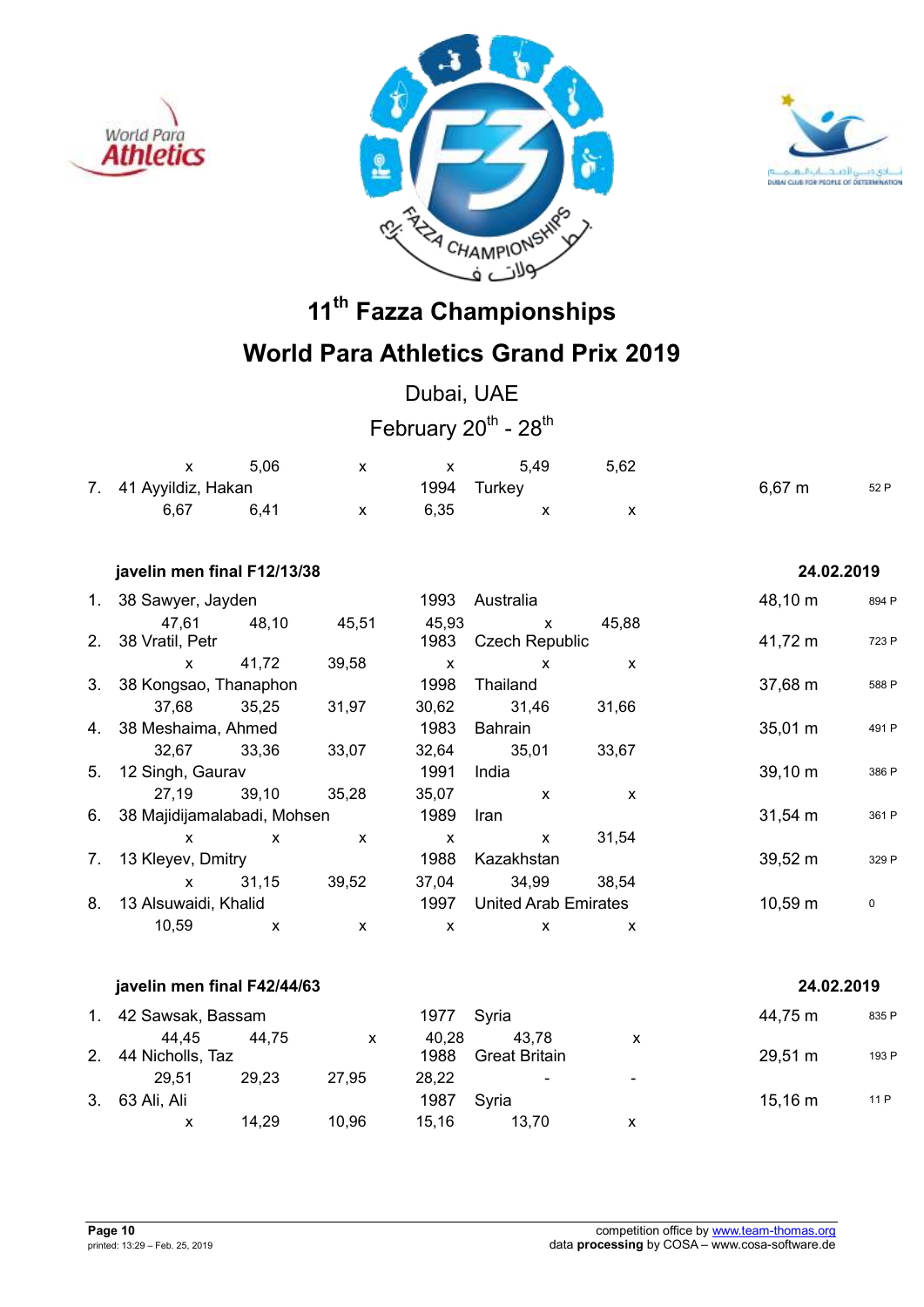# 11th Fazza Championships

## World Para Athletics Grand Prix 2019

Dubai, UAE

February 20th - 28th

| | | | | | | | | |
|---|---|---|---|---|---|---|---|---|
| | x | 5,06 | x | x | 5,49 | 5,62 | | |
| 7. | 41 Ayyildiz, Hakan | | | 1994 | Turkey | | 6,67 m | 52 P |
| | 6,67 | 6,41 | x | 6,35 | x | x | | |

### javelin men final F12/13/38 — 24.02.2019

| | | | | | | | | |
|---|---|---|---|---|---|---|---|---|
| 1. | 38 Sawyer, Jayden | | | 1993 | Australia | | 48,10 m | 894 P |
| | 47,61 | 48,10 | 45,51 | 45,93 | x | 45,88 | | |
| 2. | 38 Vratil, Petr | | | 1983 | Czech Republic | | 41,72 m | 723 P |
| | x | 41,72 | 39,58 | x | x | x | | |
| 3. | 38 Kongsao, Thanaphon | | | 1998 | Thailand | | 37,68 m | 588 P |
| | 37,68 | 35,25 | 31,97 | 30,62 | 31,46 | 31,66 | | |
| 4. | 38 Meshaima, Ahmed | | | 1983 | Bahrain | | 35,01 m | 491 P |
| | 32,67 | 33,36 | 33,07 | 32,64 | 35,01 | 33,67 | | |
| 5. | 12 Singh, Gaurav | | | 1991 | India | | 39,10 m | 386 P |
| | 27,19 | 39,10 | 35,28 | 35,07 | x | x | | |
| 6. | 38 Majidijamalabadi, Mohsen | | | 1989 | Iran | | 31,54 m | 361 P |
| | x | x | x | x | x | 31,54 | | |
| 7. | 13 Kleyev, Dmitry | | | 1988 | Kazakhstan | | 39,52 m | 329 P |
| | x | 31,15 | 39,52 | 37,04 | 34,99 | 38,54 | | |
| 8. | 13 Alsuwaidi, Khalid | | | 1997 | United Arab Emirates | | 10,59 m | 0 |
| | 10,59 | x | x | x | x | x | | |

### javelin men final F42/44/63 — 24.02.2019

| | | | | | | | | |
|---|---|---|---|---|---|---|---|---|
| 1. | 42 Sawsak, Bassam | | | 1977 | Syria | | 44,75 m | 835 P |
| | 44,45 | 44,75 | x | 40,28 | 43,78 | x | | |
| 2. | 44 Nicholls, Taz | | | 1988 | Great Britain | | 29,51 m | 193 P |
| | 29,51 | 29,23 | 27,95 | 28,22 | - | - | | |
| 3. | 63 Ali, Ali | | | 1987 | Syria | | 15,16 m | 11 P |
| | x | 14,29 | 10,96 | 15,16 | 13,70 | x | | |

printed: 13:29 – Feb. 25, 2019

competition office by www.team-thomas.org
data **processing** by COSA – www.cosa-software.de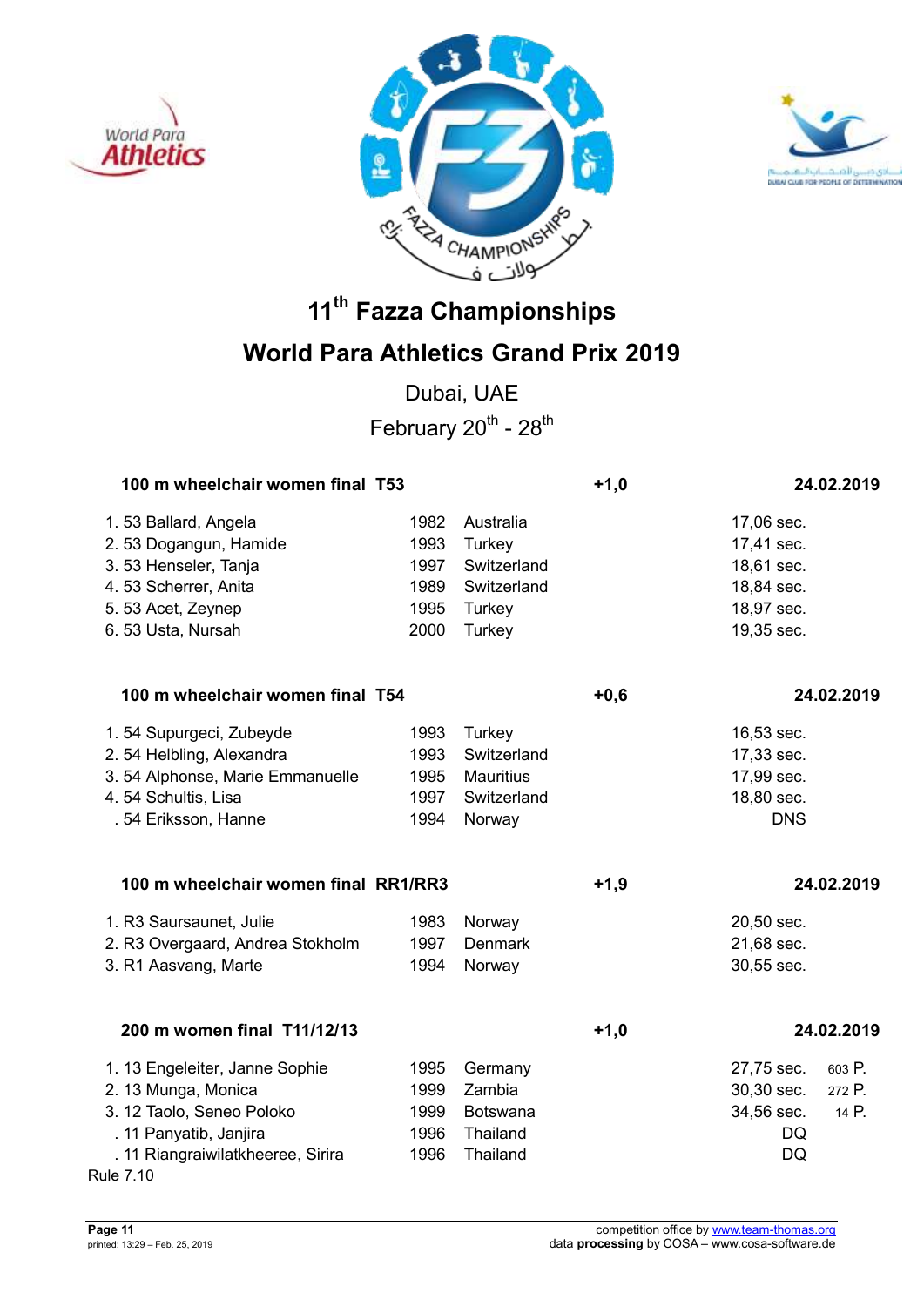# 11th Fazza Championships

# World Para Athletics Grand Prix 2019

Dubai, UAE

February 20th - 28th

### 100 m wheelchair women final T53 — +1,0 — 24.02.2019

| Rank | Class | Name | Year | Country | Result |
|---|---|---|---|---|---|
| 1. | 53 | Ballard, Angela | 1982 | Australia | 17,06 sec. |
| 2. | 53 | Dogangun, Hamide | 1993 | Turkey | 17,41 sec. |
| 3. | 53 | Henseler, Tanja | 1997 | Switzerland | 18,61 sec. |
| 4. | 53 | Scherrer, Anita | 1989 | Switzerland | 18,84 sec. |
| 5. | 53 | Acet, Zeynep | 1995 | Turkey | 18,97 sec. |
| 6. | 53 | Usta, Nursah | 2000 | Turkey | 19,35 sec. |

### 100 m wheelchair women final T54 — +0,6 — 24.02.2019

| Rank | Class | Name | Year | Country | Result |
|---|---|---|---|---|---|
| 1. | 54 | Supurgeci, Zubeyde | 1993 | Turkey | 16,53 sec. |
| 2. | 54 | Helbling, Alexandra | 1993 | Switzerland | 17,33 sec. |
| 3. | 54 | Alphonse, Marie Emmanuelle | 1995 | Mauritius | 17,99 sec. |
| 4. | 54 | Schultis, Lisa | 1997 | Switzerland | 18,80 sec. |
| . | 54 | Eriksson, Hanne | 1994 | Norway | DNS |

### 100 m wheelchair women final RR1/RR3 — +1,9 — 24.02.2019

| Rank | Class | Name | Year | Country | Result |
|---|---|---|---|---|---|
| 1. | R3 | Saursaunet, Julie | 1983 | Norway | 20,50 sec. |
| 2. | R3 | Overgaard, Andrea Stokholm | 1997 | Denmark | 21,68 sec. |
| 3. | R1 | Aasvang, Marte | 1994 | Norway | 30,55 sec. |

### 200 m women final T11/12/13 — +1,0 — 24.02.2019

| Rank | Class | Name | Year | Country | Result | Points |
|---|---|---|---|---|---|---|
| 1. | 13 | Engeleiter, Janne Sophie | 1995 | Germany | 27,75 sec. | 603 P. |
| 2. | 13 | Munga, Monica | 1999 | Zambia | 30,30 sec. | 272 P. |
| 3. | 12 | Taolo, Seneo Poloko | 1999 | Botswana | 34,56 sec. | 14 P. |
| . | 11 | Panyatib, Janjira | 1996 | Thailand | DQ | |
| . | 11 | Riangraiwilatkheeree, Sirira | 1996 | Thailand | DQ | |

Rule 7.10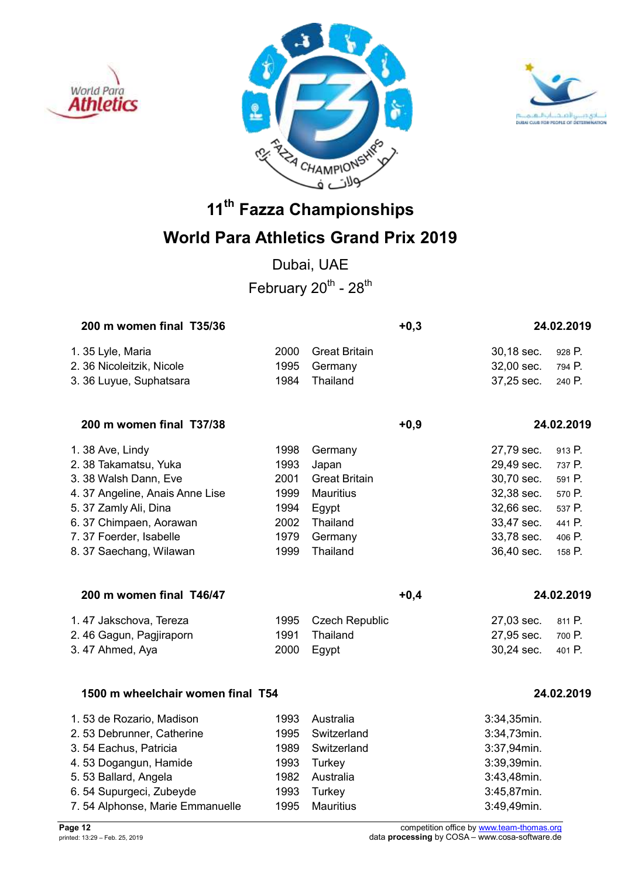# 11th Fazza Championships

# World Para Athletics Grand Prix 2019

Dubai, UAE

February 20th - 28th

### 200 m women final T35/36 — +0,3 — 24.02.2019

| Rank | Class | Name | Year | Country | Result | Points |
|---|---|---|---|---|---|---|
| 1. | 35 | Lyle, Maria | 2000 | Great Britain | 30,18 sec. | 928 P. |
| 2. | 36 | Nicoleitzik, Nicole | 1995 | Germany | 32,00 sec. | 794 P. |
| 3. | 36 | Luyue, Suphatsara | 1984 | Thailand | 37,25 sec. | 240 P. |

### 200 m women final T37/38 — +0,9 — 24.02.2019

| Rank | Class | Name | Year | Country | Result | Points |
|---|---|---|---|---|---|---|
| 1. | 38 | Ave, Lindy | 1998 | Germany | 27,79 sec. | 913 P. |
| 2. | 38 | Takamatsu, Yuka | 1993 | Japan | 29,49 sec. | 737 P. |
| 3. | 38 | Walsh Dann, Eve | 2001 | Great Britain | 30,70 sec. | 591 P. |
| 4. | 37 | Angeline, Anais Anne Lise | 1999 | Mauritius | 32,38 sec. | 570 P. |
| 5. | 37 | Zamly Ali, Dina | 1994 | Egypt | 32,66 sec. | 537 P. |
| 6. | 37 | Chimpaen, Aorawan | 2002 | Thailand | 33,47 sec. | 441 P. |
| 7. | 37 | Foerder, Isabelle | 1979 | Germany | 33,78 sec. | 406 P. |
| 8. | 37 | Saechang, Wilawan | 1999 | Thailand | 36,40 sec. | 158 P. |

### 200 m women final T46/47 — +0,4 — 24.02.2019

| Rank | Class | Name | Year | Country | Result | Points |
|---|---|---|---|---|---|---|
| 1. | 47 | Jakschova, Tereza | 1995 | Czech Republic | 27,03 sec. | 811 P. |
| 2. | 46 | Gagun, Pagjiraporn | 1991 | Thailand | 27,95 sec. | 700 P. |
| 3. | 47 | Ahmed, Aya | 2000 | Egypt | 30,24 sec. | 401 P. |

### 1500 m wheelchair women final T54 — 24.02.2019

| Rank | Class | Name | Year | Country | Result |
|---|---|---|---|---|---|
| 1. | 53 | de Rozario, Madison | 1993 | Australia | 3:34,35min. |
| 2. | 53 | Debrunner, Catherine | 1995 | Switzerland | 3:34,73min. |
| 3. | 54 | Eachus, Patricia | 1989 | Switzerland | 3:37,94min. |
| 4. | 53 | Dogangun, Hamide | 1993 | Turkey | 3:39,39min. |
| 5. | 53 | Ballard, Angela | 1982 | Australia | 3:43,48min. |
| 6. | 54 | Supurgeci, Zubeyde | 1993 | Turkey | 3:45,87min. |
| 7. | 54 | Alphonse, Marie Emmanuelle | 1995 | Mauritius | 3:49,49min. |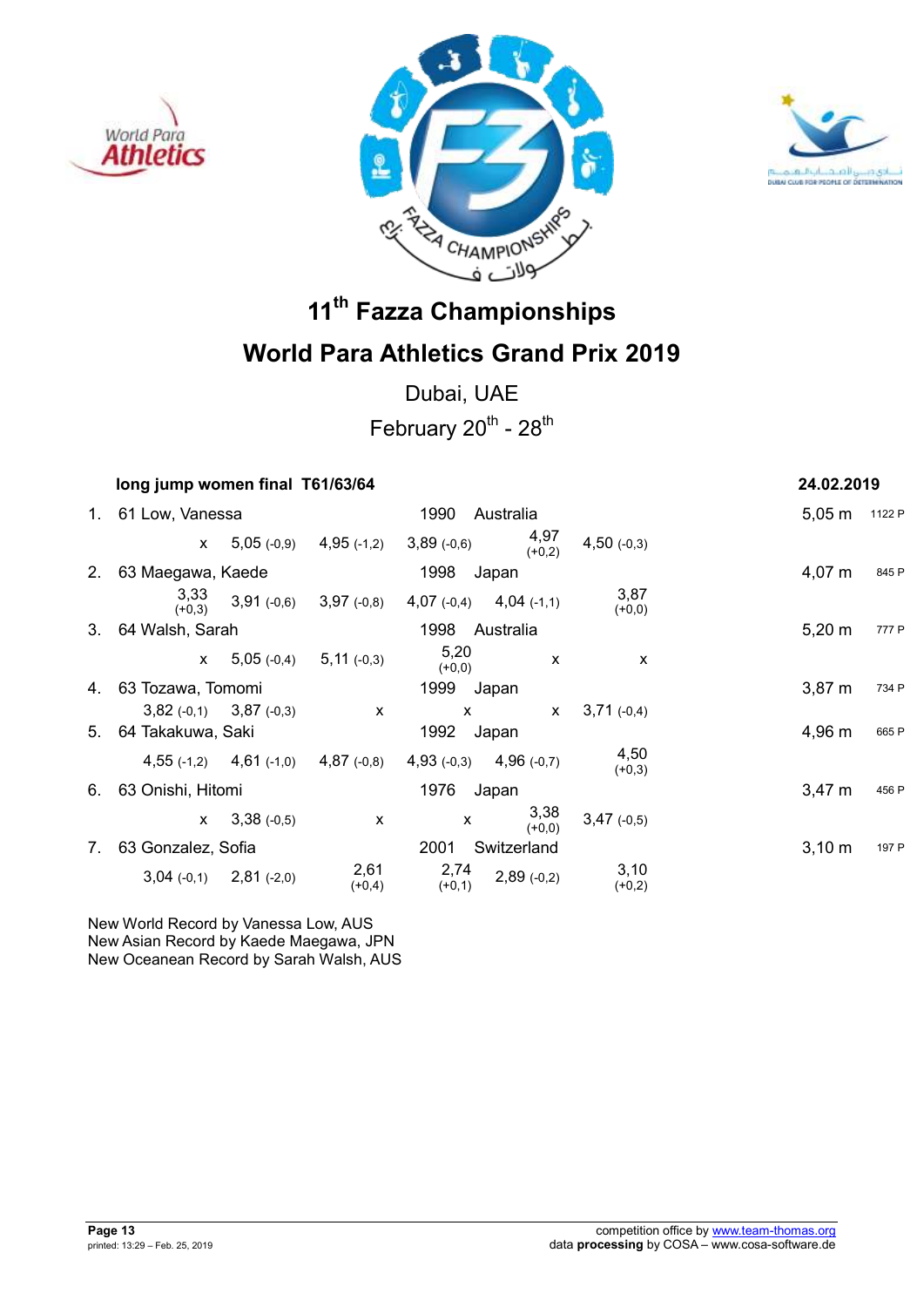# 11th Fazza Championships

# World Para Athletics Grand Prix 2019

Dubai, UAE

February 20th - 28th

**long jump women final T61/63/64** — **24.02.2019**

| Rank | Class | Name | Year | Country | | | Result | Points |
|---|---|---|---|---|---|---|---|---|
| 1. | 61 | Low, Vanessa | 1990 | Australia | | | 5,05 m | 1122 P |
| | x | 5,05 (-0,9) | 4,95 (-1,2) | 3,89 (-0,6) | 4,97 (+0,2) | 4,50 (-0,3) | | |
| 2. | 63 | Maegawa, Kaede | 1998 | Japan | | | 4,07 m | 845 P |
| | 3,33 (+0,3) | 3,91 (-0,6) | 3,97 (-0,8) | 4,07 (-0,4) | 4,04 (-1,1) | 3,87 (+0,0) | | |
| 3. | 64 | Walsh, Sarah | 1998 | Australia | | | 5,20 m | 777 P |
| | x | 5,05 (-0,4) | 5,11 (-0,3) | 5,20 (+0,0) | x | x | | |
| 4. | 63 | Tozawa, Tomomi | 1999 | Japan | | | 3,87 m | 734 P |
| | 3,82 (-0,1) | 3,87 (-0,3) | x | x | x | 3,71 (-0,4) | | |
| 5. | 64 | Takakuwa, Saki | 1992 | Japan | | | 4,96 m | 665 P |
| | 4,55 (-1,2) | 4,61 (-1,0) | 4,87 (-0,8) | 4,93 (-0,3) | 4,96 (-0,7) | 4,50 (+0,3) | | |
| 6. | 63 | Onishi, Hitomi | 1976 | Japan | | | 3,47 m | 456 P |
| | x | 3,38 (-0,5) | x | x | 3,38 (+0,0) | 3,47 (-0,5) | | |
| 7. | 63 | Gonzalez, Sofia | 2001 | Switzerland | | | 3,10 m | 197 P |
| | 3,04 (-0,1) | 2,81 (-2,0) | 2,61 (+0,4) | 2,74 (+0,1) | 2,89 (-0,2) | 3,10 (+0,2) | | |

New World Record by Vanessa Low, AUS
New Asian Record by Kaede Maegawa, JPN
New Oceanean Record by Sarah Walsh, AUS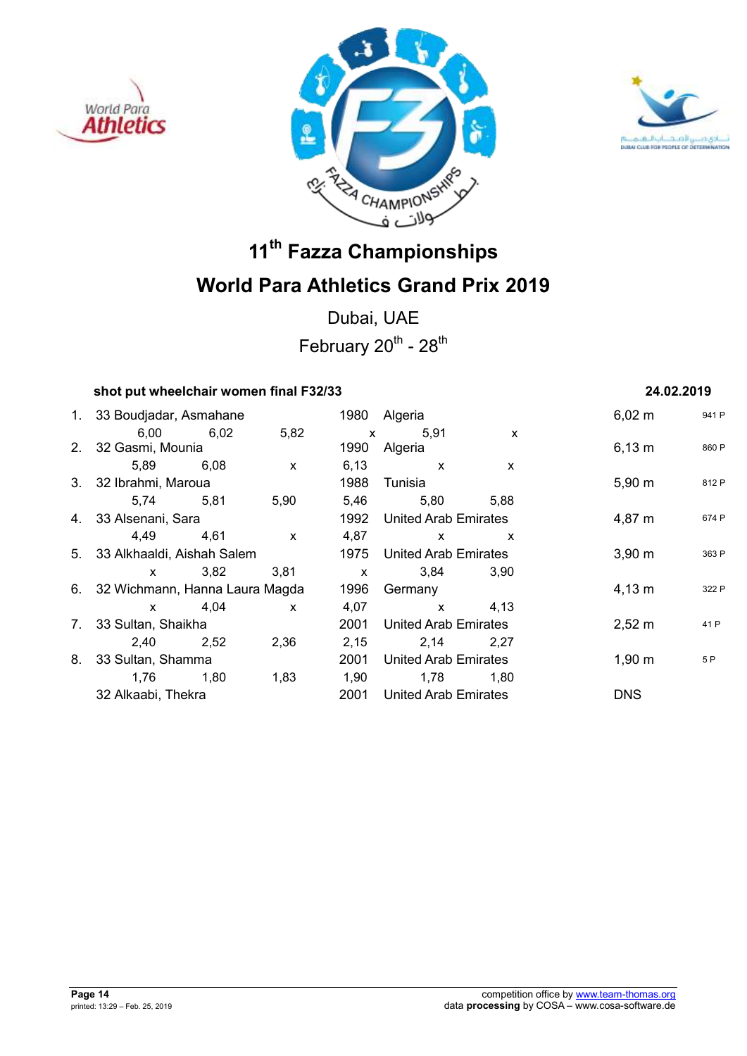# 11th Fazza Championships

## World Para Athletics Grand Prix 2019

Dubai, UAE

February 20th - 28th

**shot put wheelchair women final F32/33** **24.02.2019**

| Rank | Athlete | Year | Country | Result | Points |
|---|---|---|---|---|---|
| 1. | 33 Boudjadar, Asmahane | 1980 | Algeria | 6,02 m | 941 P |
| | 6,00 / 6,02 / 5,82 / x / 5,91 / x | | | | |
| 2. | 32 Gasmi, Mounia | 1990 | Algeria | 6,13 m | 860 P |
| | 5,89 / 6,08 / x / 6,13 / x / x | | | | |
| 3. | 32 Ibrahmi, Maroua | 1988 | Tunisia | 5,90 m | 812 P |
| | 5,74 / 5,81 / 5,90 / 5,46 / 5,80 / 5,88 | | | | |
| 4. | 33 Alsenani, Sara | 1992 | United Arab Emirates | 4,87 m | 674 P |
| | 4,49 / 4,61 / x / 4,87 / x / x | | | | |
| 5. | 33 Alkhaaldi, Aishah Salem | 1975 | United Arab Emirates | 3,90 m | 363 P |
| | x / 3,82 / 3,81 / x / 3,84 / 3,90 | | | | |
| 6. | 32 Wichmann, Hanna Laura Magda | 1996 | Germany | 4,13 m | 322 P |
| | x / 4,04 / x / 4,07 / x / 4,13 | | | | |
| 7. | 33 Sultan, Shaikha | 2001 | United Arab Emirates | 2,52 m | 41 P |
| | 2,40 / 2,52 / 2,36 / 2,15 / 2,14 / 2,27 | | | | |
| 8. | 33 Sultan, Shamma | 2001 | United Arab Emirates | 1,90 m | 5 P |
| | 1,76 / 1,80 / 1,83 / 1,90 / 1,78 / 1,80 | | | | |
| | 32 Alkaabi, Thekra | 2001 | United Arab Emirates | DNS | |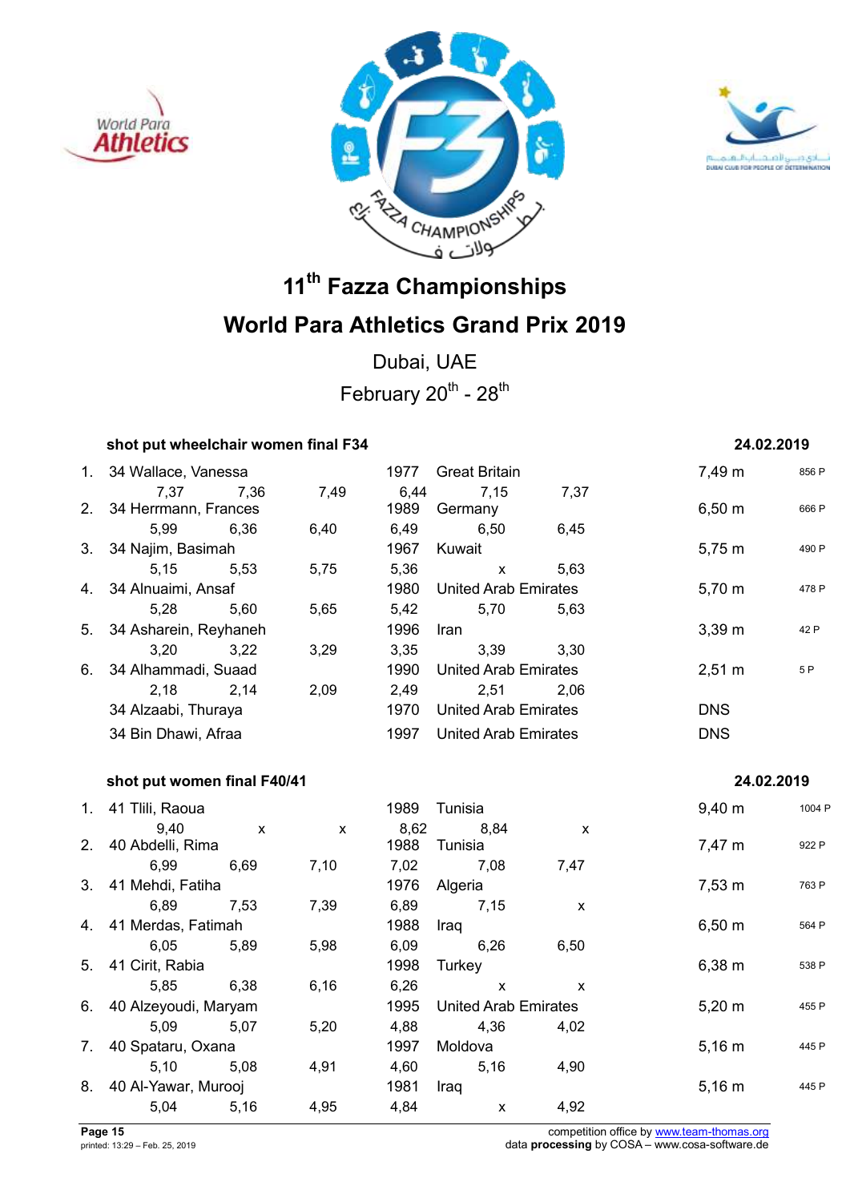# 11th Fazza Championships

# World Para Athletics Grand Prix 2019

Dubai, UAE

February 20th - 28th

### shot put wheelchair women final F34 — 24.02.2019

| Rank | Class | Name | Born | Country | Result | Points |
|---|---|---|---|---|---|---|
| 1. | 34 | Wallace, Vanessa | 1977 | Great Britain | 7,49 m | 856 P |
| | | 7,37 / 7,36 / 7,49 / 6,44 / 7,15 / 7,37 | | | | |
| 2. | 34 | Herrmann, Frances | 1989 | Germany | 6,50 m | 666 P |
| | | 5,99 / 6,36 / 6,40 / 6,49 / 6,50 / 6,45 | | | | |
| 3. | 34 | Najim, Basimah | 1967 | Kuwait | 5,75 m | 490 P |
| | | 5,15 / 5,53 / 5,75 / 5,36 / x / 5,63 | | | | |
| 4. | 34 | Alnuaimi, Ansaf | 1980 | United Arab Emirates | 5,70 m | 478 P |
| | | 5,28 / 5,60 / 5,65 / 5,42 / 5,70 / 5,63 | | | | |
| 5. | 34 | Asharein, Reyhaneh | 1996 | Iran | 3,39 m | 42 P |
| | | 3,20 / 3,22 / 3,29 / 3,35 / 3,39 / 3,30 | | | | |
| 6. | 34 | Alhammadi, Suaad | 1990 | United Arab Emirates | 2,51 m | 5 P |
| | | 2,18 / 2,14 / 2,09 / 2,49 / 2,51 / 2,06 | | | | |
| | 34 | Alzaabi, Thuraya | 1970 | United Arab Emirates | DNS | |
| | 34 | Bin Dhawi, Afraa | 1997 | United Arab Emirates | DNS | |

### shot put women final F40/41 — 24.02.2019

| Rank | Class | Name | Born | Country | Result | Points |
|---|---|---|---|---|---|---|
| 1. | 41 | Tlili, Raoua | 1989 | Tunisia | 9,40 m | 1004 P |
| | | 9,40 / x / x / 8,62 / 8,84 / x | | | | |
| 2. | 40 | Abdelli, Rima | 1988 | Tunisia | 7,47 m | 922 P |
| | | 6,99 / 6,69 / 7,10 / 7,02 / 7,08 / 7,47 | | | | |
| 3. | 41 | Mehdi, Fatiha | 1976 | Algeria | 7,53 m | 763 P |
| | | 6,89 / 7,53 / 7,39 / 6,89 / 7,15 / x | | | | |
| 4. | 41 | Merdas, Fatimah | 1988 | Iraq | 6,50 m | 564 P |
| | | 6,05 / 5,89 / 5,98 / 6,09 / 6,26 / 6,50 | | | | |
| 5. | 41 | Cirit, Rabia | 1998 | Turkey | 6,38 m | 538 P |
| | | 5,85 / 6,38 / 6,16 / 6,26 / x / x | | | | |
| 6. | 40 | Alzeyoudi, Maryam | 1995 | United Arab Emirates | 5,20 m | 455 P |
| | | 5,09 / 5,07 / 5,20 / 4,88 / 4,36 / 4,02 | | | | |
| 7. | 40 | Spataru, Oxana | 1997 | Moldova | 5,16 m | 445 P |
| | | 5,10 / 5,08 / 4,91 / 4,60 / 5,16 / 4,90 | | | | |
| 8. | 40 | Al-Yawar, Murooj | 1981 | Iraq | 5,16 m | 445 P |
| | | 5,04 / 5,16 / 4,95 / 4,84 / x / 4,92 | | | | |

competition office by www.team-thomas.org
data **processing** by COSA – www.cosa-software.de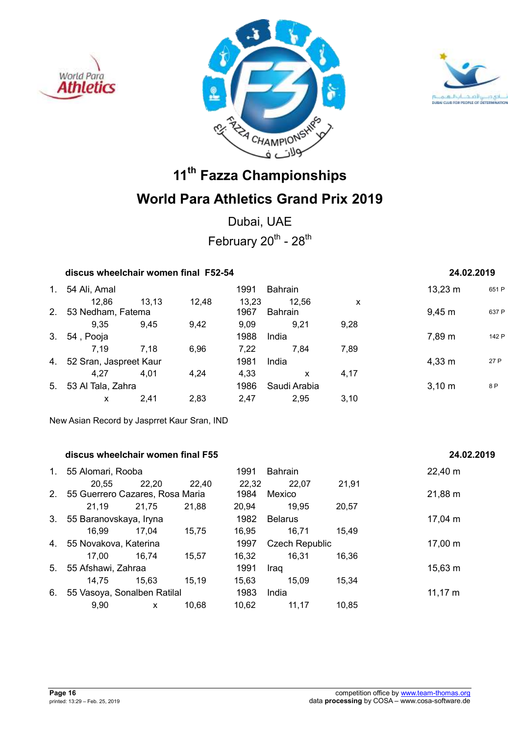# 11th Fazza Championships

# World Para Athletics Grand Prix 2019

Dubai, UAE

February 20th - 28th

### discus wheelchair women final F52-54 — 24.02.2019

| Rank | Class Name | Year | Country | Result | Points |
|---|---|---|---|---|---|
| 1. | 54 Ali, Amal | 1991 | Bahrain | 13,23 m | 651 P |
| | 12,86 – 13,13 – 12,48 – 13,23 – 12,56 – x | | | | |
| 2. | 53 Nedham, Fatema | 1967 | Bahrain | 9,45 m | 637 P |
| | 9,35 – 9,45 – 9,42 – 9,09 – 9,21 – 9,28 | | | | |
| 3. | 54 , Pooja | 1988 | India | 7,89 m | 142 P |
| | 7,19 – 7,18 – 6,96 – 7,22 – 7,84 – 7,89 | | | | |
| 4. | 52 Sran, Jaspreet Kaur | 1981 | India | 4,33 m | 27 P |
| | 4,27 – 4,01 – 4,24 – 4,33 – x – 4,17 | | | | |
| 5. | 53 Al Tala, Zahra | 1986 | Saudi Arabia | 3,10 m | 8 P |
| | x – 2,41 – 2,83 – 2,47 – 2,95 – 3,10 | | | | |

New Asian Record by Jasprret Kaur Sran, IND

### discus wheelchair women final F55 — 24.02.2019

| Rank | Class Name | Year | Country | Result |
|---|---|---|---|---|
| 1. | 55 Alomari, Rooba | 1991 | Bahrain | 22,40 m |
| | 20,55 – 22,20 – 22,40 – 22,32 – 22,07 – 21,91 | | | |
| 2. | 55 Guerrero Cazares, Rosa Maria | 1984 | Mexico | 21,88 m |
| | 21,19 – 21,75 – 21,88 – 20,94 – 19,95 – 20,57 | | | |
| 3. | 55 Baranovskaya, Iryna | 1982 | Belarus | 17,04 m |
| | 16,99 – 17,04 – 15,75 – 16,95 – 16,71 – 15,49 | | | |
| 4. | 55 Novakova, Katerina | 1997 | Czech Republic | 17,00 m |
| | 17,00 – 16,74 – 15,57 – 16,32 – 16,31 – 16,36 | | | |
| 5. | 55 Afshawi, Zahraa | 1991 | Iraq | 15,63 m |
| | 14,75 – 15,63 – 15,19 – 15,63 – 15,09 – 15,34 | | | |
| 6. | 55 Vasoya, Sonalben Ratilal | 1983 | India | 11,17 m |
| | 9,90 – x – 10,68 – 10,62 – 11,17 – 10,85 | | | |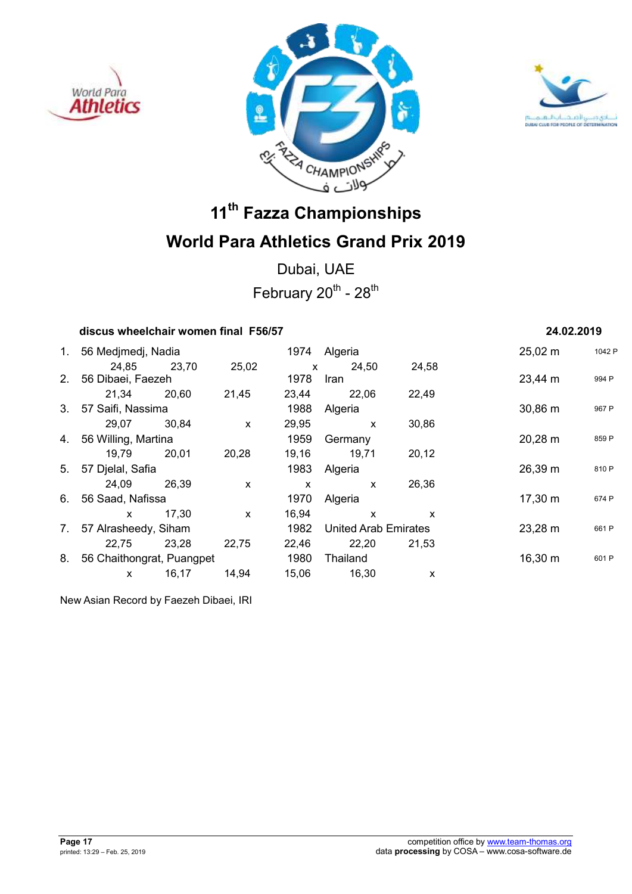# 11th Fazza Championships

# World Para Athletics Grand Prix 2019

Dubai, UAE

February 20th - 28th

**discus wheelchair women final F56/57** **24.02.2019**

| Rank | Class | Name | Year | Country | Result | Points |
|---|---|---|---|---|---|---|
| 1. | 56 | Medjmedj, Nadia | 1974 | Algeria | 25,02 m | 1042 P |
| | | 24,85 · 23,70 · 25,02 · x · 24,50 · 24,58 | | | | |
| 2. | 56 | Dibaei, Faezeh | 1978 | Iran | 23,44 m | 994 P |
| | | 21,34 · 20,60 · 21,45 · 23,44 · 22,06 · 22,49 | | | | |
| 3. | 57 | Saifi, Nassima | 1988 | Algeria | 30,86 m | 967 P |
| | | 29,07 · 30,84 · x · 29,95 · x · 30,86 | | | | |
| 4. | 56 | Willing, Martina | 1959 | Germany | 20,28 m | 859 P |
| | | 19,79 · 20,01 · 20,28 · 19,16 · 19,71 · 20,12 | | | | |
| 5. | 57 | Djelal, Safia | 1983 | Algeria | 26,39 m | 810 P |
| | | 24,09 · 26,39 · x · x · x · 26,36 | | | | |
| 6. | 56 | Saad, Nafissa | 1970 | Algeria | 17,30 m | 674 P |
| | | x · 17,30 · x · 16,94 · x · x | | | | |
| 7. | 57 | Alrasheedy, Siham | 1982 | United Arab Emirates | 23,28 m | 661 P |
| | | 22,75 · 23,28 · 22,75 · 22,46 · 22,20 · 21,53 | | | | |
| 8. | 56 | Chaithongrat, Puangpet | 1980 | Thailand | 16,30 m | 601 P |
| | | x · 16,17 · 14,94 · 15,06 · 16,30 · x | | | | |

New Asian Record by Faezeh Dibaei, IRI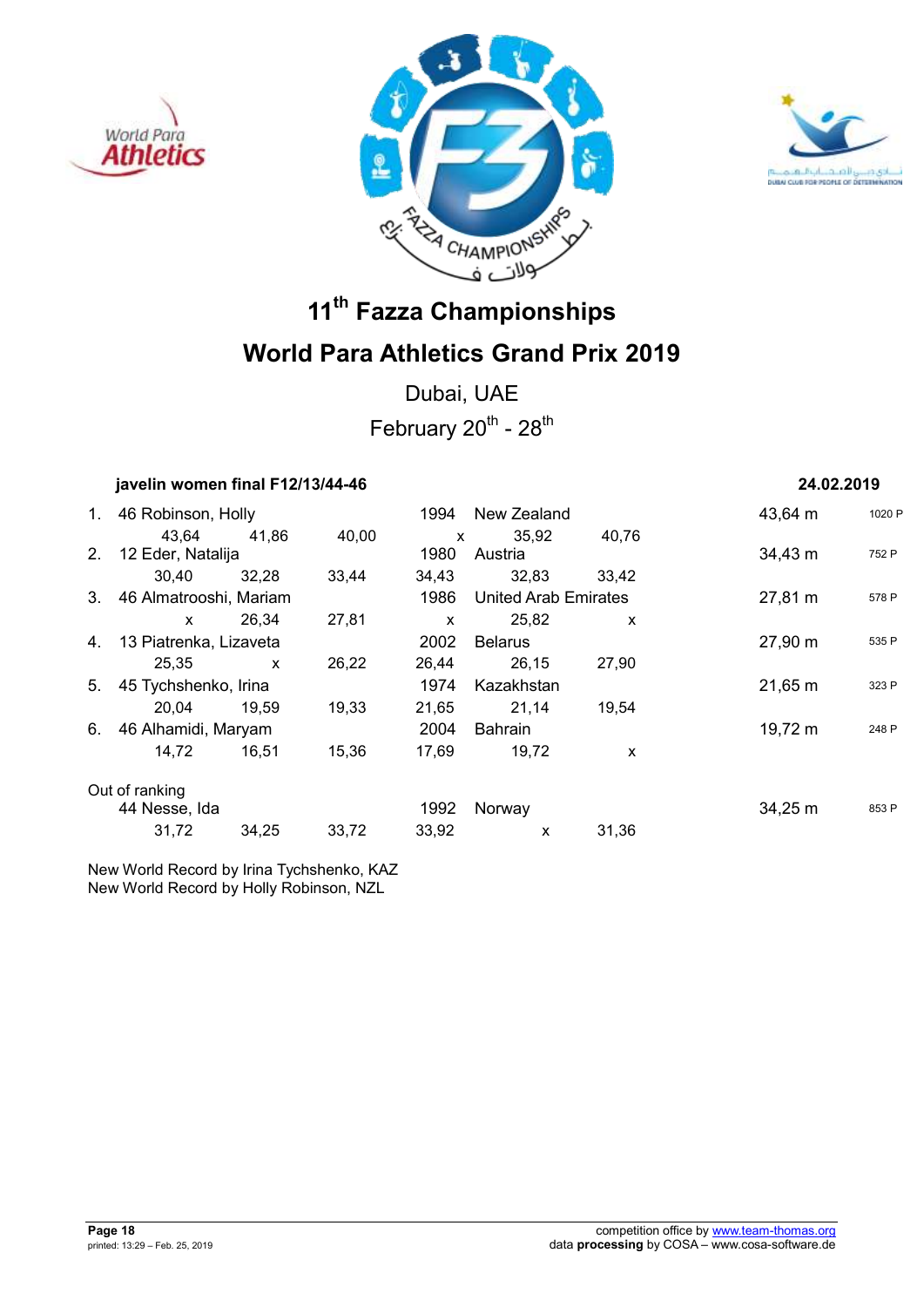# 11th Fazza Championships

# World Para Athletics Grand Prix 2019

Dubai, UAE

February 20th - 28th

**javelin women final F12/13/44-46** **24.02.2019**

| Rank | Class / Name | | | Year | Country | | Result | Points |
|---|---|---|---|---|---|---|---|---|
| 1. | 46 Robinson, Holly | | | 1994 | New Zealand | | 43,64 m | 1020 P |
| | 43,64 | 41,86 | 40,00 | x | 35,92 | 40,76 | | |
| 2. | 12 Eder, Natalija | | | 1980 | Austria | | 34,43 m | 752 P |
| | 30,40 | 32,28 | 33,44 | 34,43 | 32,83 | 33,42 | | |
| 3. | 46 Almatrooshi, Mariam | | | 1986 | United Arab Emirates | | 27,81 m | 578 P |
| | x | 26,34 | 27,81 | x | 25,82 | x | | |
| 4. | 13 Piatrenka, Lizaveta | | | 2002 | Belarus | | 27,90 m | 535 P |
| | 25,35 | x | 26,22 | 26,44 | 26,15 | 27,90 | | |
| 5. | 45 Tychshenko, Irina | | | 1974 | Kazakhstan | | 21,65 m | 323 P |
| | 20,04 | 19,59 | 19,33 | 21,65 | 21,14 | 19,54 | | |
| 6. | 46 Alhamidi, Maryam | | | 2004 | Bahrain | | 19,72 m | 248 P |
| | 14,72 | 16,51 | 15,36 | 17,69 | 19,72 | x | | |
| Out of ranking | | | | | | | | |
| | 44 Nesse, Ida | | | 1992 | Norway | | 34,25 m | 853 P |
| | 31,72 | 34,25 | 33,72 | 33,92 | x | 31,36 | | |

New World Record by Irina Tychshenko, KAZ
New World Record by Holly Robinson, NZL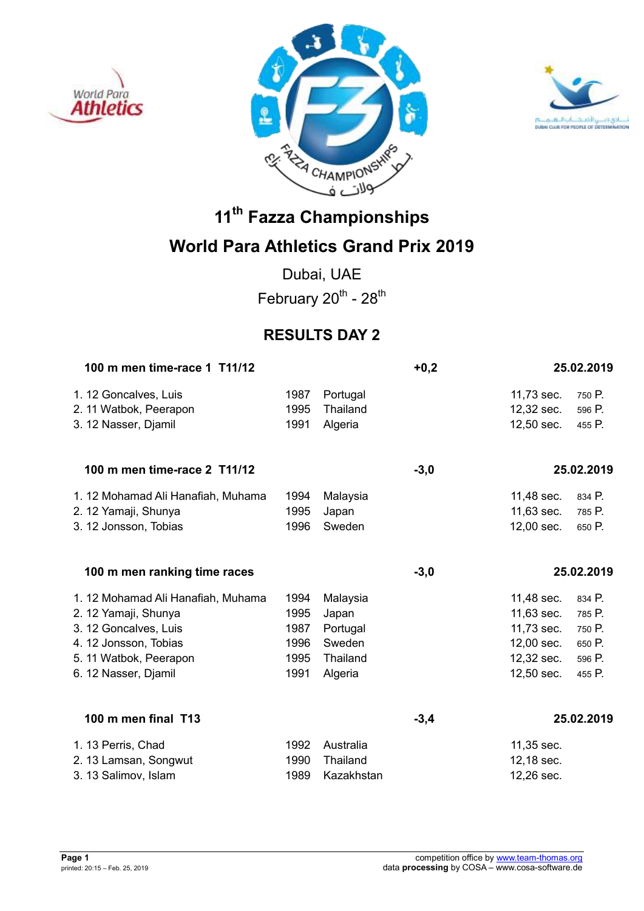# 11th Fazza Championships

# World Para Athletics Grand Prix 2019

Dubai, UAE

February 20th - 28th

## RESULTS DAY 2

### 100 m men time-race 1 T11/12 — +0,2 — 25.02.2019

| Rank | Class | Name | Year | Country | Result | Points |
|---|---|---|---|---|---|---|
| 1. | 12 | Goncalves, Luis | 1987 | Portugal | 11,73 sec. | 750 P. |
| 2. | 11 | Watbok, Peerapon | 1995 | Thailand | 12,32 sec. | 596 P. |
| 3. | 12 | Nasser, Djamil | 1991 | Algeria | 12,50 sec. | 455 P. |

### 100 m men time-race 2 T11/12 — -3,0 — 25.02.2019

| Rank | Class | Name | Year | Country | Result | Points |
|---|---|---|---|---|---|---|
| 1. | 12 | Mohamad Ali Hanafiah, Muhama | 1994 | Malaysia | 11,48 sec. | 834 P. |
| 2. | 12 | Yamaji, Shunya | 1995 | Japan | 11,63 sec. | 785 P. |
| 3. | 12 | Jonsson, Tobias | 1996 | Sweden | 12,00 sec. | 650 P. |

### 100 m men ranking time races — -3,0 — 25.02.2019

| Rank | Class | Name | Year | Country | Result | Points |
|---|---|---|---|---|---|---|
| 1. | 12 | Mohamad Ali Hanafiah, Muhama | 1994 | Malaysia | 11,48 sec. | 834 P. |
| 2. | 12 | Yamaji, Shunya | 1995 | Japan | 11,63 sec. | 785 P. |
| 3. | 12 | Goncalves, Luis | 1987 | Portugal | 11,73 sec. | 750 P. |
| 4. | 12 | Jonsson, Tobias | 1996 | Sweden | 12,00 sec. | 650 P. |
| 5. | 11 | Watbok, Peerapon | 1995 | Thailand | 12,32 sec. | 596 P. |
| 6. | 12 | Nasser, Djamil | 1991 | Algeria | 12,50 sec. | 455 P. |

### 100 m men final T13 — -3,4 — 25.02.2019

| Rank | Class | Name | Year | Country | Result |
|---|---|---|---|---|---|
| 1. | 13 | Perris, Chad | 1992 | Australia | 11,35 sec. |
| 2. | 13 | Lamsan, Songwut | 1990 | Thailand | 12,18 sec. |
| 3. | 13 | Salimov, Islam | 1989 | Kazakhstan | 12,26 sec. |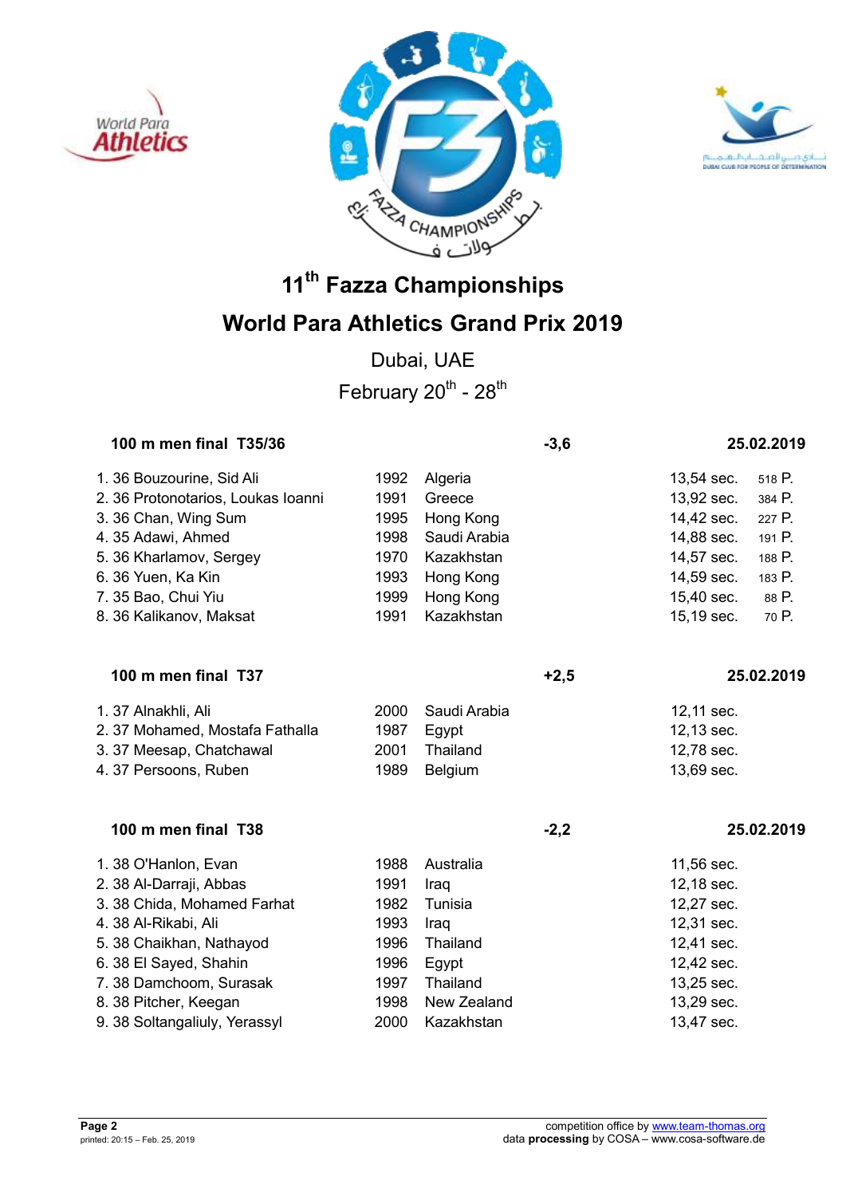# 11th Fazza Championships

# World Para Athletics Grand Prix 2019

Dubai, UAE

February 20th - 28th

### 100 m men final T35/36 — -3,6 — 25.02.2019

| Place | Class | Name | Year | Country | Result | Points |
|---|---|---|---|---|---|---|
| 1. | 36 | Bouzourine, Sid Ali | 1992 | Algeria | 13,54 sec. | 518 P. |
| 2. | 36 | Protonotarios, Loukas Ioanni | 1991 | Greece | 13,92 sec. | 384 P. |
| 3. | 36 | Chan, Wing Sum | 1995 | Hong Kong | 14,42 sec. | 227 P. |
| 4. | 35 | Adawi, Ahmed | 1998 | Saudi Arabia | 14,88 sec. | 191 P. |
| 5. | 36 | Kharlamov, Sergey | 1970 | Kazakhstan | 14,57 sec. | 188 P. |
| 6. | 36 | Yuen, Ka Kin | 1993 | Hong Kong | 14,59 sec. | 183 P. |
| 7. | 35 | Bao, Chui Yiu | 1999 | Hong Kong | 15,40 sec. | 88 P. |
| 8. | 36 | Kalikanov, Maksat | 1991 | Kazakhstan | 15,19 sec. | 70 P. |

### 100 m men final T37 — +2,5 — 25.02.2019

| Place | Class | Name | Year | Country | Result |
|---|---|---|---|---|---|
| 1. | 37 | Alnakhli, Ali | 2000 | Saudi Arabia | 12,11 sec. |
| 2. | 37 | Mohamed, Mostafa Fathalla | 1987 | Egypt | 12,13 sec. |
| 3. | 37 | Meesap, Chatchawal | 2001 | Thailand | 12,78 sec. |
| 4. | 37 | Persoons, Ruben | 1989 | Belgium | 13,69 sec. |

### 100 m men final T38 — -2,2 — 25.02.2019

| Place | Class | Name | Year | Country | Result |
|---|---|---|---|---|---|
| 1. | 38 | O'Hanlon, Evan | 1988 | Australia | 11,56 sec. |
| 2. | 38 | Al-Darraji, Abbas | 1991 | Iraq | 12,18 sec. |
| 3. | 38 | Chida, Mohamed Farhat | 1982 | Tunisia | 12,27 sec. |
| 4. | 38 | Al-Rikabi, Ali | 1993 | Iraq | 12,31 sec. |
| 5. | 38 | Chaikhan, Nathayod | 1996 | Thailand | 12,41 sec. |
| 6. | 38 | El Sayed, Shahin | 1996 | Egypt | 12,42 sec. |
| 7. | 38 | Damchoom, Surasak | 1997 | Thailand | 13,25 sec. |
| 8. | 38 | Pitcher, Keegan | 1998 | New Zealand | 13,29 sec. |
| 9. | 38 | Soltangaliuly, Yerassyl | 2000 | Kazakhstan | 13,47 sec. |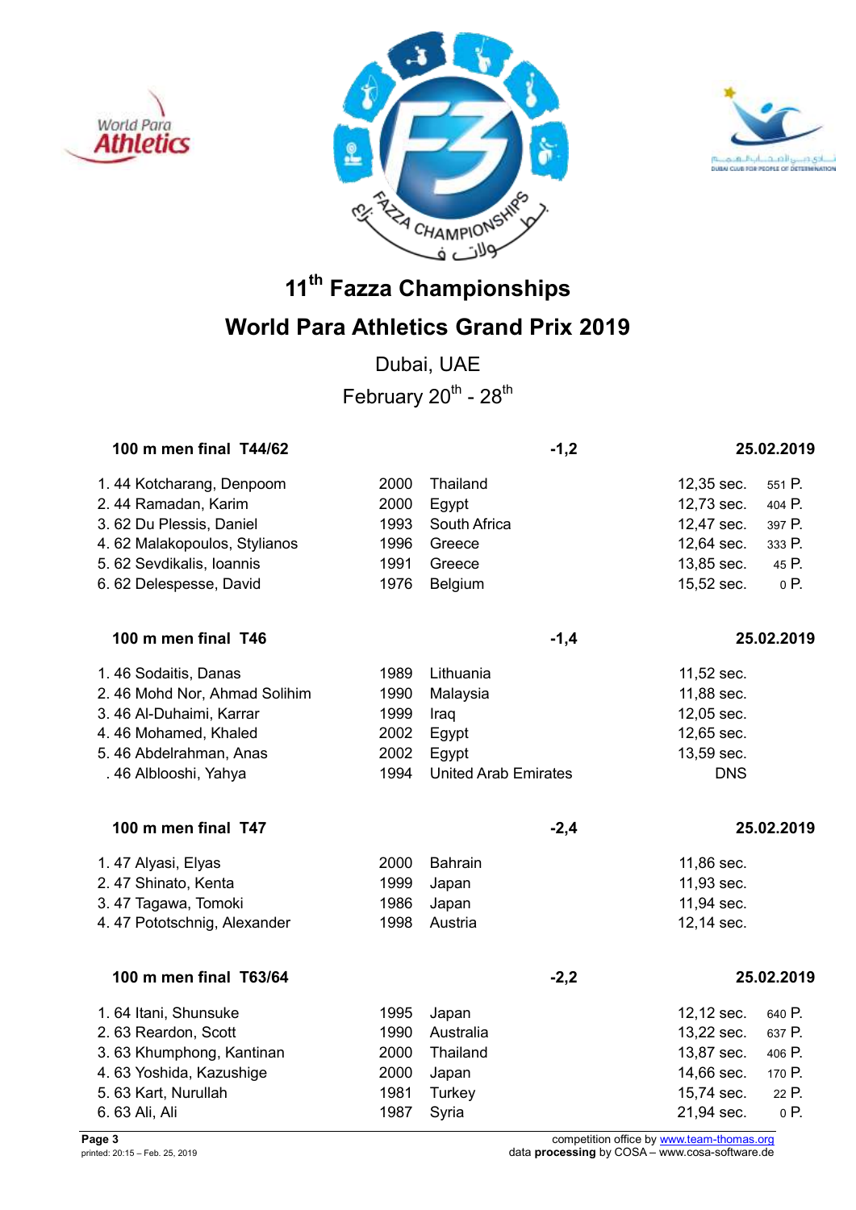# 11th Fazza Championships

# World Para Athletics Grand Prix 2019

Dubai, UAE

February 20th - 28th

## 100 m men final T44/62 — -1,2 — 25.02.2019

| Rank | Class | Name | Year | Country | Time | Points |
|---|---|---|---|---|---|---|
| 1. | 44 | Kotcharang, Denpoom | 2000 | Thailand | 12,35 sec. | 551 P. |
| 2. | 44 | Ramadan, Karim | 2000 | Egypt | 12,73 sec. | 404 P. |
| 3. | 62 | Du Plessis, Daniel | 1993 | South Africa | 12,47 sec. | 397 P. |
| 4. | 62 | Malakopoulos, Stylianos | 1996 | Greece | 12,64 sec. | 333 P. |
| 5. | 62 | Sevdikalis, Ioannis | 1991 | Greece | 13,85 sec. | 45 P. |
| 6. | 62 | Delespesse, David | 1976 | Belgium | 15,52 sec. | 0 P. |

## 100 m men final T46 — -1,4 — 25.02.2019

| Rank | Class | Name | Year | Country | Time |
|---|---|---|---|---|---|
| 1. | 46 | Sodaitis, Danas | 1989 | Lithuania | 11,52 sec. |
| 2. | 46 | Mohd Nor, Ahmad Solihim | 1990 | Malaysia | 11,88 sec. |
| 3. | 46 | Al-Duhaimi, Karrar | 1999 | Iraq | 12,05 sec. |
| 4. | 46 | Mohamed, Khaled | 2002 | Egypt | 12,65 sec. |
| 5. | 46 | Abdelrahman, Anas | 2002 | Egypt | 13,59 sec. |
| . | 46 | Alblooshi, Yahya | 1994 | United Arab Emirates | DNS |

## 100 m men final T47 — -2,4 — 25.02.2019

| Rank | Class | Name | Year | Country | Time |
|---|---|---|---|---|---|
| 1. | 47 | Alyasi, Elyas | 2000 | Bahrain | 11,86 sec. |
| 2. | 47 | Shinato, Kenta | 1999 | Japan | 11,93 sec. |
| 3. | 47 | Tagawa, Tomoki | 1986 | Japan | 11,94 sec. |
| 4. | 47 | Pototschnig, Alexander | 1998 | Austria | 12,14 sec. |

## 100 m men final T63/64 — -2,2 — 25.02.2019

| Rank | Class | Name | Year | Country | Time | Points |
|---|---|---|---|---|---|---|
| 1. | 64 | Itani, Shunsuke | 1995 | Japan | 12,12 sec. | 640 P. |
| 2. | 63 | Reardon, Scott | 1990 | Australia | 13,22 sec. | 637 P. |
| 3. | 63 | Khumphong, Kantinan | 2000 | Thailand | 13,87 sec. | 406 P. |
| 4. | 63 | Yoshida, Kazushige | 2000 | Japan | 14,66 sec. | 170 P. |
| 5. | 63 | Kart, Nurullah | 1981 | Turkey | 15,74 sec. | 22 P. |
| 6. | 63 | Ali, Ali | 1987 | Syria | 21,94 sec. | 0 P. |

competition office by www.team-thomas.org
data **processing** by COSA – www.cosa-software.de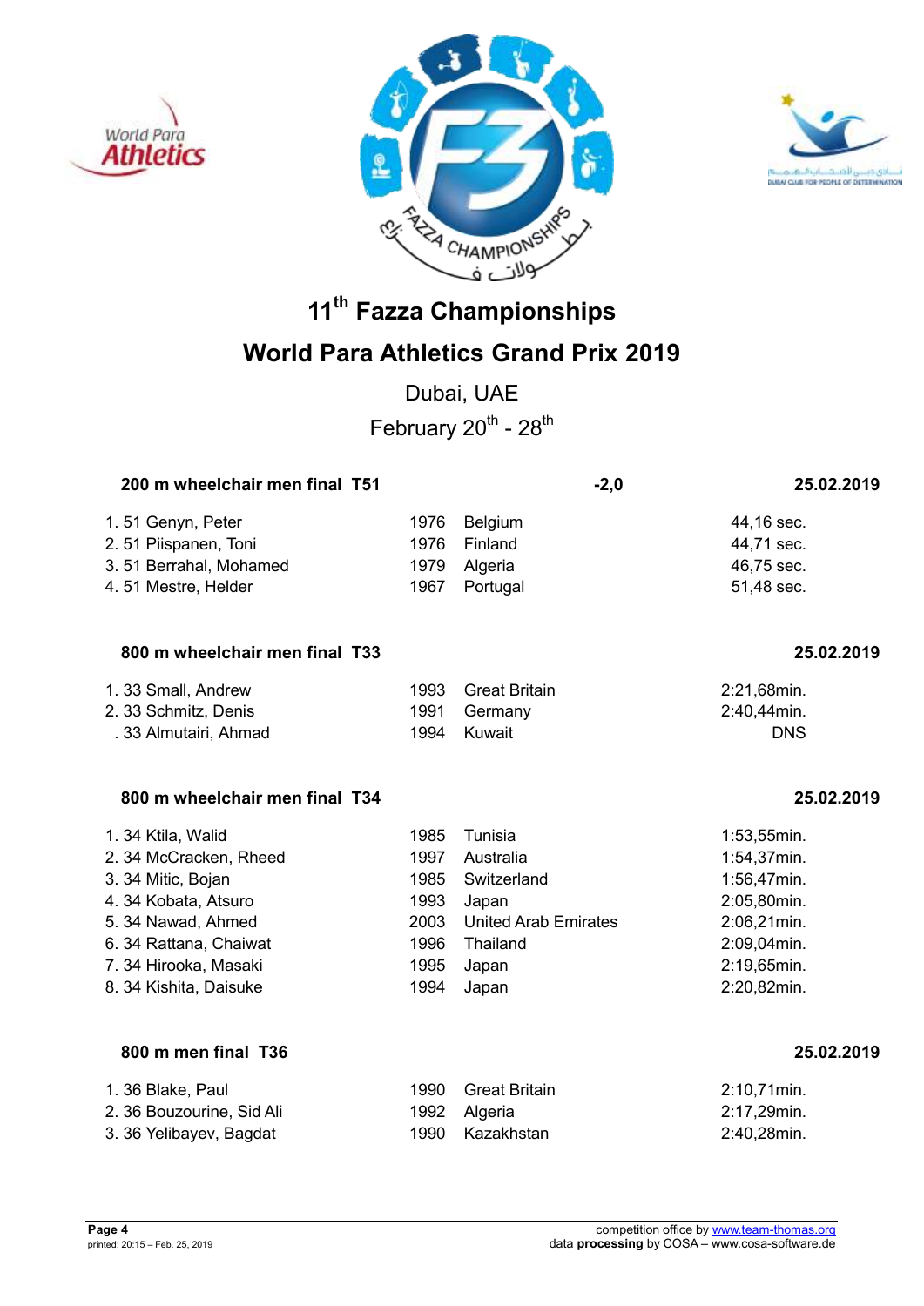# 11th Fazza Championships

## World Para Athletics Grand Prix 2019

Dubai, UAE

February 20th - 28th

### 200 m wheelchair men final T51 — -2,0 — 25.02.2019

| Rank | Class | Name | Year | Country | Result |
|---|---|---|---|---|---|
| 1. | 51 | Genyn, Peter | 1976 | Belgium | 44,16 sec. |
| 2. | 51 | Piispanen, Toni | 1976 | Finland | 44,71 sec. |
| 3. | 51 | Berrahal, Mohamed | 1979 | Algeria | 46,75 sec. |
| 4. | 51 | Mestre, Helder | 1967 | Portugal | 51,48 sec. |

### 800 m wheelchair men final T33 — 25.02.2019

| Rank | Class | Name | Year | Country | Result |
|---|---|---|---|---|---|
| 1. | 33 | Small, Andrew | 1993 | Great Britain | 2:21,68min. |
| 2. | 33 | Schmitz, Denis | 1991 | Germany | 2:40,44min. |
| . | 33 | Almutairi, Ahmad | 1994 | Kuwait | DNS |

### 800 m wheelchair men final T34 — 25.02.2019

| Rank | Class | Name | Year | Country | Result |
|---|---|---|---|---|---|
| 1. | 34 | Ktila, Walid | 1985 | Tunisia | 1:53,55min. |
| 2. | 34 | McCracken, Rheed | 1997 | Australia | 1:54,37min. |
| 3. | 34 | Mitic, Bojan | 1985 | Switzerland | 1:56,47min. |
| 4. | 34 | Kobata, Atsuro | 1993 | Japan | 2:05,80min. |
| 5. | 34 | Nawad, Ahmed | 2003 | United Arab Emirates | 2:06,21min. |
| 6. | 34 | Rattana, Chaiwat | 1996 | Thailand | 2:09,04min. |
| 7. | 34 | Hirooka, Masaki | 1995 | Japan | 2:19,65min. |
| 8. | 34 | Kishita, Daisuke | 1994 | Japan | 2:20,82min. |

### 800 m men final T36 — 25.02.2019

| Rank | Class | Name | Year | Country | Result |
|---|---|---|---|---|---|
| 1. | 36 | Blake, Paul | 1990 | Great Britain | 2:10,71min. |
| 2. | 36 | Bouzourine, Sid Ali | 1992 | Algeria | 2:17,29min. |
| 3. | 36 | Yelibayev, Bagdat | 1990 | Kazakhstan | 2:40,28min. |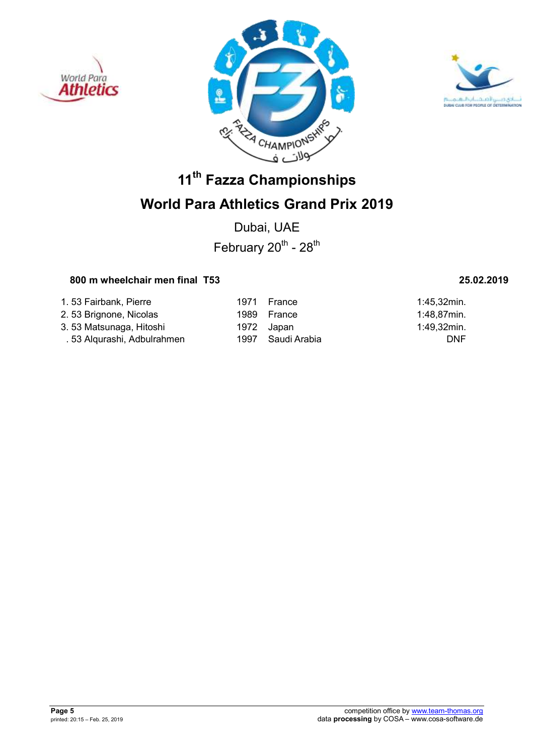# 11th Fazza Championships

## World Para Athletics Grand Prix 2019

Dubai, UAE

February 20th - 28th

**800 m wheelchair men final T53** **25.02.2019**

| | | | | |
|---|---|---|---|---|
| 1. | 53 Fairbank, Pierre | 1971 | France | 1:45,32min. |
| 2. | 53 Brignone, Nicolas | 1989 | France | 1:48,87min. |
| 3. | 53 Matsunaga, Hitoshi | 1972 | Japan | 1:49,32min. |
| . | 53 Alqurashi, Adbulrahmen | 1997 | Saudi Arabia | DNF |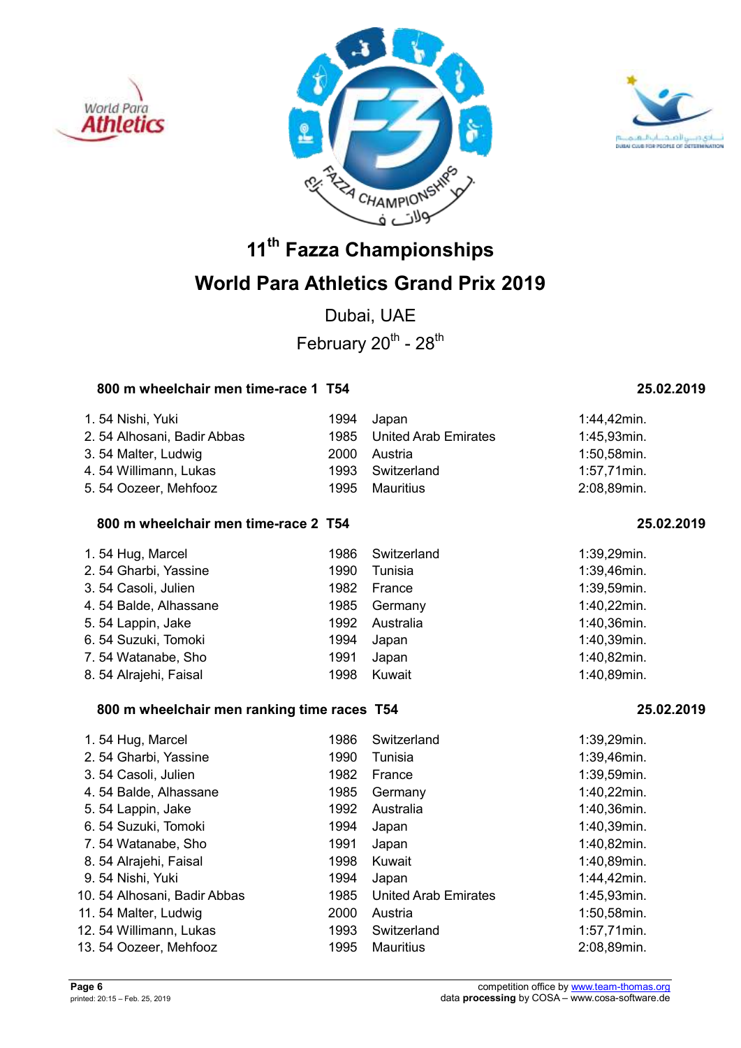# 11th Fazza Championships

# World Para Athletics Grand Prix 2019

Dubai, UAE

February 20th - 28th

### 800 m wheelchair men time-race 1 T54 — 25.02.2019

| Rank | Class | Name | Year | Country | Time |
|---|---|---|---|---|---|
| 1. | 54 | Nishi, Yuki | 1994 | Japan | 1:44,42min. |
| 2. | 54 | Alhosani, Badir Abbas | 1985 | United Arab Emirates | 1:45,93min. |
| 3. | 54 | Malter, Ludwig | 2000 | Austria | 1:50,58min. |
| 4. | 54 | Willimann, Lukas | 1993 | Switzerland | 1:57,71min. |
| 5. | 54 | Oozeer, Mehfooz | 1995 | Mauritius | 2:08,89min. |

### 800 m wheelchair men time-race 2 T54 — 25.02.2019

| Rank | Class | Name | Year | Country | Time |
|---|---|---|---|---|---|
| 1. | 54 | Hug, Marcel | 1986 | Switzerland | 1:39,29min. |
| 2. | 54 | Gharbi, Yassine | 1990 | Tunisia | 1:39,46min. |
| 3. | 54 | Casoli, Julien | 1982 | France | 1:39,59min. |
| 4. | 54 | Balde, Alhassane | 1985 | Germany | 1:40,22min. |
| 5. | 54 | Lappin, Jake | 1992 | Australia | 1:40,36min. |
| 6. | 54 | Suzuki, Tomoki | 1994 | Japan | 1:40,39min. |
| 7. | 54 | Watanabe, Sho | 1991 | Japan | 1:40,82min. |
| 8. | 54 | Alrajehi, Faisal | 1998 | Kuwait | 1:40,89min. |

### 800 m wheelchair men ranking time races T54 — 25.02.2019

| Rank | Class | Name | Year | Country | Time |
|---|---|---|---|---|---|
| 1. | 54 | Hug, Marcel | 1986 | Switzerland | 1:39,29min. |
| 2. | 54 | Gharbi, Yassine | 1990 | Tunisia | 1:39,46min. |
| 3. | 54 | Casoli, Julien | 1982 | France | 1:39,59min. |
| 4. | 54 | Balde, Alhassane | 1985 | Germany | 1:40,22min. |
| 5. | 54 | Lappin, Jake | 1992 | Australia | 1:40,36min. |
| 6. | 54 | Suzuki, Tomoki | 1994 | Japan | 1:40,39min. |
| 7. | 54 | Watanabe, Sho | 1991 | Japan | 1:40,82min. |
| 8. | 54 | Alrajehi, Faisal | 1998 | Kuwait | 1:40,89min. |
| 9. | 54 | Nishi, Yuki | 1994 | Japan | 1:44,42min. |
| 10. | 54 | Alhosani, Badir Abbas | 1985 | United Arab Emirates | 1:45,93min. |
| 11. | 54 | Malter, Ludwig | 2000 | Austria | 1:50,58min. |
| 12. | 54 | Willimann, Lukas | 1993 | Switzerland | 1:57,71min. |
| 13. | 54 | Oozeer, Mehfooz | 1995 | Mauritius | 2:08,89min. |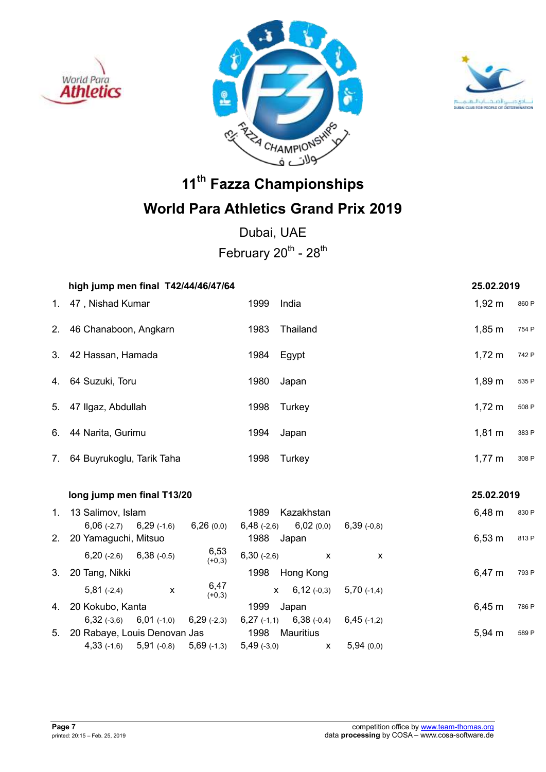# 11th Fazza Championships

## World Para Athletics Grand Prix 2019

Dubai, UAE

February 20th - 28th

### high jump men final T42/44/46/47/64 — 25.02.2019

| | | | | | |
|---|---|---|---|---|---|
| 1. | 47 , Nishad Kumar | 1999 | India | 1,92 m | 860 P |
| 2. | 46 Chanaboon, Angkarn | 1983 | Thailand | 1,85 m | 754 P |
| 3. | 42 Hassan, Hamada | 1984 | Egypt | 1,72 m | 742 P |
| 4. | 64 Suzuki, Toru | 1980 | Japan | 1,89 m | 535 P |
| 5. | 47 Ilgaz, Abdullah | 1998 | Turkey | 1,72 m | 508 P |
| 6. | 44 Narita, Gurimu | 1994 | Japan | 1,81 m | 383 P |
| 7. | 64 Buyrukoglu, Tarik Taha | 1998 | Turkey | 1,77 m | 308 P |

### long jump men final T13/20 — 25.02.2019

| | | | | | |
|---|---|---|---|---|---|
| 1. | 13 Salimov, Islam | 1989 | Kazakhstan | 6,48 m | 830 P |
| | 6,06 (-2,7) 6,29 (-1,6) 6,26 (0,0) 6,48 (-2,6) 6,02 (0,0) 6,39 (-0,8) | | | | |
| 2. | 20 Yamaguchi, Mitsuo | 1988 | Japan | 6,53 m | 813 P |
| | 6,20 (-2,6) 6,38 (-0,5) 6,53 (+0,3) 6,30 (-2,6) x x | | | | |
| 3. | 20 Tang, Nikki | 1998 | Hong Kong | 6,47 m | 793 P |
| | 5,81 (-2,4) x 6,47 (+0,3) x 6,12 (-0,3) 5,70 (-1,4) | | | | |
| 4. | 20 Kokubo, Kanta | 1999 | Japan | 6,45 m | 786 P |
| | 6,32 (-3,6) 6,01 (-1,0) 6,29 (-2,3) 6,27 (-1,1) 6,38 (-0,4) 6,45 (-1,2) | | | | |
| 5. | 20 Rabaye, Louis Denovan Jas | 1998 | Mauritius | 5,94 m | 589 P |
| | 4,33 (-1,6) 5,91 (-0,8) 5,69 (-1,3) 5,49 (-3,0) x 5,94 (0,0) | | | | |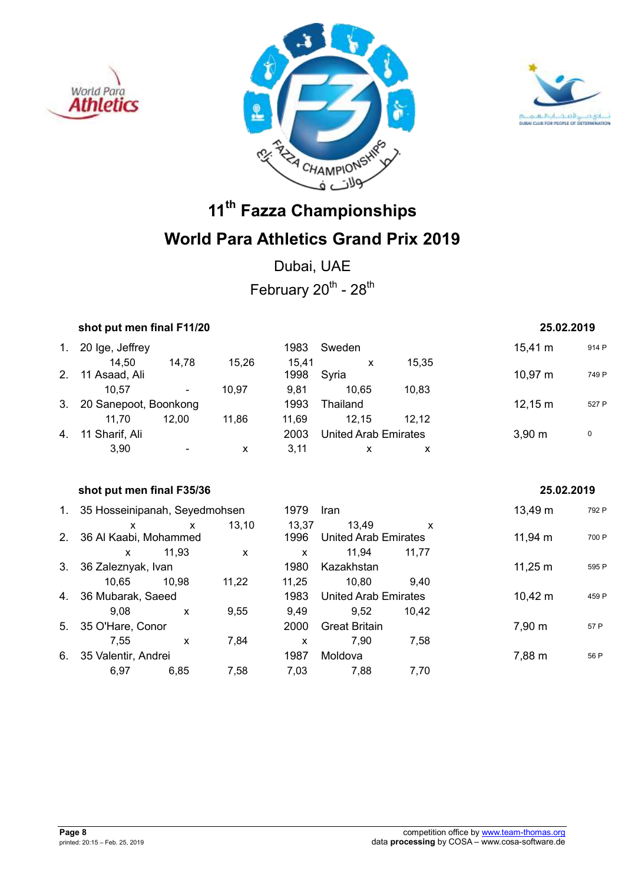# 11th Fazza Championships

# World Para Athletics Grand Prix 2019

Dubai, UAE

February 20th - 28th

### shot put men final F11/20 — 25.02.2019

| Rank | Class | Name | Year | Country | Result | Points |
|---|---|---|---|---|---|---|
| 1. | 20 | Ige, Jeffrey | 1983 | Sweden | 15,41 m | 914 P |
| | | 14,50 / 14,78 / 15,26 / 15,41 / x / 15,35 | | | | |
| 2. | 11 | Asaad, Ali | 1998 | Syria | 10,97 m | 749 P |
| | | 10,57 / - / 10,97 / 9,81 / 10,65 / 10,83 | | | | |
| 3. | 20 | Sanepoot, Boonkong | 1993 | Thailand | 12,15 m | 527 P |
| | | 11,70 / 12,00 / 11,86 / 11,69 / 12,15 / 12,12 | | | | |
| 4. | 11 | Sharif, Ali | 2003 | United Arab Emirates | 3,90 m | 0 |
| | | 3,90 / - / x / 3,11 / x / x | | | | |

### shot put men final F35/36 — 25.02.2019

| Rank | Class | Name | Year | Country | Result | Points |
|---|---|---|---|---|---|---|
| 1. | 35 | Hosseinipanah, Seyedmohsen | 1979 | Iran | 13,49 m | 792 P |
| | | x / x / 13,10 / 13,37 / 13,49 / x | | | | |
| 2. | 36 | Al Kaabi, Mohammed | 1996 | United Arab Emirates | 11,94 m | 700 P |
| | | x / 11,93 / x / x / 11,94 / 11,77 | | | | |
| 3. | 36 | Zaleznyak, Ivan | 1980 | Kazakhstan | 11,25 m | 595 P |
| | | 10,65 / 10,98 / 11,22 / 11,25 / 10,80 / 9,40 | | | | |
| 4. | 36 | Mubarak, Saeed | 1983 | United Arab Emirates | 10,42 m | 459 P |
| | | 9,08 / x / 9,55 / 9,49 / 9,52 / 10,42 | | | | |
| 5. | 35 | O'Hare, Conor | 2000 | Great Britain | 7,90 m | 57 P |
| | | 7,55 / x / 7,84 / x / 7,90 / 7,58 | | | | |
| 6. | 35 | Valentir, Andrei | 1987 | Moldova | 7,88 m | 56 P |
| | | 6,97 / 6,85 / 7,58 / 7,03 / 7,88 / 7,70 | | | | |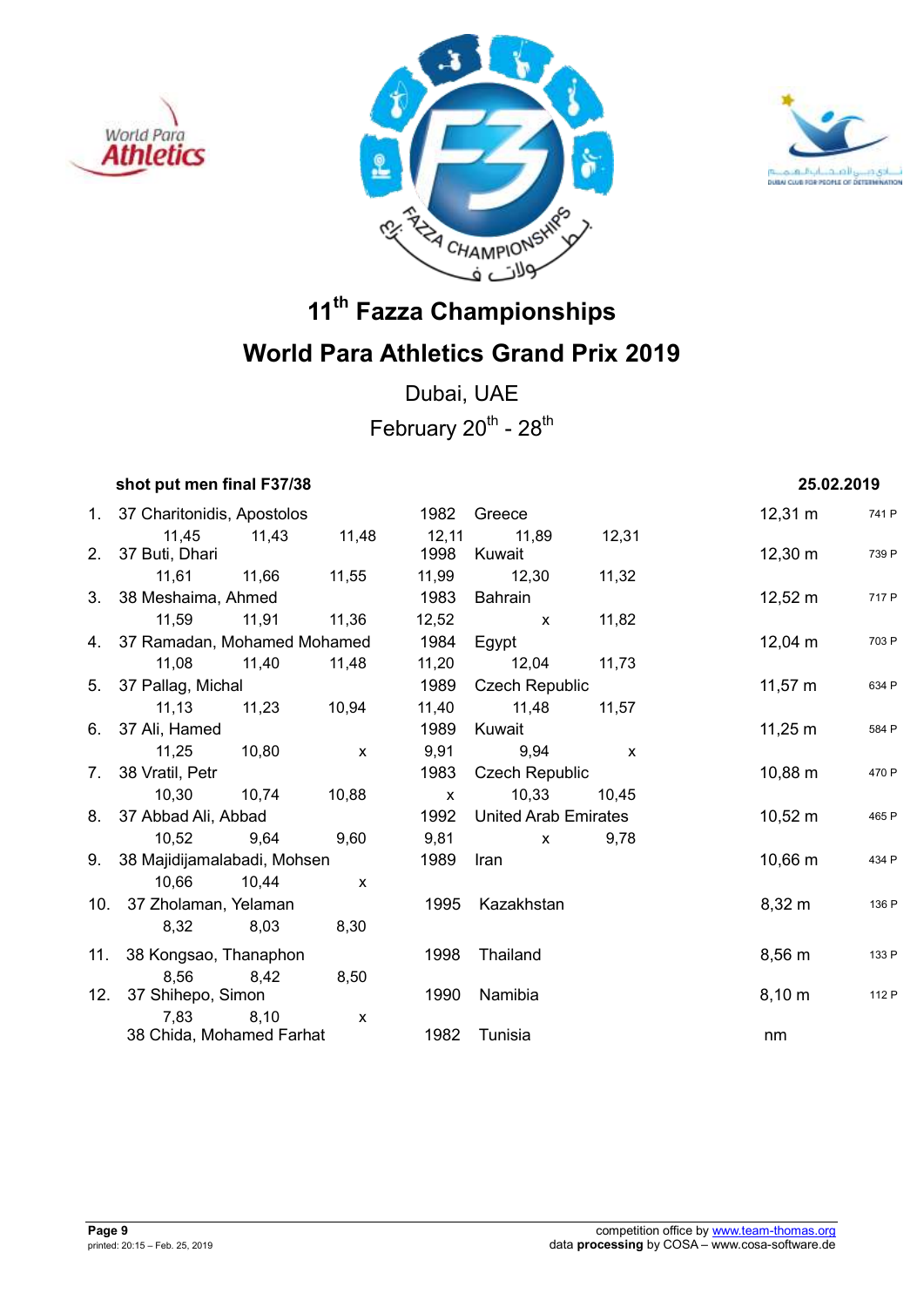# 11th Fazza Championships

## World Para Athletics Grand Prix 2019

Dubai, UAE

February 20th - 28th

**shot put men final F37/38** **25.02.2019**

| Rank | Class | Name | Year | Country | Result | Points |
|---|---|---|---|---|---|---|
| 1. | 37 | Charitonidis, Apostolos | 1982 | Greece | 12,31 m | 741 P |
| | | 11,45 11,43 11,48 12,11 11,89 12,31 | | | | |
| 2. | 37 | Buti, Dhari | 1998 | Kuwait | 12,30 m | 739 P |
| | | 11,61 11,66 11,55 11,99 12,30 11,32 | | | | |
| 3. | 38 | Meshaima, Ahmed | 1983 | Bahrain | 12,52 m | 717 P |
| | | 11,59 11,91 11,36 12,52 x 11,82 | | | | |
| 4. | 37 | Ramadan, Mohamed Mohamed | 1984 | Egypt | 12,04 m | 703 P |
| | | 11,08 11,40 11,48 11,20 12,04 11,73 | | | | |
| 5. | 37 | Pallag, Michal | 1989 | Czech Republic | 11,57 m | 634 P |
| | | 11,13 11,23 10,94 11,40 11,48 11,57 | | | | |
| 6. | 37 | Ali, Hamed | 1989 | Kuwait | 11,25 m | 584 P |
| | | 11,25 10,80 x 9,91 9,94 x | | | | |
| 7. | 38 | Vratil, Petr | 1983 | Czech Republic | 10,88 m | 470 P |
| | | 10,30 10,74 10,88 x 10,33 10,45 | | | | |
| 8. | 37 | Abbad Ali, Abbad | 1992 | United Arab Emirates | 10,52 m | 465 P |
| | | 10,52 9,64 9,60 9,81 x 9,78 | | | | |
| 9. | 38 | Majidijamalabadi, Mohsen | 1989 | Iran | 10,66 m | 434 P |
| | | 10,66 10,44 x | | | | |
| 10. | 37 | Zholaman, Yelaman | 1995 | Kazakhstan | 8,32 m | 136 P |
| | | 8,32 8,03 8,30 | | | | |
| 11. | 38 | Kongsao, Thanaphon | 1998 | Thailand | 8,56 m | 133 P |
| | | 8,56 8,42 8,50 | | | | |
| 12. | 37 | Shihepo, Simon | 1990 | Namibia | 8,10 m | 112 P |
| | | 7,83 8,10 x | | | | |
| | 38 | Chida, Mohamed Farhat | 1982 | Tunisia | nm | |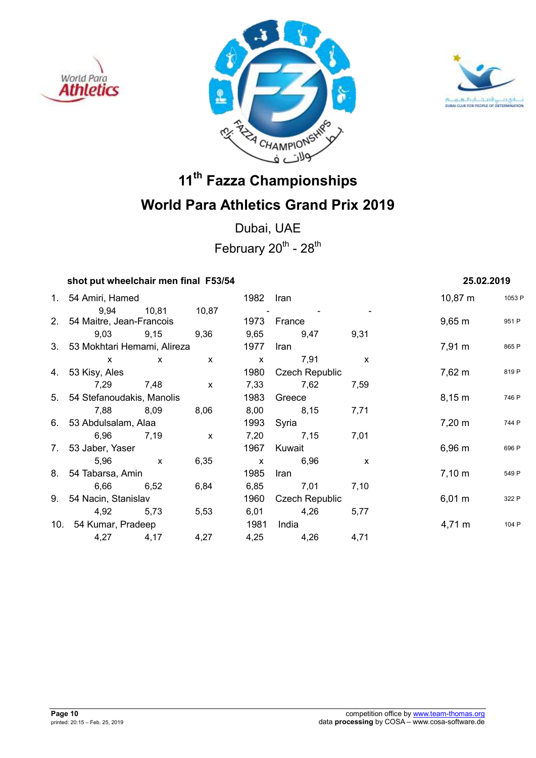# 11th Fazza Championships

# World Para Athletics Grand Prix 2019

Dubai, UAE

February 20th - 28th

**shot put wheelchair men final F53/54** — **25.02.2019**

| Rank | Class | Name | Year | Country | Result | Points |
|---|---|---|---|---|---|---|
| 1. | 54 | Amiri, Hamed | 1982 | Iran | 10,87 m | 1053 P |
| | | 9,94 / 10,81 / 10,87 / - / - / - | | | | |
| 2. | 54 | Maitre, Jean-Francois | 1973 | France | 9,65 m | 951 P |
| | | 9,03 / 9,15 / 9,36 / 9,65 / 9,47 / 9,31 | | | | |
| 3. | 53 | Mokhtari Hemami, Alireza | 1977 | Iran | 7,91 m | 865 P |
| | | x / x / x / x / 7,91 / x | | | | |
| 4. | 53 | Kisy, Ales | 1980 | Czech Republic | 7,62 m | 819 P |
| | | 7,29 / 7,48 / x / 7,33 / 7,62 / 7,59 | | | | |
| 5. | 54 | Stefanoudakis, Manolis | 1983 | Greece | 8,15 m | 746 P |
| | | 7,88 / 8,09 / 8,06 / 8,00 / 8,15 / 7,71 | | | | |
| 6. | 53 | Abdulsalam, Alaa | 1993 | Syria | 7,20 m | 744 P |
| | | 6,96 / 7,19 / x / 7,20 / 7,15 / 7,01 | | | | |
| 7. | 53 | Jaber, Yaser | 1967 | Kuwait | 6,96 m | 696 P |
| | | 5,96 / x / 6,35 / x / 6,96 / x | | | | |
| 8. | 54 | Tabarsa, Amin | 1985 | Iran | 7,10 m | 549 P |
| | | 6,66 / 6,52 / 6,84 / 6,85 / 7,01 / 7,10 | | | | |
| 9. | 54 | Nacin, Stanislav | 1960 | Czech Republic | 6,01 m | 322 P |
| | | 4,92 / 5,73 / 5,53 / 6,01 / 4,26 / 5,77 | | | | |
| 10. | 54 | Kumar, Pradeep | 1981 | India | 4,71 m | 104 P |
| | | 4,27 / 4,17 / 4,27 / 4,25 / 4,26 / 4,71 | | | | |

**Page 10**
printed: 20:15 – Feb. 25, 2019

competition office by www.team-thomas.org
data **processing** by COSA – www.cosa-software.de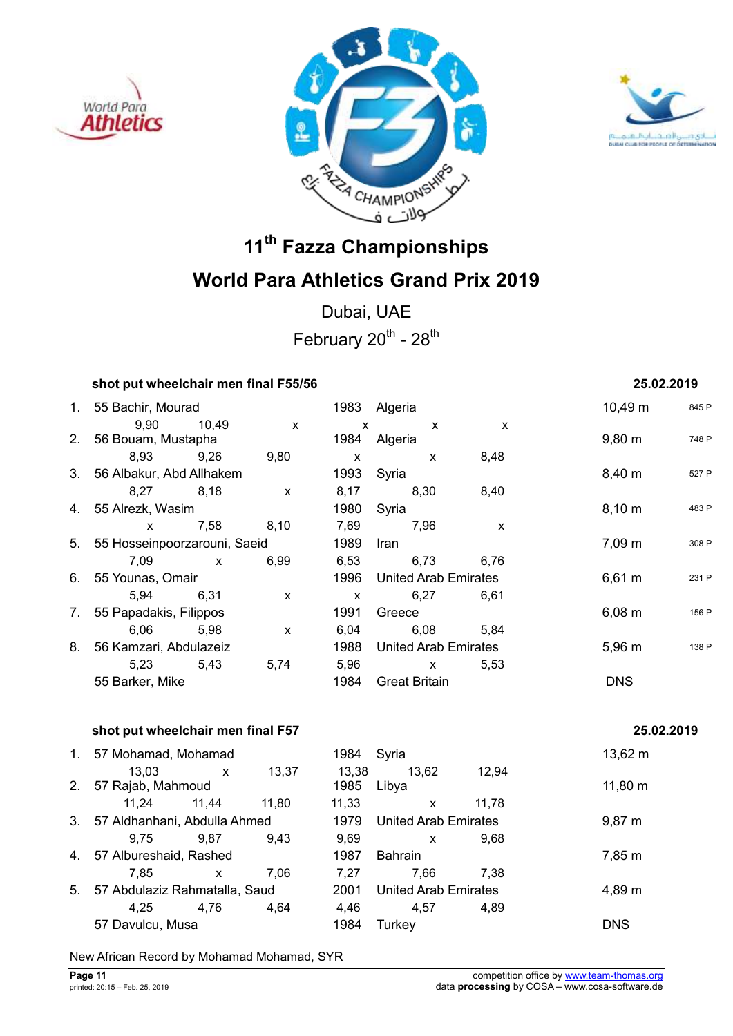# 11th Fazza Championships

## World Para Athletics Grand Prix 2019

Dubai, UAE

February 20th - 28th

### shot put wheelchair men final F55/56 — 25.02.2019

| Rank | Name | Year | Country | Result | Points |
|---|---|---|---|---|---|
| 1. | 55 Bachir, Mourad | 1983 | Algeria | 10,49 m | 845 P |
| | 9,90 / 10,49 / x / x / x / x | | | | |
| 2. | 56 Bouam, Mustapha | 1984 | Algeria | 9,80 m | 748 P |
| | 8,93 / 9,26 / 9,80 / x / x / 8,48 | | | | |
| 3. | 56 Albakur, Abd Allhakem | 1993 | Syria | 8,40 m | 527 P |
| | 8,27 / 8,18 / x / 8,17 / 8,30 / 8,40 | | | | |
| 4. | 55 Alrezk, Wasim | 1980 | Syria | 8,10 m | 483 P |
| | x / 7,58 / 8,10 / 7,69 / 7,96 / x | | | | |
| 5. | 55 Hosseinpoorzarouni, Saeid | 1989 | Iran | 7,09 m | 308 P |
| | 7,09 / x / 6,99 / 6,53 / 6,73 / 6,76 | | | | |
| 6. | 55 Younas, Omair | 1996 | United Arab Emirates | 6,61 m | 231 P |
| | 5,94 / 6,31 / x / x / 6,27 / 6,61 | | | | |
| 7. | 55 Papadakis, Filippos | 1991 | Greece | 6,08 m | 156 P |
| | 6,06 / 5,98 / x / 6,04 / 6,08 / 5,84 | | | | |
| 8. | 56 Kamzari, Abdulazeiz | 1988 | United Arab Emirates | 5,96 m | 138 P |
| | 5,23 / 5,43 / 5,74 / 5,96 / x / 5,53 | | | | |
| | 55 Barker, Mike | 1984 | Great Britain | DNS | |

### shot put wheelchair men final F57 — 25.02.2019

| Rank | Name | Year | Country | Result |
|---|---|---|---|---|
| 1. | 57 Mohamad, Mohamad | 1984 | Syria | 13,62 m |
| | 13,03 / x / 13,37 / 13,38 / 13,62 / 12,94 | | | |
| 2. | 57 Rajab, Mahmoud | 1985 | Libya | 11,80 m |
| | 11,24 / 11,44 / 11,80 / 11,33 / x / 11,78 | | | |
| 3. | 57 Aldhanhani, Abdulla Ahmed | 1979 | United Arab Emirates | 9,87 m |
| | 9,75 / 9,87 / 9,43 / 9,69 / x / 9,68 | | | |
| 4. | 57 Albureshaid, Rashed | 1987 | Bahrain | 7,85 m |
| | 7,85 / x / 7,06 / 7,27 / 7,66 / 7,38 | | | |
| 5. | 57 Abdulaziz Rahmatalla, Saud | 2001 | United Arab Emirates | 4,89 m |
| | 4,25 / 4,76 / 4,64 / 4,46 / 4,57 / 4,89 | | | |
| | 57 Davulcu, Musa | 1984 | Turkey | DNS |

New African Record by Mohamad Mohamad, SYR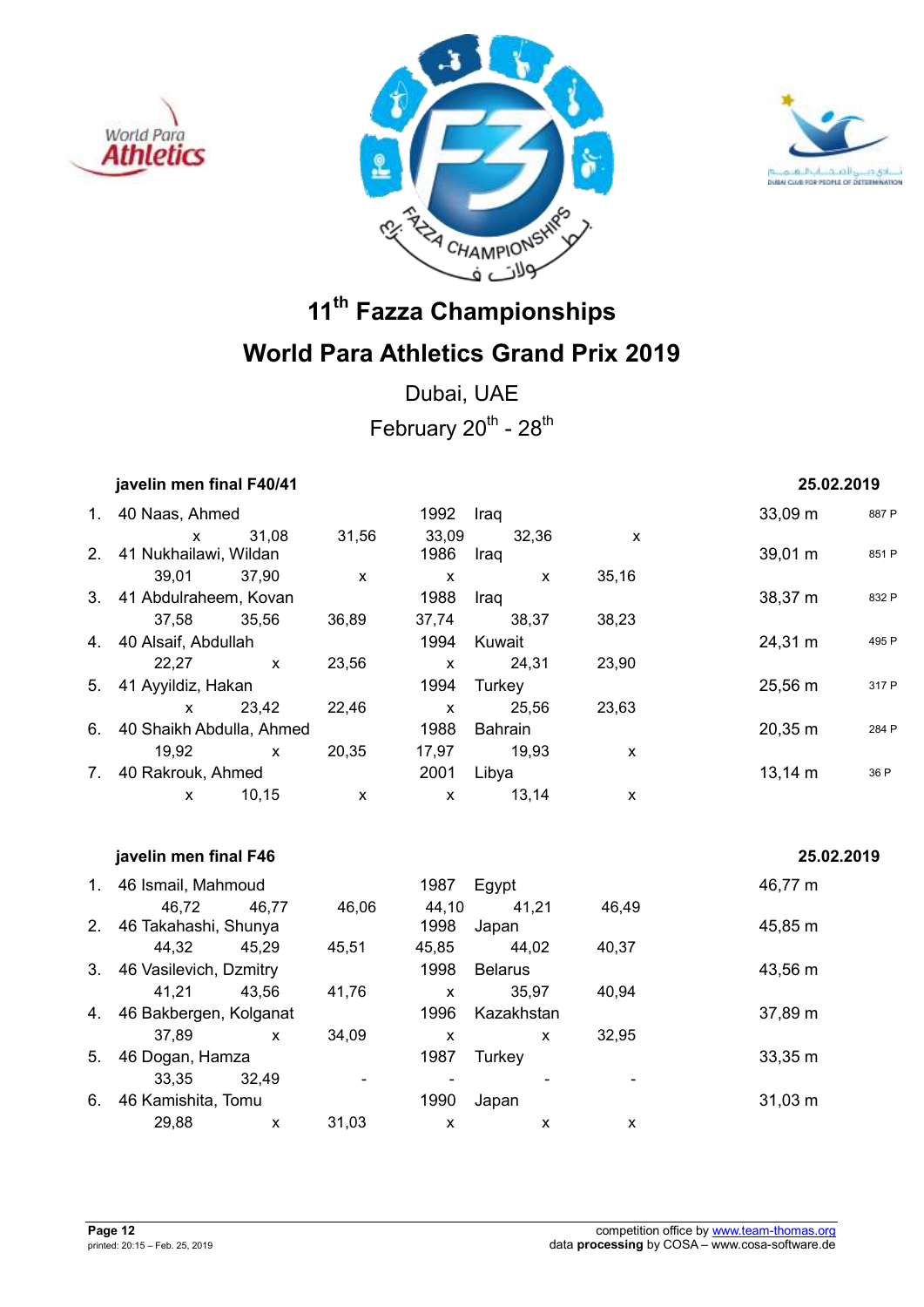# 11th Fazza Championships

## World Para Athletics Grand Prix 2019

Dubai, UAE

February 20th - 28th

### javelin men final F40/41 — 25.02.2019

| Rank | Class | Name | Year | Country | Result | Points |
|---|---|---|---|---|---|---|
| 1. | 40 | Naas, Ahmed | 1992 | Iraq | 33,09 m | 887 P |
| | | x / 31,08 / 31,56 / 33,09 / 32,36 / x | | | | |
| 2. | 41 | Nukhailawi, Wildan | 1986 | Iraq | 39,01 m | 851 P |
| | | 39,01 / 37,90 / x / x / x / 35,16 | | | | |
| 3. | 41 | Abdulraheem, Kovan | 1988 | Iraq | 38,37 m | 832 P |
| | | 37,58 / 35,56 / 36,89 / 37,74 / 38,37 / 38,23 | | | | |
| 4. | 40 | Alsaif, Abdullah | 1994 | Kuwait | 24,31 m | 495 P |
| | | 22,27 / x / 23,56 / x / 24,31 / 23,90 | | | | |
| 5. | 41 | Ayyildiz, Hakan | 1994 | Turkey | 25,56 m | 317 P |
| | | x / 23,42 / 22,46 / x / 25,56 / 23,63 | | | | |
| 6. | 40 | Shaikh Abdulla, Ahmed | 1988 | Bahrain | 20,35 m | 284 P |
| | | 19,92 / x / 20,35 / 17,97 / 19,93 / x | | | | |
| 7. | 40 | Rakrouk, Ahmed | 2001 | Libya | 13,14 m | 36 P |
| | | x / 10,15 / x / x / 13,14 / x | | | | |

### javelin men final F46 — 25.02.2019

| Rank | Class | Name | Year | Country | Result |
|---|---|---|---|---|---|
| 1. | 46 | Ismail, Mahmoud | 1987 | Egypt | 46,77 m |
| | | 46,72 / 46,77 / 46,06 / 44,10 / 41,21 / 46,49 | | | |
| 2. | 46 | Takahashi, Shunya | 1998 | Japan | 45,85 m |
| | | 44,32 / 45,29 / 45,51 / 45,85 / 44,02 / 40,37 | | | |
| 3. | 46 | Vasilevich, Dzmitry | 1998 | Belarus | 43,56 m |
| | | 41,21 / 43,56 / 41,76 / x / 35,97 / 40,94 | | | |
| 4. | 46 | Bakbergen, Kolganat | 1996 | Kazakhstan | 37,89 m |
| | | 37,89 / x / 34,09 / x / x / 32,95 | | | |
| 5. | 46 | Dogan, Hamza | 1987 | Turkey | 33,35 m |
| | | 33,35 / 32,49 / - / - / - / - | | | |
| 6. | 46 | Kamishita, Tomu | 1990 | Japan | 31,03 m |
| | | 29,88 / x / 31,03 / x / x / x | | | |

competition office by www.team-thomas.org
data **processing** by COSA – www.cosa-software.de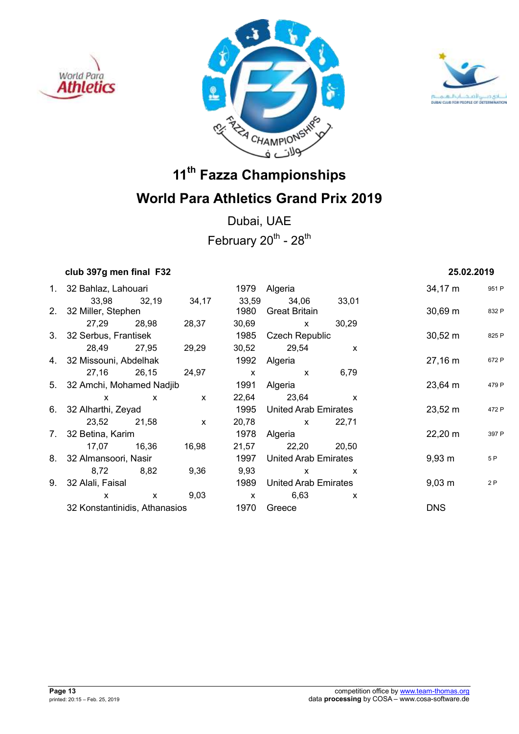# 11th Fazza Championships

## World Para Athletics Grand Prix 2019

Dubai, UAE

February 20th - 28th

### club 397g men final F32 — 25.02.2019

| Rank | Class | Name | Year | Country | Result | Points |
|---|---|---|---|---|---|---|
| 1. | 32 | Bahlaz, Lahouari | 1979 | Algeria | 34,17 m | 951 P |
| | | 33,98 · 32,19 · 34,17 · 33,59 · 34,06 · 33,01 | | | | |
| 2. | 32 | Miller, Stephen | 1980 | Great Britain | 30,69 m | 832 P |
| | | 27,29 · 28,98 · 28,37 · 30,69 · x · 30,29 | | | | |
| 3. | 32 | Serbus, Frantisek | 1985 | Czech Republic | 30,52 m | 825 P |
| | | 28,49 · 27,95 · 29,29 · 30,52 · 29,54 · x | | | | |
| 4. | 32 | Missouni, Abdelhak | 1992 | Algeria | 27,16 m | 672 P |
| | | 27,16 · 26,15 · 24,97 · x · x · 6,79 | | | | |
| 5. | 32 | Amchi, Mohamed Nadjib | 1991 | Algeria | 23,64 m | 479 P |
| | | x · x · x · 22,64 · 23,64 · x | | | | |
| 6. | 32 | Alharthi, Zeyad | 1995 | United Arab Emirates | 23,52 m | 472 P |
| | | 23,52 · 21,58 · x · 20,78 · x · 22,71 | | | | |
| 7. | 32 | Betina, Karim | 1978 | Algeria | 22,20 m | 397 P |
| | | 17,07 · 16,36 · 16,98 · 21,57 · 22,20 · 20,50 | | | | |
| 8. | 32 | Almansoori, Nasir | 1997 | United Arab Emirates | 9,93 m | 5 P |
| | | 8,72 · 8,82 · 9,36 · 9,93 · x · x | | | | |
| 9. | 32 | Alali, Faisal | 1989 | United Arab Emirates | 9,03 m | 2 P |
| | | x · x · 9,03 · x · 6,63 · x | | | | |
| | 32 | Konstantinidis, Athanasios | 1970 | Greece | DNS | |

printed: 20:15 – Feb. 25, 2019

competition office by www.team-thomas.org
data **processing** by COSA – www.cosa-software.de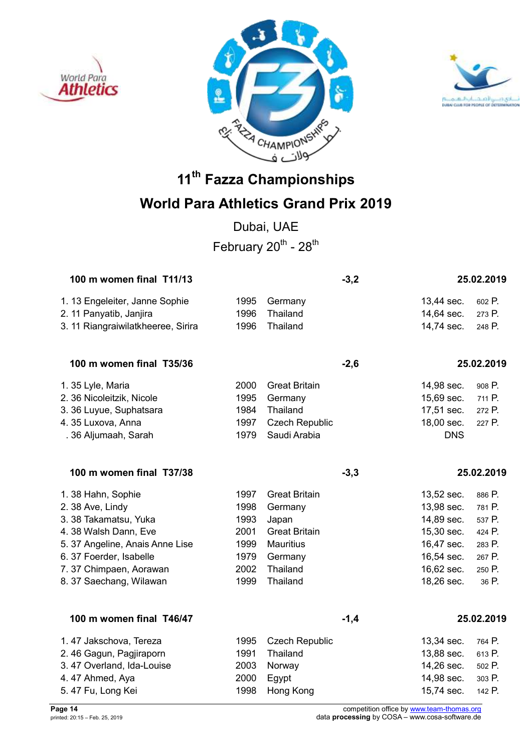# 11th Fazza Championships

## World Para Athletics Grand Prix 2019

Dubai, UAE

February 20th - 28th

### 100 m women final T11/13 — -3,2 — 25.02.2019

| Place | Class | Name | Year | Country | Result | Points |
|---|---|---|---|---|---|---|
| 1. | 13 | Engeleiter, Janne Sophie | 1995 | Germany | 13,44 sec. | 602 P. |
| 2. | 11 | Panyatib, Janjira | 1996 | Thailand | 14,64 sec. | 273 P. |
| 3. | 11 | Riangraiwilatkheeree, Sirira | 1996 | Thailand | 14,74 sec. | 248 P. |

### 100 m women final T35/36 — -2,6 — 25.02.2019

| Place | Class | Name | Year | Country | Result | Points |
|---|---|---|---|---|---|---|
| 1. | 35 | Lyle, Maria | 2000 | Great Britain | 14,98 sec. | 908 P. |
| 2. | 36 | Nicoleitzik, Nicole | 1995 | Germany | 15,69 sec. | 711 P. |
| 3. | 36 | Luyue, Suphatsara | 1984 | Thailand | 17,51 sec. | 272 P. |
| 4. | 35 | Luxova, Anna | 1997 | Czech Republic | 18,00 sec. | 227 P. |
| . | 36 | Aljumaah, Sarah | 1979 | Saudi Arabia | DNS | |

### 100 m women final T37/38 — -3,3 — 25.02.2019

| Place | Class | Name | Year | Country | Result | Points |
|---|---|---|---|---|---|---|
| 1. | 38 | Hahn, Sophie | 1997 | Great Britain | 13,52 sec. | 886 P. |
| 2. | 38 | Ave, Lindy | 1998 | Germany | 13,98 sec. | 781 P. |
| 3. | 38 | Takamatsu, Yuka | 1993 | Japan | 14,89 sec. | 537 P. |
| 4. | 38 | Walsh Dann, Eve | 2001 | Great Britain | 15,30 sec. | 424 P. |
| 5. | 37 | Angeline, Anais Anne Lise | 1999 | Mauritius | 16,47 sec. | 283 P. |
| 6. | 37 | Foerder, Isabelle | 1979 | Germany | 16,54 sec. | 267 P. |
| 7. | 37 | Chimpaen, Aorawan | 2002 | Thailand | 16,62 sec. | 250 P. |
| 8. | 37 | Saechang, Wilawan | 1999 | Thailand | 18,26 sec. | 36 P. |

### 100 m women final T46/47 — -1,4 — 25.02.2019

| Place | Class | Name | Year | Country | Result | Points |
|---|---|---|---|---|---|---|
| 1. | 47 | Jakschova, Tereza | 1995 | Czech Republic | 13,34 sec. | 764 P. |
| 2. | 46 | Gagun, Pagjiraporn | 1991 | Thailand | 13,88 sec. | 613 P. |
| 3. | 47 | Overland, Ida-Louise | 2003 | Norway | 14,26 sec. | 502 P. |
| 4. | 47 | Ahmed, Aya | 2000 | Egypt | 14,98 sec. | 303 P. |
| 5. | 47 | Fu, Long Kei | 1998 | Hong Kong | 15,74 sec. | 142 P. |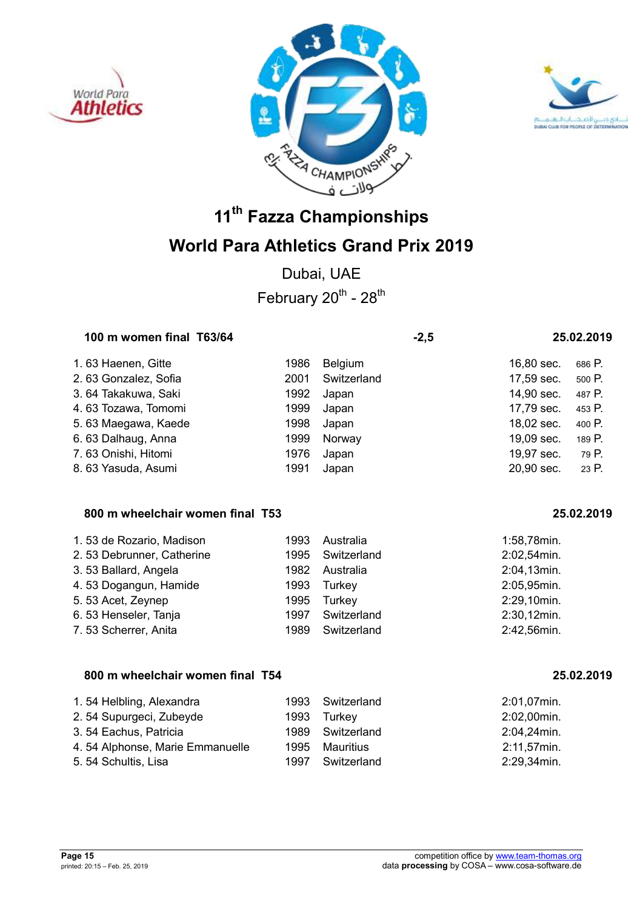# 11th Fazza Championships

# World Para Athletics Grand Prix 2019

Dubai, UAE

February 20th - 28th

### 100 m women final T63/64 — -2,5 — 25.02.2019

| Rank | Class | Name | Year | Country | Result | Points |
|---|---|---|---|---|---|---|
| 1. | 63 | Haenen, Gitte | 1986 | Belgium | 16,80 sec. | 686 P. |
| 2. | 63 | Gonzalez, Sofia | 2001 | Switzerland | 17,59 sec. | 500 P. |
| 3. | 64 | Takakuwa, Saki | 1992 | Japan | 14,90 sec. | 487 P. |
| 4. | 63 | Tozawa, Tomomi | 1999 | Japan | 17,79 sec. | 453 P. |
| 5. | 63 | Maegawa, Kaede | 1998 | Japan | 18,02 sec. | 400 P. |
| 6. | 63 | Dalhaug, Anna | 1999 | Norway | 19,09 sec. | 189 P. |
| 7. | 63 | Onishi, Hitomi | 1976 | Japan | 19,97 sec. | 79 P. |
| 8. | 63 | Yasuda, Asumi | 1991 | Japan | 20,90 sec. | 23 P. |

### 800 m wheelchair women final T53 — 25.02.2019

| Rank | Class | Name | Year | Country | Result |
|---|---|---|---|---|---|
| 1. | 53 | de Rozario, Madison | 1993 | Australia | 1:58,78min. |
| 2. | 53 | Debrunner, Catherine | 1995 | Switzerland | 2:02,54min. |
| 3. | 53 | Ballard, Angela | 1982 | Australia | 2:04,13min. |
| 4. | 53 | Dogangun, Hamide | 1993 | Turkey | 2:05,95min. |
| 5. | 53 | Acet, Zeynep | 1995 | Turkey | 2:29,10min. |
| 6. | 53 | Henseler, Tanja | 1997 | Switzerland | 2:30,12min. |
| 7. | 53 | Scherrer, Anita | 1989 | Switzerland | 2:42,56min. |

### 800 m wheelchair women final T54 — 25.02.2019

| Rank | Class | Name | Year | Country | Result |
|---|---|---|---|---|---|
| 1. | 54 | Helbling, Alexandra | 1993 | Switzerland | 2:01,07min. |
| 2. | 54 | Supurgeci, Zubeyde | 1993 | Turkey | 2:02,00min. |
| 3. | 54 | Eachus, Patricia | 1989 | Switzerland | 2:04,24min. |
| 4. | 54 | Alphonse, Marie Emmanuelle | 1995 | Mauritius | 2:11,57min. |
| 5. | 54 | Schultis, Lisa | 1997 | Switzerland | 2:29,34min. |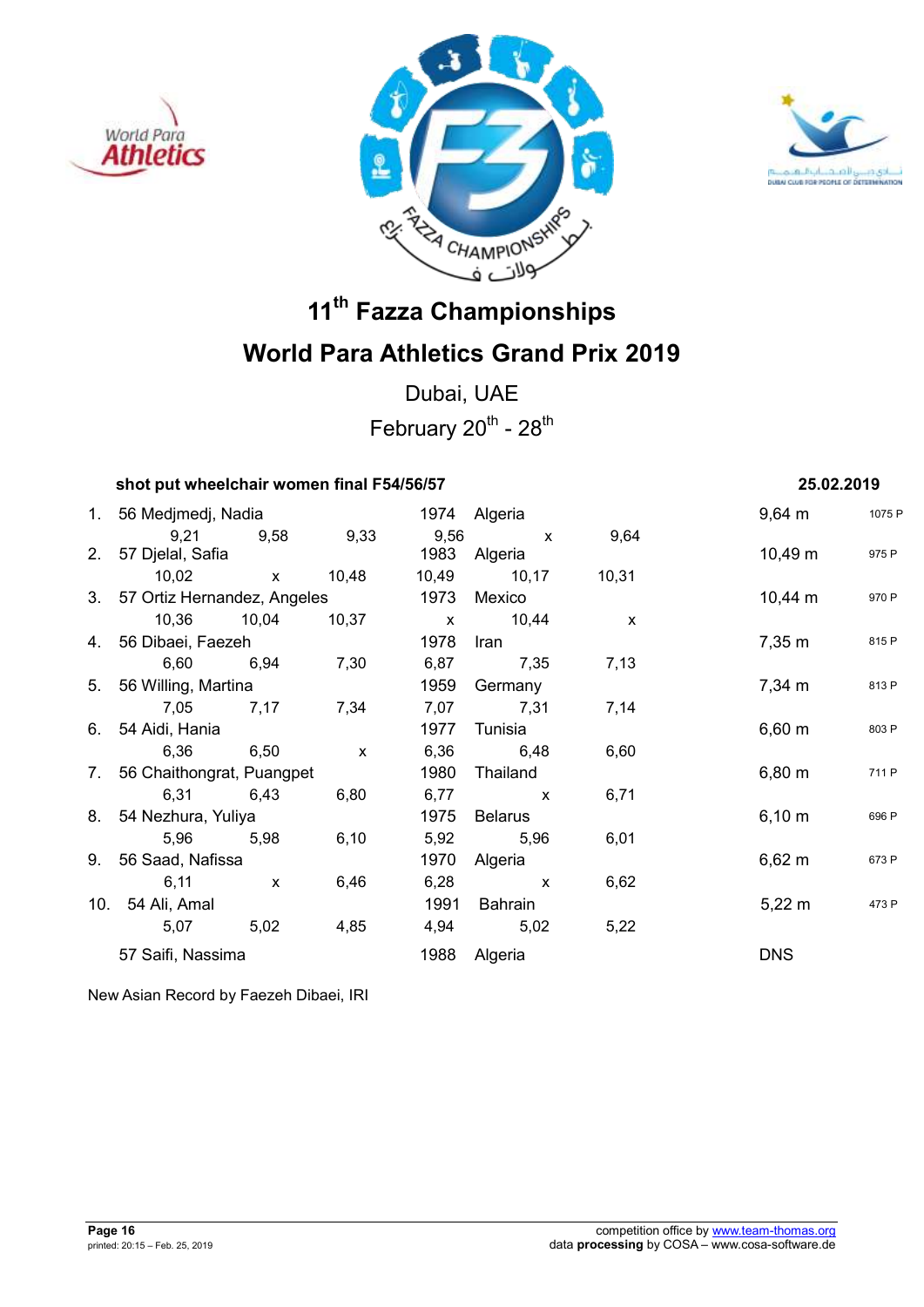# 11th Fazza Championships

# World Para Athletics Grand Prix 2019

Dubai, UAE

February 20th - 28th

**shot put wheelchair women final F54/56/57** **25.02.2019**

| Rank | Class | Name | Year | Country | Result | Points |
|---|---|---|---|---|---|---|
| 1. | 56 | Medjmedj, Nadia | 1974 | Algeria | 9,64 m | 1075 P |
| | | 9,21 / 9,58 / 9,33 / 9,56 / x / 9,64 | | | | |
| 2. | 57 | Djelal, Safia | 1983 | Algeria | 10,49 m | 975 P |
| | | 10,02 / x / 10,48 / 10,49 / 10,17 / 10,31 | | | | |
| 3. | 57 | Ortiz Hernandez, Angeles | 1973 | Mexico | 10,44 m | 970 P |
| | | 10,36 / 10,04 / 10,37 / x / 10,44 / x | | | | |
| 4. | 56 | Dibaei, Faezeh | 1978 | Iran | 7,35 m | 815 P |
| | | 6,60 / 6,94 / 7,30 / 6,87 / 7,35 / 7,13 | | | | |
| 5. | 56 | Willing, Martina | 1959 | Germany | 7,34 m | 813 P |
| | | 7,05 / 7,17 / 7,34 / 7,07 / 7,31 / 7,14 | | | | |
| 6. | 54 | Aidi, Hania | 1977 | Tunisia | 6,60 m | 803 P |
| | | 6,36 / 6,50 / x / 6,36 / 6,48 / 6,60 | | | | |
| 7. | 56 | Chaithongrat, Puangpet | 1980 | Thailand | 6,80 m | 711 P |
| | | 6,31 / 6,43 / 6,80 / 6,77 / x / 6,71 | | | | |
| 8. | 54 | Nezhura, Yuliya | 1975 | Belarus | 6,10 m | 696 P |
| | | 5,96 / 5,98 / 6,10 / 5,92 / 5,96 / 6,01 | | | | |
| 9. | 56 | Saad, Nafissa | 1970 | Algeria | 6,62 m | 673 P |
| | | 6,11 / x / 6,46 / 6,28 / x / 6,62 | | | | |
| 10. | 54 | Ali, Amal | 1991 | Bahrain | 5,22 m | 473 P |
| | | 5,07 / 5,02 / 4,85 / 4,94 / 5,02 / 5,22 | | | | |
| | 57 | Saifi, Nassima | 1988 | Algeria | DNS | |

New Asian Record by Faezeh Dibaei, IRI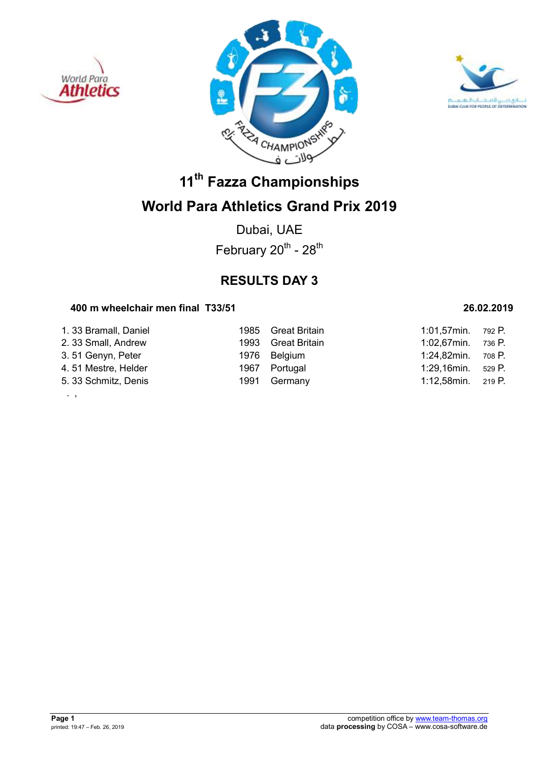# 11th Fazza Championships

# World Para Athletics Grand Prix 2019

Dubai, UAE

February 20th - 28th

## RESULTS DAY 3

**400 m wheelchair men final T33/51** — **26.02.2019**

| Rank | Class | Name | Year | Country | Time | Points |
|---|---|---|---|---|---|---|
| 1. | 33 | Bramall, Daniel | 1985 | Great Britain | 1:01,57min. | 792 P. |
| 2. | 33 | Small, Andrew | 1993 | Great Britain | 1:02,67min. | 736 P. |
| 3. | 51 | Genyn, Peter | 1976 | Belgium | 1:24,82min. | 708 P. |
| 4. | 51 | Mestre, Helder | 1967 | Portugal | 1:29,16min. | 529 P. |
| 5. | 33 | Schmitz, Denis | 1991 | Germany | 1:12,58min. | 219 P. |

. ,

**Page 1**
printed: 19:47 – Feb. 26, 2019

competition office by www.team-thomas.org
data **processing** by COSA – www.cosa-software.de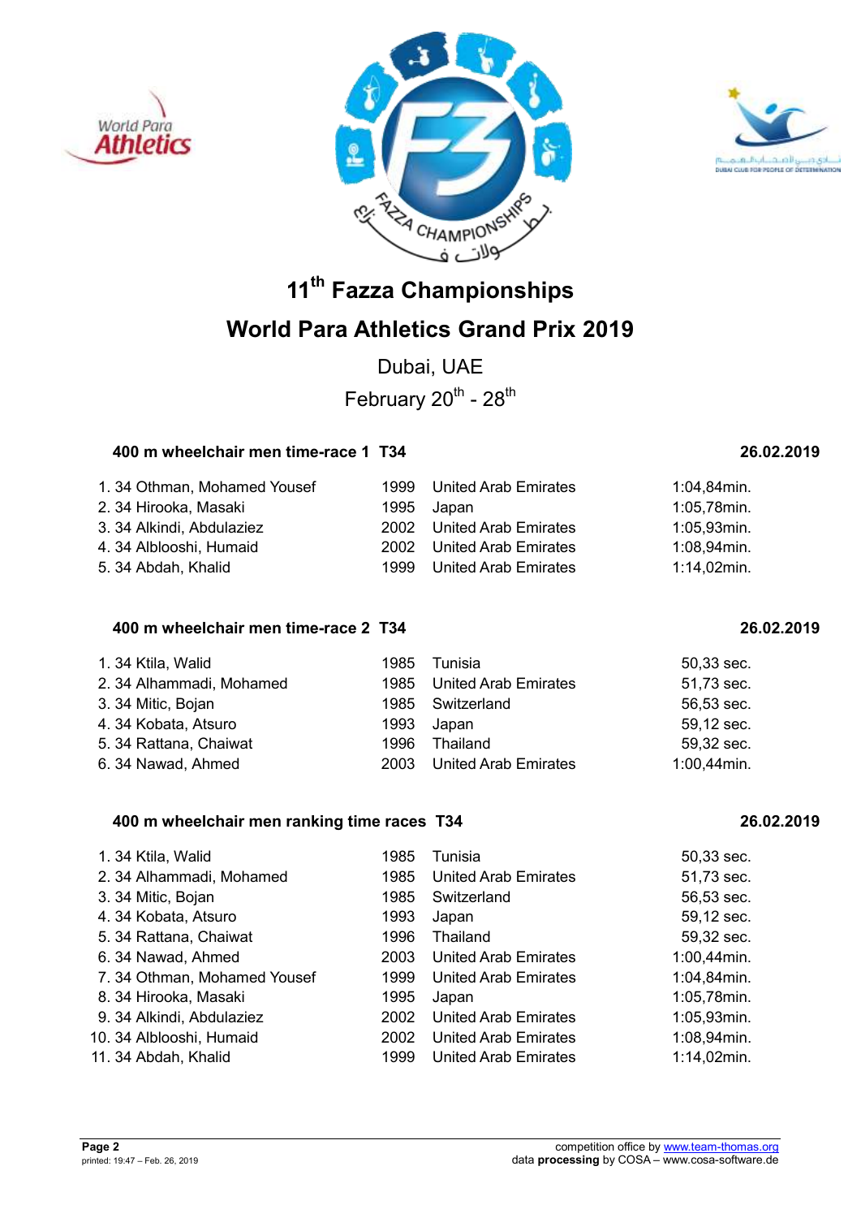# 11th Fazza Championships

## World Para Athletics Grand Prix 2019

Dubai, UAE

February 20th - 28th

### 400 m wheelchair men time-race 1 T34 — 26.02.2019

| Rank | Class | Name | Year | Country | Result |
|---|---|---|---|---|---|
| 1. | 34 | Othman, Mohamed Yousef | 1999 | United Arab Emirates | 1:04,84min. |
| 2. | 34 | Hirooka, Masaki | 1995 | Japan | 1:05,78min. |
| 3. | 34 | Alkindi, Abdulaziez | 2002 | United Arab Emirates | 1:05,93min. |
| 4. | 34 | Alblooshi, Humaid | 2002 | United Arab Emirates | 1:08,94min. |
| 5. | 34 | Abdah, Khalid | 1999 | United Arab Emirates | 1:14,02min. |

### 400 m wheelchair men time-race 2 T34 — 26.02.2019

| Rank | Class | Name | Year | Country | Result |
|---|---|---|---|---|---|
| 1. | 34 | Ktila, Walid | 1985 | Tunisia | 50,33 sec. |
| 2. | 34 | Alhammadi, Mohamed | 1985 | United Arab Emirates | 51,73 sec. |
| 3. | 34 | Mitic, Bojan | 1985 | Switzerland | 56,53 sec. |
| 4. | 34 | Kobata, Atsuro | 1993 | Japan | 59,12 sec. |
| 5. | 34 | Rattana, Chaiwat | 1996 | Thailand | 59,32 sec. |
| 6. | 34 | Nawad, Ahmed | 2003 | United Arab Emirates | 1:00,44min. |

### 400 m wheelchair men ranking time races T34 — 26.02.2019

| Rank | Class | Name | Year | Country | Result |
|---|---|---|---|---|---|
| 1. | 34 | Ktila, Walid | 1985 | Tunisia | 50,33 sec. |
| 2. | 34 | Alhammadi, Mohamed | 1985 | United Arab Emirates | 51,73 sec. |
| 3. | 34 | Mitic, Bojan | 1985 | Switzerland | 56,53 sec. |
| 4. | 34 | Kobata, Atsuro | 1993 | Japan | 59,12 sec. |
| 5. | 34 | Rattana, Chaiwat | 1996 | Thailand | 59,32 sec. |
| 6. | 34 | Nawad, Ahmed | 2003 | United Arab Emirates | 1:00,44min. |
| 7. | 34 | Othman, Mohamed Yousef | 1999 | United Arab Emirates | 1:04,84min. |
| 8. | 34 | Hirooka, Masaki | 1995 | Japan | 1:05,78min. |
| 9. | 34 | Alkindi, Abdulaziez | 2002 | United Arab Emirates | 1:05,93min. |
| 10. | 34 | Alblooshi, Humaid | 2002 | United Arab Emirates | 1:08,94min. |
| 11. | 34 | Abdah, Khalid | 1999 | United Arab Emirates | 1:14,02min. |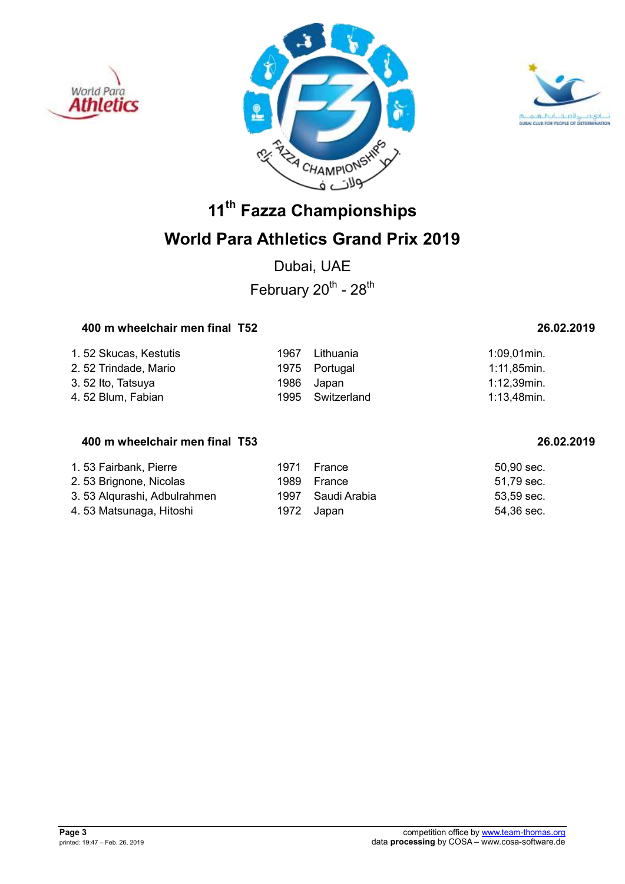# 11th Fazza Championships

## World Para Athletics Grand Prix 2019

Dubai, UAE

February 20th - 28th

### 400 m wheelchair men final T52 — 26.02.2019

| Rank | Class | Name | Year | Country | Result |
|---|---|---|---|---|---|
| 1. | 52 | Skucas, Kestutis | 1967 | Lithuania | 1:09,01min. |
| 2. | 52 | Trindade, Mario | 1975 | Portugal | 1:11,85min. |
| 3. | 52 | Ito, Tatsuya | 1986 | Japan | 1:12,39min. |
| 4. | 52 | Blum, Fabian | 1995 | Switzerland | 1:13,48min. |

### 400 m wheelchair men final T53 — 26.02.2019

| Rank | Class | Name | Year | Country | Result |
|---|---|---|---|---|---|
| 1. | 53 | Fairbank, Pierre | 1971 | France | 50,90 sec. |
| 2. | 53 | Brignone, Nicolas | 1989 | France | 51,79 sec. |
| 3. | 53 | Alqurashi, Adbulrahmen | 1997 | Saudi Arabia | 53,59 sec. |
| 4. | 53 | Matsunaga, Hitoshi | 1972 | Japan | 54,36 sec. |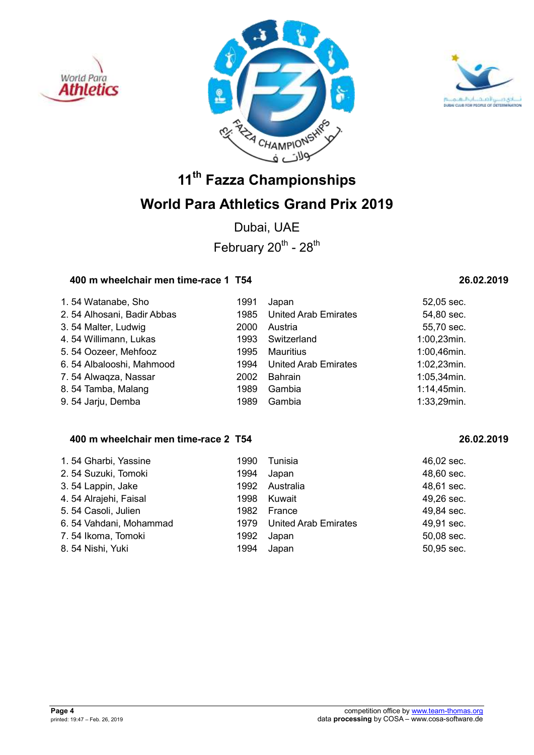# 11th Fazza Championships

## World Para Athletics Grand Prix 2019

Dubai, UAE

February 20th - 28th

### 400 m wheelchair men time-race 1 T54 — 26.02.2019

| Rank | Class | Name | Year | Country | Result |
|---|---|---|---|---|---|
| 1. | 54 | Watanabe, Sho | 1991 | Japan | 52,05 sec. |
| 2. | 54 | Alhosani, Badir Abbas | 1985 | United Arab Emirates | 54,80 sec. |
| 3. | 54 | Malter, Ludwig | 2000 | Austria | 55,70 sec. |
| 4. | 54 | Willimann, Lukas | 1993 | Switzerland | 1:00,23min. |
| 5. | 54 | Oozeer, Mehfooz | 1995 | Mauritius | 1:00,46min. |
| 6. | 54 | Albalooshi, Mahmood | 1994 | United Arab Emirates | 1:02,23min. |
| 7. | 54 | Alwaqza, Nassar | 2002 | Bahrain | 1:05,34min. |
| 8. | 54 | Tamba, Malang | 1989 | Gambia | 1:14,45min. |
| 9. | 54 | Jarju, Demba | 1989 | Gambia | 1:33,29min. |

### 400 m wheelchair men time-race 2 T54 — 26.02.2019

| Rank | Class | Name | Year | Country | Result |
|---|---|---|---|---|---|
| 1. | 54 | Gharbi, Yassine | 1990 | Tunisia | 46,02 sec. |
| 2. | 54 | Suzuki, Tomoki | 1994 | Japan | 48,60 sec. |
| 3. | 54 | Lappin, Jake | 1992 | Australia | 48,61 sec. |
| 4. | 54 | Alrajehi, Faisal | 1998 | Kuwait | 49,26 sec. |
| 5. | 54 | Casoli, Julien | 1982 | France | 49,84 sec. |
| 6. | 54 | Vahdani, Mohammad | 1979 | United Arab Emirates | 49,91 sec. |
| 7. | 54 | Ikoma, Tomoki | 1992 | Japan | 50,08 sec. |
| 8. | 54 | Nishi, Yuki | 1994 | Japan | 50,95 sec. |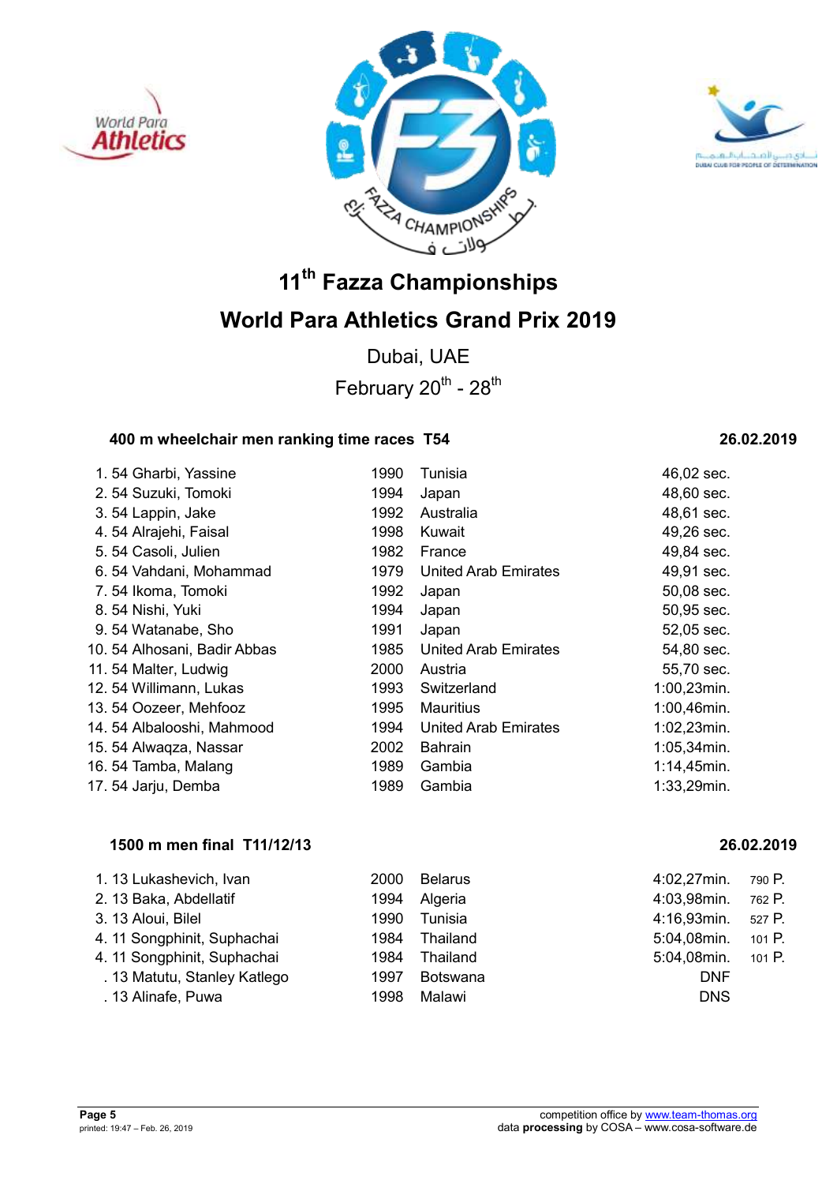# 11th Fazza Championships

# World Para Athletics Grand Prix 2019

Dubai, UAE

February 20th - 28th

### 400 m wheelchair men ranking time races T54 — 26.02.2019

| Rank | Class | Name | Year | Country | Result |
|---|---|---|---|---|---|
| 1. | 54 | Gharbi, Yassine | 1990 | Tunisia | 46,02 sec. |
| 2. | 54 | Suzuki, Tomoki | 1994 | Japan | 48,60 sec. |
| 3. | 54 | Lappin, Jake | 1992 | Australia | 48,61 sec. |
| 4. | 54 | Alrajehi, Faisal | 1998 | Kuwait | 49,26 sec. |
| 5. | 54 | Casoli, Julien | 1982 | France | 49,84 sec. |
| 6. | 54 | Vahdani, Mohammad | 1979 | United Arab Emirates | 49,91 sec. |
| 7. | 54 | Ikoma, Tomoki | 1992 | Japan | 50,08 sec. |
| 8. | 54 | Nishi, Yuki | 1994 | Japan | 50,95 sec. |
| 9. | 54 | Watanabe, Sho | 1991 | Japan | 52,05 sec. |
| 10. | 54 | Alhosani, Badir Abbas | 1985 | United Arab Emirates | 54,80 sec. |
| 11. | 54 | Malter, Ludwig | 2000 | Austria | 55,70 sec. |
| 12. | 54 | Willimann, Lukas | 1993 | Switzerland | 1:00,23min. |
| 13. | 54 | Oozeer, Mehfooz | 1995 | Mauritius | 1:00,46min. |
| 14. | 54 | Albalooshi, Mahmood | 1994 | United Arab Emirates | 1:02,23min. |
| 15. | 54 | Alwaqza, Nassar | 2002 | Bahrain | 1:05,34min. |
| 16. | 54 | Tamba, Malang | 1989 | Gambia | 1:14,45min. |
| 17. | 54 | Jarju, Demba | 1989 | Gambia | 1:33,29min. |

### 1500 m men final T11/12/13 — 26.02.2019

| Rank | Class | Name | Year | Country | Result | Points |
|---|---|---|---|---|---|---|
| 1. | 13 | Lukashevich, Ivan | 2000 | Belarus | 4:02,27min. | 790 P. |
| 2. | 13 | Baka, Abdellatif | 1994 | Algeria | 4:03,98min. | 762 P. |
| 3. | 13 | Aloui, Bilel | 1990 | Tunisia | 4:16,93min. | 527 P. |
| 4. | 11 | Songphinit, Suphachai | 1984 | Thailand | 5:04,08min. | 101 P. |
| 4. | 11 | Songphinit, Suphachai | 1984 | Thailand | 5:04,08min. | 101 P. |
| . | 13 | Matutu, Stanley Katlego | 1997 | Botswana | DNF | |
| . | 13 | Alinafe, Puwa | 1998 | Malawi | DNS | |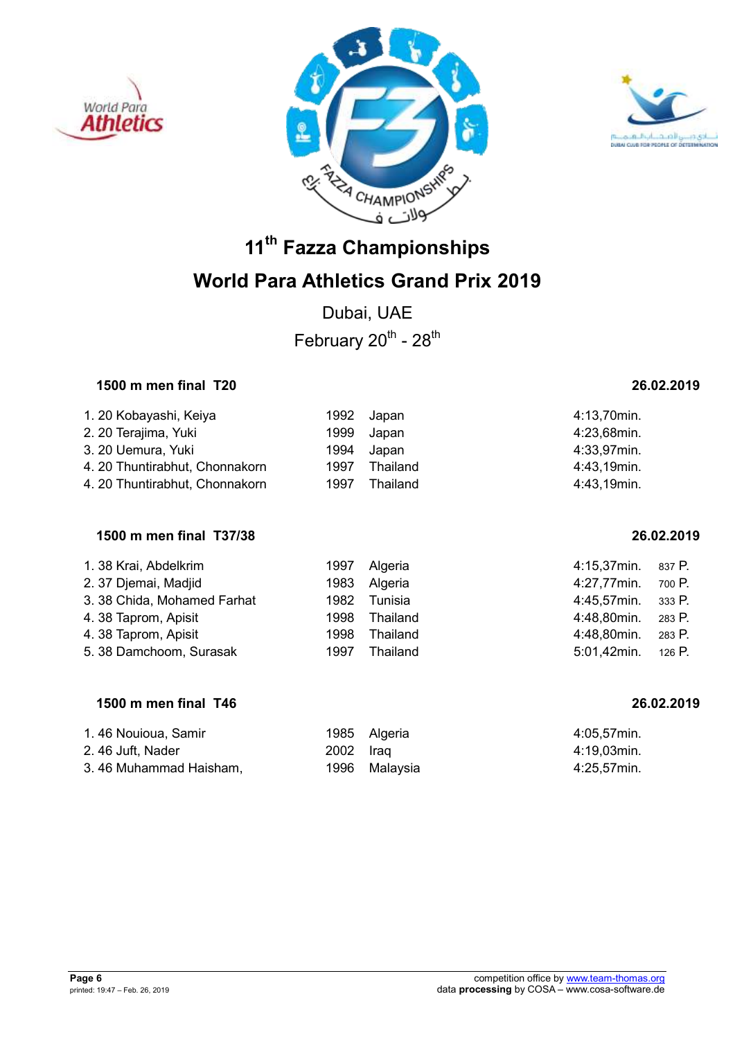# 11th Fazza Championships

## World Para Athletics Grand Prix 2019

Dubai, UAE

February 20th - 28th

### 1500 m men final T20 — 26.02.2019

| Rank | Class | Name | Year | Country | Result |
|---|---|---|---|---|---|
| 1. | 20 | Kobayashi, Keiya | 1992 | Japan | 4:13,70min. |
| 2. | 20 | Terajima, Yuki | 1999 | Japan | 4:23,68min. |
| 3. | 20 | Uemura, Yuki | 1994 | Japan | 4:33,97min. |
| 4. | 20 | Thuntirabhut, Chonnakorn | 1997 | Thailand | 4:43,19min. |
| 4. | 20 | Thuntirabhut, Chonnakorn | 1997 | Thailand | 4:43,19min. |

### 1500 m men final T37/38 — 26.02.2019

| Rank | Class | Name | Year | Country | Result | Points |
|---|---|---|---|---|---|---|
| 1. | 38 | Krai, Abdelkrim | 1997 | Algeria | 4:15,37min. | 837 P. |
| 2. | 37 | Djemai, Madjid | 1983 | Algeria | 4:27,77min. | 700 P. |
| 3. | 38 | Chida, Mohamed Farhat | 1982 | Tunisia | 4:45,57min. | 333 P. |
| 4. | 38 | Taprom, Apisit | 1998 | Thailand | 4:48,80min. | 283 P. |
| 4. | 38 | Taprom, Apisit | 1998 | Thailand | 4:48,80min. | 283 P. |
| 5. | 38 | Damchoom, Surasak | 1997 | Thailand | 5:01,42min. | 126 P. |

### 1500 m men final T46 — 26.02.2019

| Rank | Class | Name | Year | Country | Result |
|---|---|---|---|---|---|
| 1. | 46 | Nouioua, Samir | 1985 | Algeria | 4:05,57min. |
| 2. | 46 | Juft, Nader | 2002 | Iraq | 4:19,03min. |
| 3. | 46 | Muhammad Haisham, | 1996 | Malaysia | 4:25,57min. |

printed: 19:47 – Feb. 26, 2019

competition office by www.team-thomas.org
data **processing** by COSA – www.cosa-software.de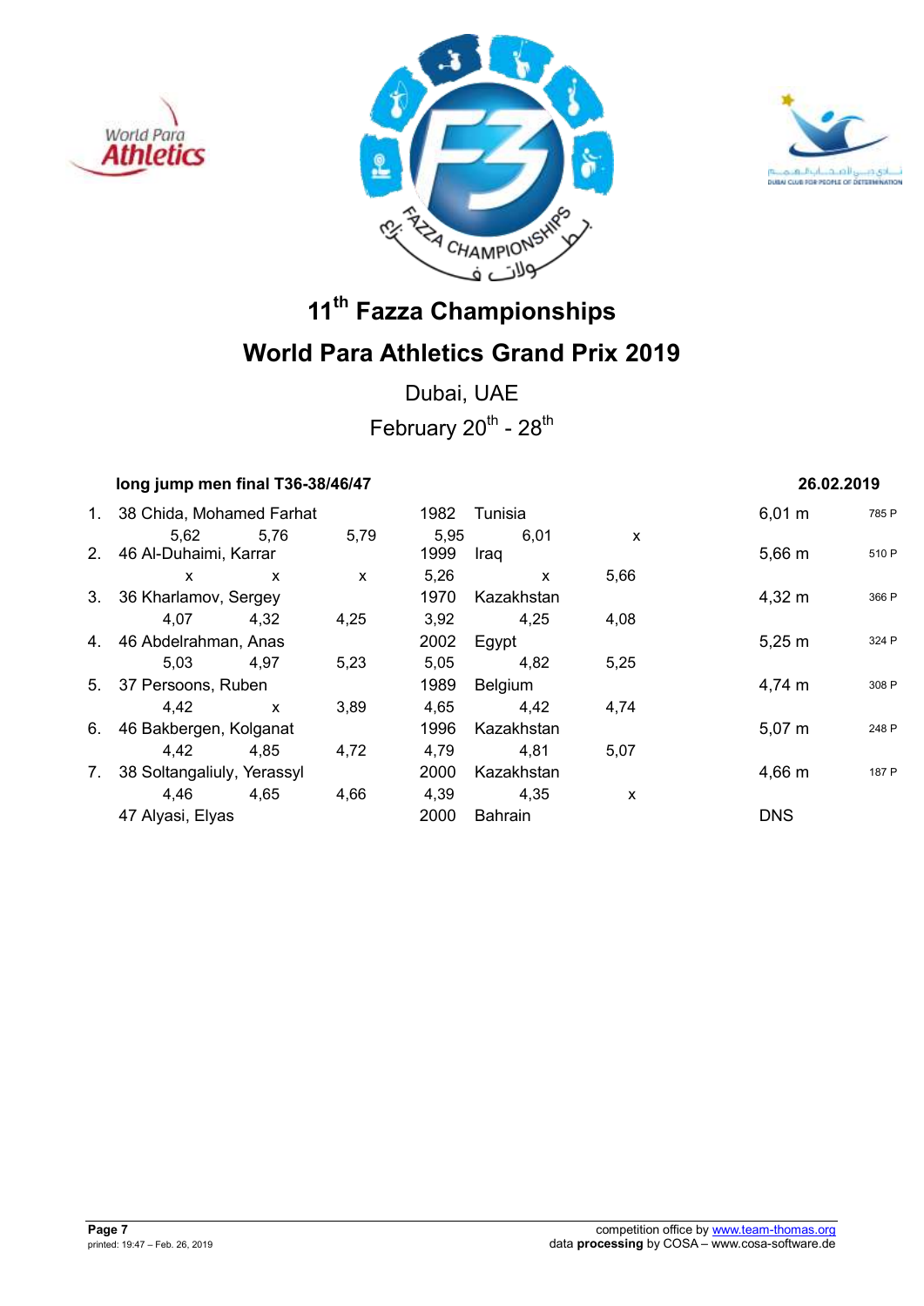# 11th Fazza Championships

# World Para Athletics Grand Prix 2019

Dubai, UAE

February 20th - 28th

**long jump men final T36-38/46/47** **26.02.2019**

| Rank | Class | Name | Year | Country | Result | Points |
|---|---|---|---|---|---|---|
| 1. | 38 | Chida, Mohamed Farhat | 1982 | Tunisia | 6,01 m | 785 P |
| | | 5,62 · 5,76 · 5,79 · 5,95 · 6,01 · x | | | | |
| 2. | 46 | Al-Duhaimi, Karrar | 1999 | Iraq | 5,66 m | 510 P |
| | | x · x · x · 5,26 · x · 5,66 | | | | |
| 3. | 36 | Kharlamov, Sergey | 1970 | Kazakhstan | 4,32 m | 366 P |
| | | 4,07 · 4,32 · 4,25 · 3,92 · 4,25 · 4,08 | | | | |
| 4. | 46 | Abdelrahman, Anas | 2002 | Egypt | 5,25 m | 324 P |
| | | 5,03 · 4,97 · 5,23 · 5,05 · 4,82 · 5,25 | | | | |
| 5. | 37 | Persoons, Ruben | 1989 | Belgium | 4,74 m | 308 P |
| | | 4,42 · x · 3,89 · 4,65 · 4,42 · 4,74 | | | | |
| 6. | 46 | Bakbergen, Kolganat | 1996 | Kazakhstan | 5,07 m | 248 P |
| | | 4,42 · 4,85 · 4,72 · 4,79 · 4,81 · 5,07 | | | | |
| 7. | 38 | Soltangaliuly, Yerassyl | 2000 | Kazakhstan | 4,66 m | 187 P |
| | | 4,46 · 4,65 · 4,66 · 4,39 · 4,35 · x | | | | |
| | 47 | Alyasi, Elyas | 2000 | Bahrain | DNS | |

competition office by www.team-thomas.org
data **processing** by COSA – www.cosa-software.de

printed: 19:47 – Feb. 26, 2019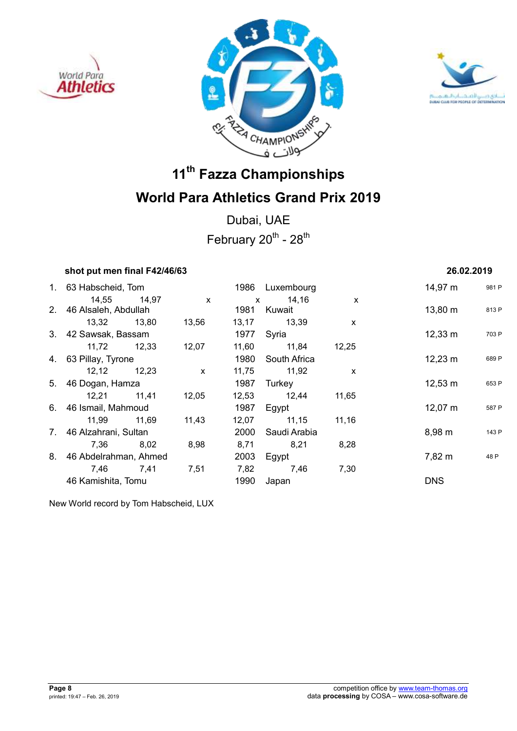# 11th Fazza Championships

# World Para Athletics Grand Prix 2019

Dubai, UAE

February 20th - 28th

**shot put men final F42/46/63** **26.02.2019**

| Rank | Class | Name | Year | Country | Result | Points |
|---|---|---|---|---|---|---|
| 1. | 63 | Habscheid, Tom | 1986 | Luxembourg | 14,97 m | 981 P |
| | | 14,55 / 14,97 / x / x / 14,16 / x | | | | |
| 2. | 46 | Alsaleh, Abdullah | 1981 | Kuwait | 13,80 m | 813 P |
| | | 13,32 / 13,80 / 13,56 / 13,17 / 13,39 / x | | | | |
| 3. | 42 | Sawsak, Bassam | 1977 | Syria | 12,33 m | 703 P |
| | | 11,72 / 12,33 / 12,07 / 11,60 / 11,84 / 12,25 | | | | |
| 4. | 63 | Pillay, Tyrone | 1980 | South Africa | 12,23 m | 689 P |
| | | 12,12 / 12,23 / x / 11,75 / 11,92 / x | | | | |
| 5. | 46 | Dogan, Hamza | 1987 | Turkey | 12,53 m | 653 P |
| | | 12,21 / 11,41 / 12,05 / 12,53 / 12,44 / 11,65 | | | | |
| 6. | 46 | Ismail, Mahmoud | 1987 | Egypt | 12,07 m | 587 P |
| | | 11,99 / 11,69 / 11,43 / 12,07 / 11,15 / 11,16 | | | | |
| 7. | 46 | Alzahrani, Sultan | 2000 | Saudi Arabia | 8,98 m | 143 P |
| | | 7,36 / 8,02 / 8,98 / 8,71 / 8,21 / 8,28 | | | | |
| 8. | 46 | Abdelrahman, Ahmed | 2003 | Egypt | 7,82 m | 48 P |
| | | 7,46 / 7,41 / 7,51 / 7,82 / 7,46 / 7,30 | | | | |
| | 46 | Kamishita, Tomu | 1990 | Japan | DNS | |

New World record by Tom Habscheid, LUX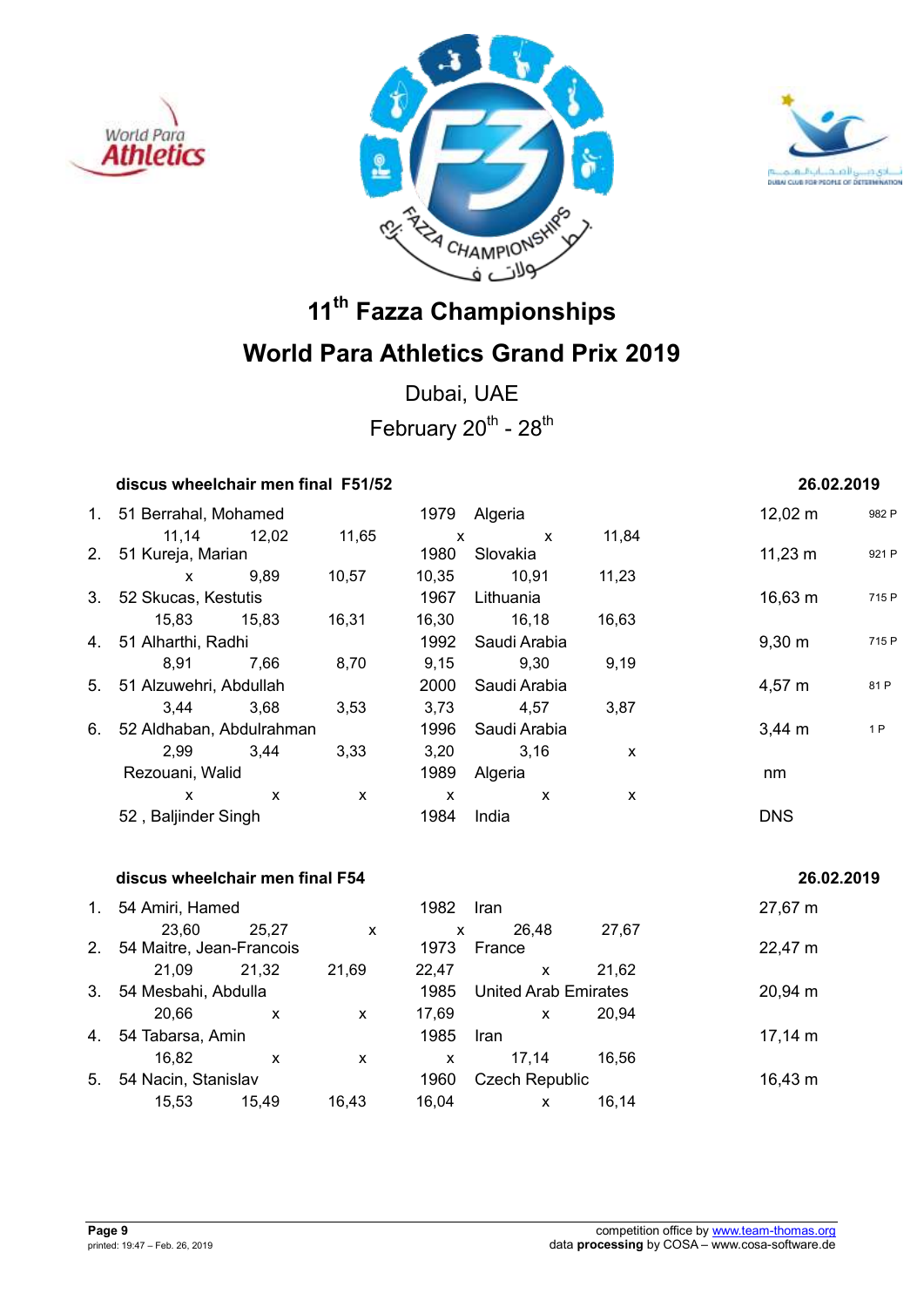# 11th Fazza Championships

## World Para Athletics Grand Prix 2019

Dubai, UAE

February 20th - 28th

### discus wheelchair men final F51/52 — 26.02.2019

| Rank | Class, Name | Year | Country | Result | Points |
|---|---|---|---|---|---|
| 1. | 51 Berrahal, Mohamed | 1979 | Algeria | 12,02 m | 982 P |
| | 11,14 · 12,02 · 11,65 · x · x · 11,84 | | | | |
| 2. | 51 Kureja, Marian | 1980 | Slovakia | 11,23 m | 921 P |
| | x · 9,89 · 10,57 · 10,35 · 10,91 · 11,23 | | | | |
| 3. | 52 Skucas, Kestutis | 1967 | Lithuania | 16,63 m | 715 P |
| | 15,83 · 15,83 · 16,31 · 16,30 · 16,18 · 16,63 | | | | |
| 4. | 51 Alharthi, Radhi | 1992 | Saudi Arabia | 9,30 m | 715 P |
| | 8,91 · 7,66 · 8,70 · 9,15 · 9,30 · 9,19 | | | | |
| 5. | 51 Alzuwehri, Abdullah | 2000 | Saudi Arabia | 4,57 m | 81 P |
| | 3,44 · 3,68 · 3,53 · 3,73 · 4,57 · 3,87 | | | | |
| 6. | 52 Aldhaban, Abdulrahman | 1996 | Saudi Arabia | 3,44 m | 1 P |
| | 2,99 · 3,44 · 3,33 · 3,20 · 3,16 · x | | | | |
| | Rezouani, Walid | 1989 | Algeria | nm | |
| | x · x · x · x · x · x | | | | |
| | 52 , Baljinder Singh | 1984 | India | DNS | |

### discus wheelchair men final F54 — 26.02.2019

| Rank | Class, Name | Year | Country | Result |
|---|---|---|---|---|
| 1. | 54 Amiri, Hamed | 1982 | Iran | 27,67 m |
| | 23,60 · 25,27 · x · x · 26,48 · 27,67 | | | |
| 2. | 54 Maitre, Jean-Francois | 1973 | France | 22,47 m |
| | 21,09 · 21,32 · 21,69 · 22,47 · x · 21,62 | | | |
| 3. | 54 Mesbahi, Abdulla | 1985 | United Arab Emirates | 20,94 m |
| | 20,66 · x · x · 17,69 · x · 20,94 | | | |
| 4. | 54 Tabarsa, Amin | 1985 | Iran | 17,14 m |
| | 16,82 · x · x · x · 17,14 · 16,56 | | | |
| 5. | 54 Nacin, Stanislav | 1960 | Czech Republic | 16,43 m |
| | 15,53 · 15,49 · 16,43 · 16,04 · x · 16,14 | | | |

competition office by www.team-thomas.org
data **processing** by COSA – www.cosa-software.de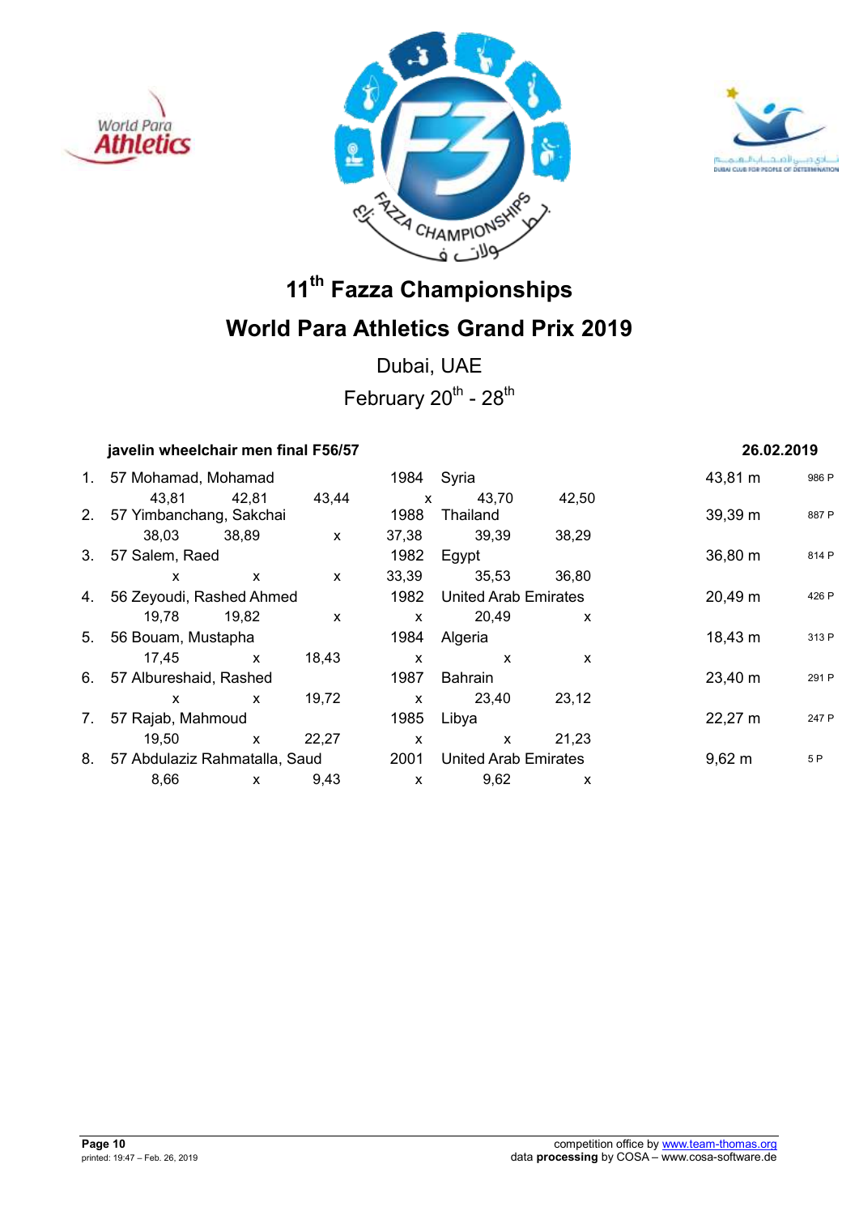# 11th Fazza Championships

# World Para Athletics Grand Prix 2019

Dubai, UAE

February 20th - 28th

### javelin wheelchair men final F56/57

26.02.2019

| Rank | Class | Name | Year | Country | Result | Points |
|---|---|---|---|---|---|---|
| 1. | 57 | Mohamad, Mohamad | 1984 | Syria | 43,81 m | 986 P |
| | | 43,81 / 42,81 / 43,44 / x / 43,70 / 42,50 | | | | |
| 2. | 57 | Yimbanchang, Sakchai | 1988 | Thailand | 39,39 m | 887 P |
| | | 38,03 / 38,89 / x / 37,38 / 39,39 / 38,29 | | | | |
| 3. | 57 | Salem, Raed | 1982 | Egypt | 36,80 m | 814 P |
| | | x / x / x / 33,39 / 35,53 / 36,80 | | | | |
| 4. | 56 | Zeyoudi, Rashed Ahmed | 1982 | United Arab Emirates | 20,49 m | 426 P |
| | | 19,78 / 19,82 / x / x / 20,49 / x | | | | |
| 5. | 56 | Bouam, Mustapha | 1984 | Algeria | 18,43 m | 313 P |
| | | 17,45 / x / 18,43 / x / x / x | | | | |
| 6. | 57 | Albureshaid, Rashed | 1987 | Bahrain | 23,40 m | 291 P |
| | | x / x / 19,72 / x / 23,40 / 23,12 | | | | |
| 7. | 57 | Rajab, Mahmoud | 1985 | Libya | 22,27 m | 247 P |
| | | 19,50 / x / 22,27 / x / x / 21,23 | | | | |
| 8. | 57 | Abdulaziz Rahmatalla, Saud | 2001 | United Arab Emirates | 9,62 m | 5 P |
| | | 8,66 / x / 9,43 / x / 9,62 / x | | | | |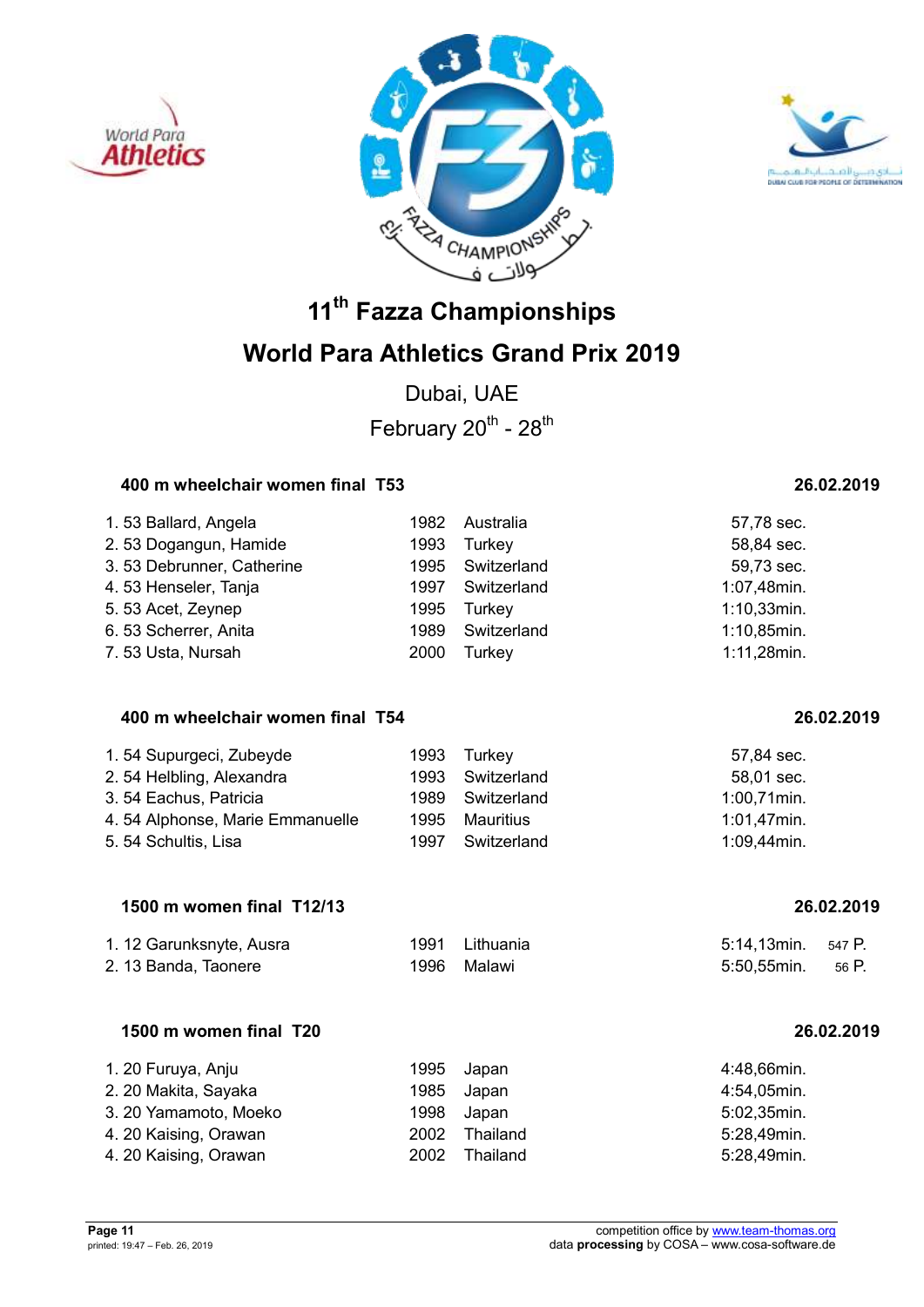# 11th Fazza Championships

# World Para Athletics Grand Prix 2019

Dubai, UAE

February 20th - 28th

### 400 m wheelchair women final T53 — 26.02.2019

| | | | | |
|---|---|---|---|---|
| 1. 53 Ballard, Angela | 1982 | Australia | 57,78 sec. | |
| 2. 53 Dogangun, Hamide | 1993 | Turkey | 58,84 sec. | |
| 3. 53 Debrunner, Catherine | 1995 | Switzerland | 59,73 sec. | |
| 4. 53 Henseler, Tanja | 1997 | Switzerland | 1:07,48min. | |
| 5. 53 Acet, Zeynep | 1995 | Turkey | 1:10,33min. | |
| 6. 53 Scherrer, Anita | 1989 | Switzerland | 1:10,85min. | |
| 7. 53 Usta, Nursah | 2000 | Turkey | 1:11,28min. | |

### 400 m wheelchair women final T54 — 26.02.2019

| | | | | |
|---|---|---|---|---|
| 1. 54 Supurgeci, Zubeyde | 1993 | Turkey | 57,84 sec. | |
| 2. 54 Helbling, Alexandra | 1993 | Switzerland | 58,01 sec. | |
| 3. 54 Eachus, Patricia | 1989 | Switzerland | 1:00,71min. | |
| 4. 54 Alphonse, Marie Emmanuelle | 1995 | Mauritius | 1:01,47min. | |
| 5. 54 Schultis, Lisa | 1997 | Switzerland | 1:09,44min. | |

### 1500 m women final T12/13 — 26.02.2019

| | | | | |
|---|---|---|---|---|
| 1. 12 Garunksnyte, Ausra | 1991 | Lithuania | 5:14,13min. | 547 P. |
| 2. 13 Banda, Taonere | 1996 | Malawi | 5:50,55min. | 56 P. |

### 1500 m women final T20 — 26.02.2019

| | | | | |
|---|---|---|---|---|
| 1. 20 Furuya, Anju | 1995 | Japan | 4:48,66min. | |
| 2. 20 Makita, Sayaka | 1985 | Japan | 4:54,05min. | |
| 3. 20 Yamamoto, Moeko | 1998 | Japan | 5:02,35min. | |
| 4. 20 Kaising, Orawan | 2002 | Thailand | 5:28,49min. | |
| 4. 20 Kaising, Orawan | 2002 | Thailand | 5:28,49min. | |

competition office by www.team-thomas.org
data **processing** by COSA – www.cosa-software.de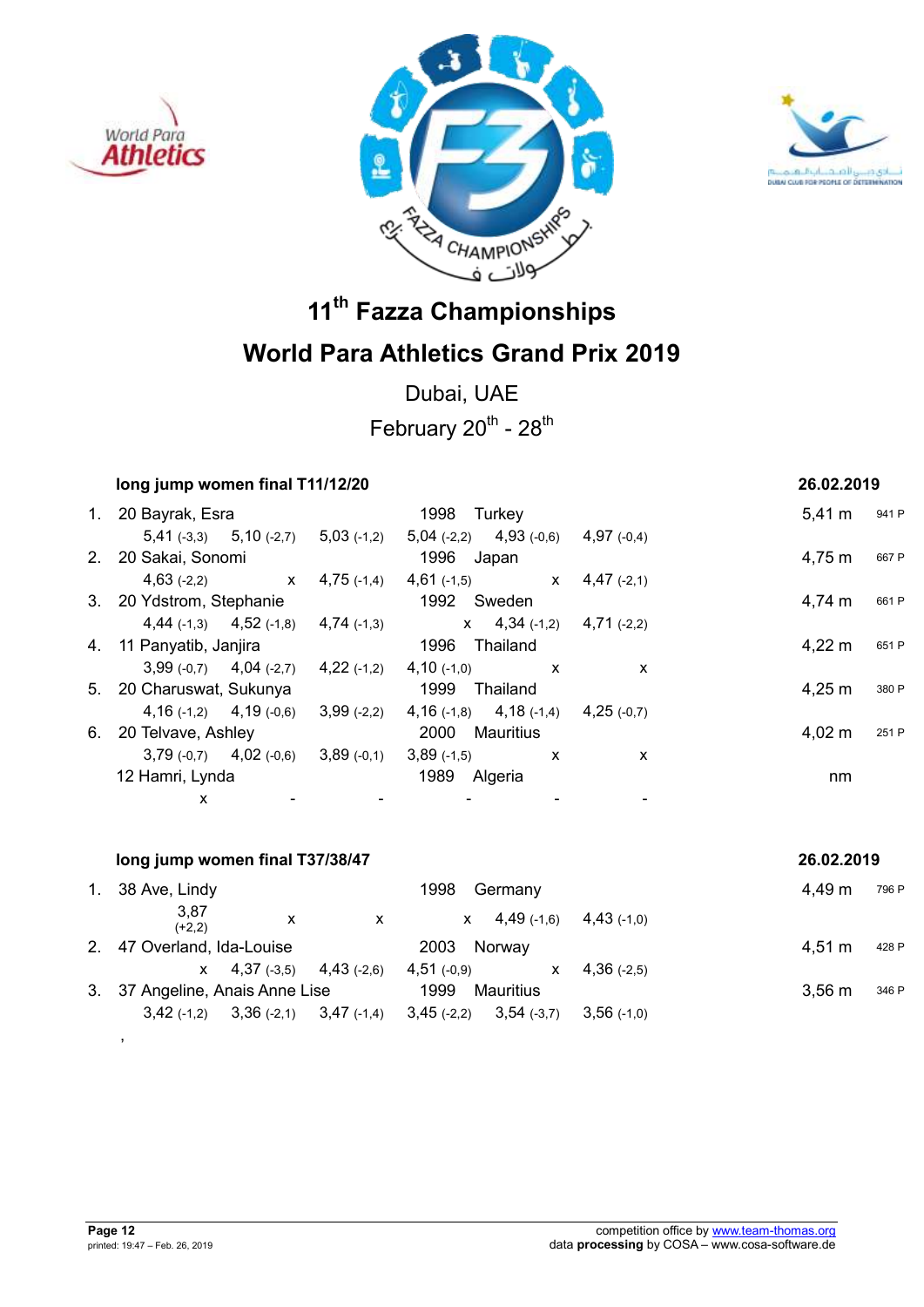# 11th Fazza Championships

# World Para Athletics Grand Prix 2019

Dubai, UAE

February 20th - 28th

## long jump women final T11/12/20 — 26.02.2019

| Rank | Class | Name | Year | Country | Result | Points |
|---|---|---|---|---|---|---|
| 1. | 20 | Bayrak, Esra | 1998 | Turkey | 5,41 m | 941 P |
| | | 5,41 (-3,3) · 5,10 (-2,7) · 5,03 (-1,2) · 5,04 (-2,2) · 4,93 (-0,6) · 4,97 (-0,4) | | | | |
| 2. | 20 | Sakai, Sonomi | 1996 | Japan | 4,75 m | 667 P |
| | | 4,63 (-2,2) · x · 4,75 (-1,4) · 4,61 (-1,5) · x · 4,47 (-2,1) | | | | |
| 3. | 20 | Ydstrom, Stephanie | 1992 | Sweden | 4,74 m | 661 P |
| | | 4,44 (-1,3) · 4,52 (-1,8) · 4,74 (-1,3) · x · 4,34 (-1,2) · 4,71 (-2,2) | | | | |
| 4. | 11 | Panyatib, Janjira | 1996 | Thailand | 4,22 m | 651 P |
| | | 3,99 (-0,7) · 4,04 (-2,7) · 4,22 (-1,2) · 4,10 (-1,0) · x · x | | | | |
| 5. | 20 | Charuswat, Sukunya | 1999 | Thailand | 4,25 m | 380 P |
| | | 4,16 (-1,2) · 4,19 (-0,6) · 3,99 (-2,2) · 4,16 (-1,8) · 4,18 (-1,4) · 4,25 (-0,7) | | | | |
| 6. | 20 | Telvave, Ashley | 2000 | Mauritius | 4,02 m | 251 P |
| | | 3,79 (-0,7) · 4,02 (-0,6) · 3,89 (-0,1) · 3,89 (-1,5) · x · x | | | | |
| | 12 | Hamri, Lynda | 1989 | Algeria | nm | |
| | | x · - · - · - · - · - | | | | |

## long jump women final T37/38/47 — 26.02.2019

| Rank | Class | Name | Year | Country | Result | Points |
|---|---|---|---|---|---|---|
| 1. | 38 | Ave, Lindy | 1998 | Germany | 4,49 m | 796 P |
| | | 3,87 (+2,2) · x · x · x · 4,49 (-1,6) · 4,43 (-1,0) | | | | |
| 2. | 47 | Overland, Ida-Louise | 2003 | Norway | 4,51 m | 428 P |
| | | x · 4,37 (-3,5) · 4,43 (-2,6) · 4,51 (-0,9) · x · 4,36 (-2,5) | | | | |
| 3. | 37 | Angeline, Anais Anne Lise | 1999 | Mauritius | 3,56 m | 346 P |
| | | 3,42 (-1,2) · 3,36 (-2,1) · 3,47 (-1,4) · 3,45 (-2,2) · 3,54 (-3,7) · 3,56 (-1,0) | | | | |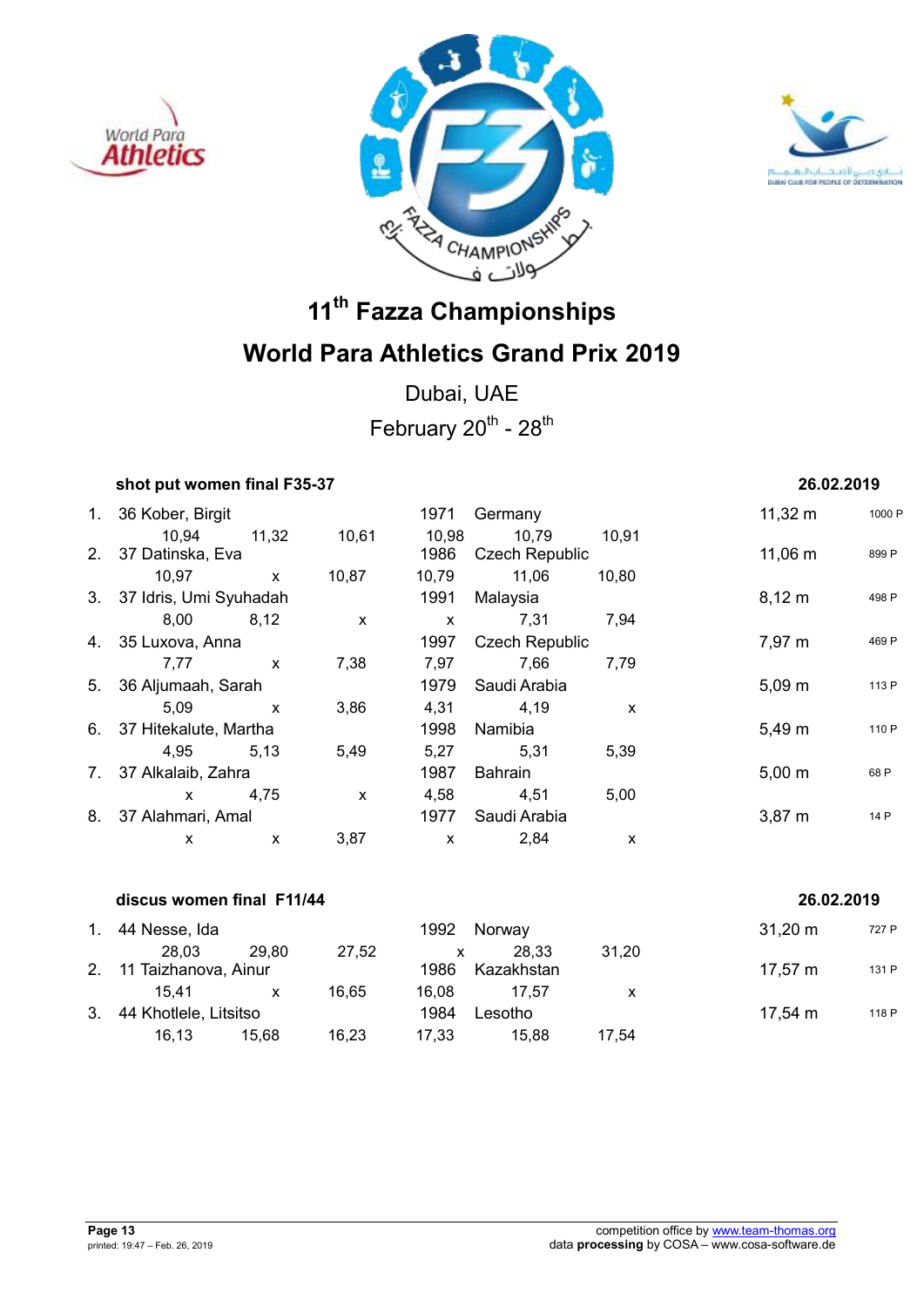# 11th Fazza Championships

# World Para Athletics Grand Prix 2019

Dubai, UAE

February 20th - 28th

### shot put women final F35-37

26.02.2019

| Rank | Class / Name | Year | Country | Result | Points |
|---|---|---|---|---|---|
| 1. | 36 Kober, Birgit | 1971 | Germany | 11,32 m | 1000 P |
| | 10,94 · 11,32 · 10,61 · 10,98 · 10,79 · 10,91 | | | | |
| 2. | 37 Datinska, Eva | 1986 | Czech Republic | 11,06 m | 899 P |
| | 10,97 · x · 10,87 · 10,79 · 11,06 · 10,80 | | | | |
| 3. | 37 Idris, Umi Syuhadah | 1991 | Malaysia | 8,12 m | 498 P |
| | 8,00 · 8,12 · x · x · 7,31 · 7,94 | | | | |
| 4. | 35 Luxova, Anna | 1997 | Czech Republic | 7,97 m | 469 P |
| | 7,77 · x · 7,38 · 7,97 · 7,66 · 7,79 | | | | |
| 5. | 36 Aljumaah, Sarah | 1979 | Saudi Arabia | 5,09 m | 113 P |
| | 5,09 · x · 3,86 · 4,31 · 4,19 · x | | | | |
| 6. | 37 Hitekalute, Martha | 1998 | Namibia | 5,49 m | 110 P |
| | 4,95 · 5,13 · 5,49 · 5,27 · 5,31 · 5,39 | | | | |
| 7. | 37 Alkalaib, Zahra | 1987 | Bahrain | 5,00 m | 68 P |
| | x · 4,75 · x · 4,58 · 4,51 · 5,00 | | | | |
| 8. | 37 Alahmari, Amal | 1977 | Saudi Arabia | 3,87 m | 14 P |
| | x · x · 3,87 · x · 2,84 · x | | | | |

### discus women final F11/44

26.02.2019

| Rank | Class / Name | Year | Country | Result | Points |
|---|---|---|---|---|---|
| 1. | 44 Nesse, Ida | 1992 | Norway | 31,20 m | 727 P |
| | 28,03 · 29,80 · 27,52 · x · 28,33 · 31,20 | | | | |
| 2. | 11 Taizhanova, Ainur | 1986 | Kazakhstan | 17,57 m | 131 P |
| | 15,41 · x · 16,65 · 16,08 · 17,57 · x | | | | |
| 3. | 44 Khotlele, Litsitso | 1984 | Lesotho | 17,54 m | 118 P |
| | 16,13 · 15,68 · 16,23 · 17,33 · 15,88 · 17,54 | | | | |

printed: 19:47 – Feb. 26, 2019

competition office by www.team-thomas.org
data **processing** by COSA – www.cosa-software.de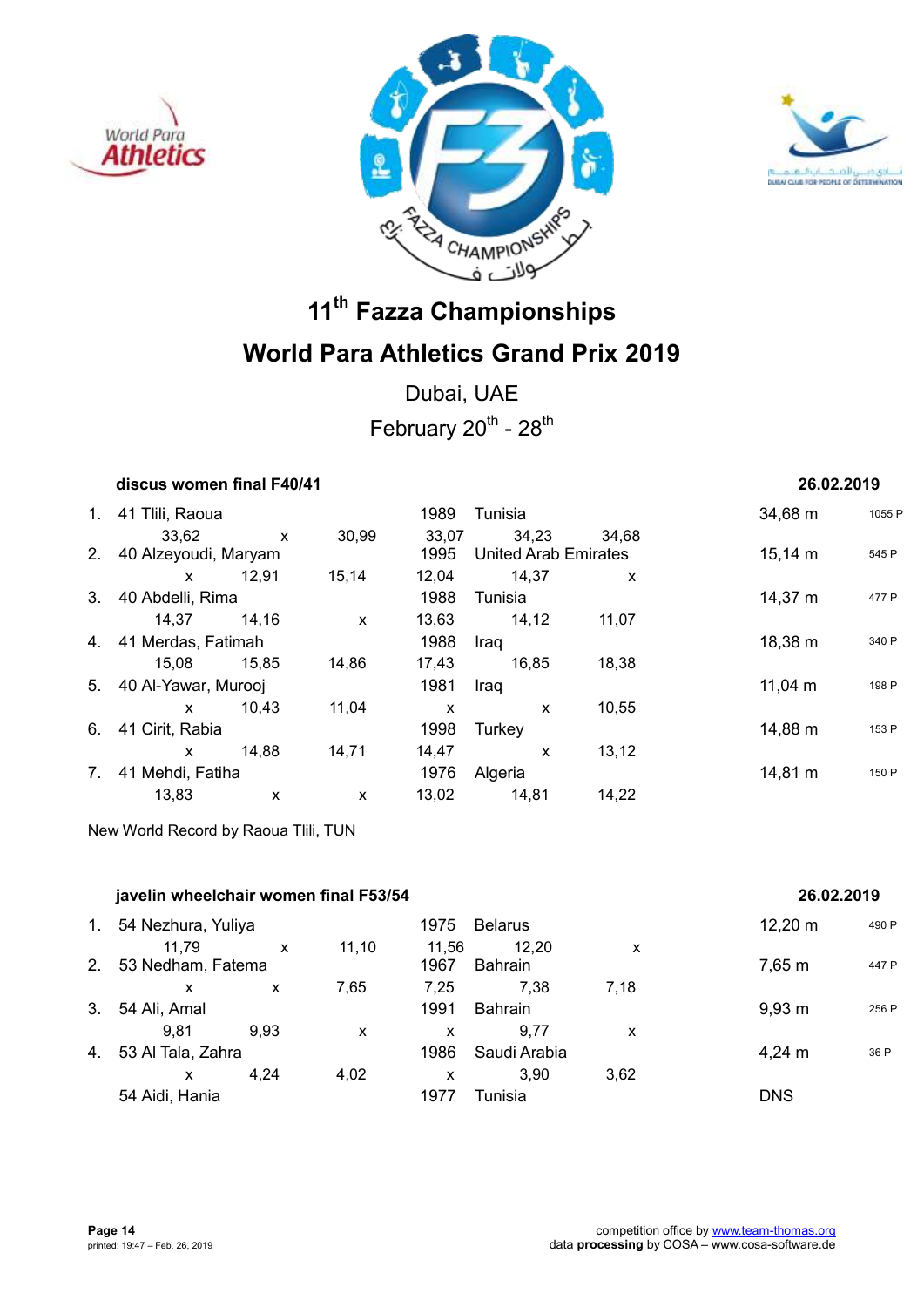# 11th Fazza Championships

## World Para Athletics Grand Prix 2019

Dubai, UAE

February 20th - 28th

### discus women final F40/41 — 26.02.2019

| Rank | Class | Name | Year | Country | Result | Points |
|---|---|---|---|---|---|---|
| 1. | 41 | Tlili, Raoua | 1989 | Tunisia | 34,68 m | 1055 P |
| | | 33,62 / x / 30,99 / 33,07 / 34,23 / 34,68 | | | | |
| 2. | 40 | Alzeyoudi, Maryam | 1995 | United Arab Emirates | 15,14 m | 545 P |
| | | x / 12,91 / 15,14 / 12,04 / 14,37 / x | | | | |
| 3. | 40 | Abdelli, Rima | 1988 | Tunisia | 14,37 m | 477 P |
| | | 14,37 / 14,16 / x / 13,63 / 14,12 / 11,07 | | | | |
| 4. | 41 | Merdas, Fatimah | 1988 | Iraq | 18,38 m | 340 P |
| | | 15,08 / 15,85 / 14,86 / 17,43 / 16,85 / 18,38 | | | | |
| 5. | 40 | Al-Yawar, Murooj | 1981 | Iraq | 11,04 m | 198 P |
| | | x / 10,43 / 11,04 / x / x / 10,55 | | | | |
| 6. | 41 | Cirit, Rabia | 1998 | Turkey | 14,88 m | 153 P |
| | | x / 14,88 / 14,71 / 14,47 / x / 13,12 | | | | |
| 7. | 41 | Mehdi, Fatiha | 1976 | Algeria | 14,81 m | 150 P |
| | | 13,83 / x / x / 13,02 / 14,81 / 14,22 | | | | |

New World Record by Raoua Tlili, TUN

### javelin wheelchair women final F53/54 — 26.02.2019

| Rank | Class | Name | Year | Country | Result | Points |
|---|---|---|---|---|---|---|
| 1. | 54 | Nezhura, Yuliya | 1975 | Belarus | 12,20 m | 490 P |
| | | 11,79 / x / 11,10 / 11,56 / 12,20 / x | | | | |
| 2. | 53 | Nedham, Fatema | 1967 | Bahrain | 7,65 m | 447 P |
| | | x / x / 7,65 / 7,25 / 7,38 / 7,18 | | | | |
| 3. | 54 | Ali, Amal | 1991 | Bahrain | 9,93 m | 256 P |
| | | 9,81 / 9,93 / x / x / 9,77 / x | | | | |
| 4. | 53 | Al Tala, Zahra | 1986 | Saudi Arabia | 4,24 m | 36 P |
| | | x / 4,24 / 4,02 / x / 3,90 / 3,62 | | | | |
| | 54 | Aidi, Hania | 1977 | Tunisia | DNS | |

competition office by www.team-thomas.org
data **processing** by COSA – www.cosa-software.de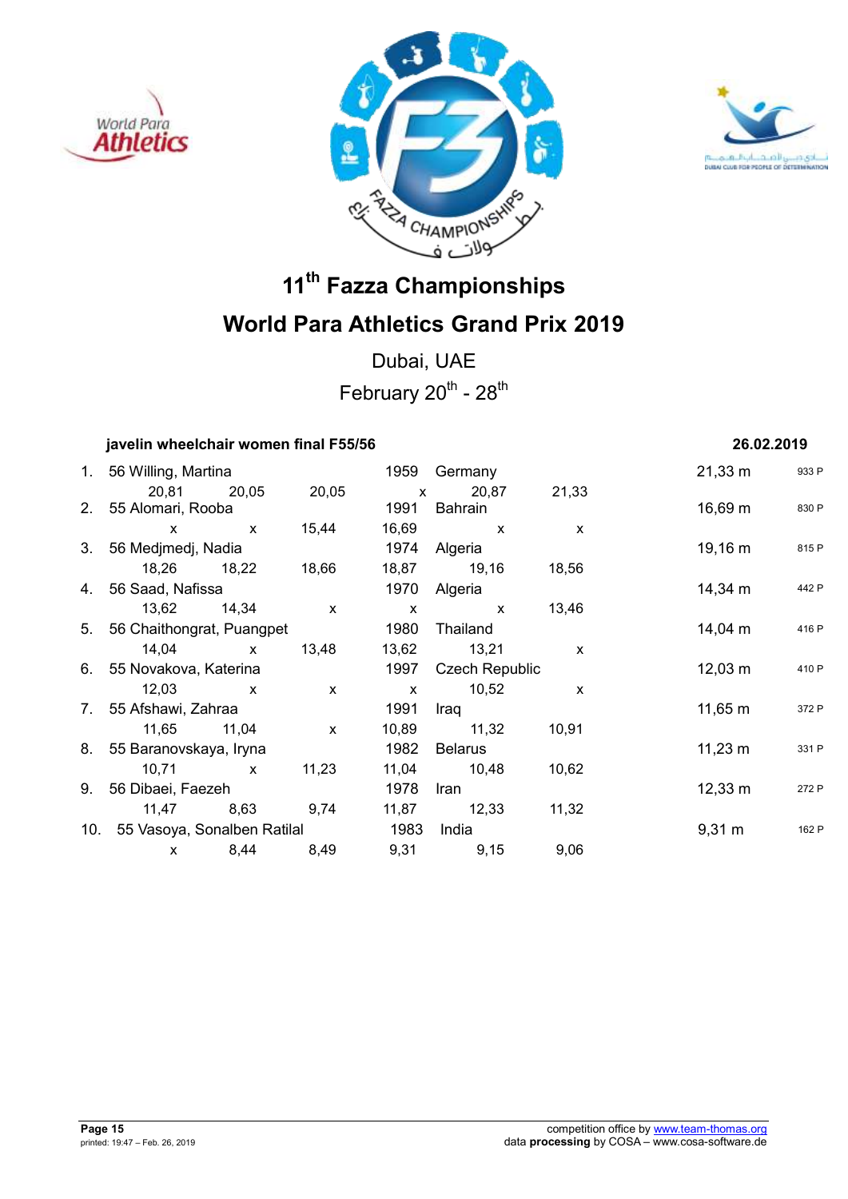# 11th Fazza Championships

# World Para Athletics Grand Prix 2019

Dubai, UAE

February 20th - 28th

**javelin wheelchair women final F55/56** **26.02.2019**

| Rank | Class | Name | Year | Country | Result | Points |
|---|---|---|---|---|---|---|
| 1. | 56 | Willing, Martina | 1959 | Germany | 21,33 m | 933 P |
| | | 20,81 / 20,05 / 20,05 / x / 20,87 / 21,33 | | | | |
| 2. | 55 | Alomari, Rooba | 1991 | Bahrain | 16,69 m | 830 P |
| | | x / x / 15,44 / 16,69 / x / x | | | | |
| 3. | 56 | Medjmedj, Nadia | 1974 | Algeria | 19,16 m | 815 P |
| | | 18,26 / 18,22 / 18,66 / 18,87 / 19,16 / 18,56 | | | | |
| 4. | 56 | Saad, Nafissa | 1970 | Algeria | 14,34 m | 442 P |
| | | 13,62 / 14,34 / x / x / x / 13,46 | | | | |
| 5. | 56 | Chaithongrat, Puangpet | 1980 | Thailand | 14,04 m | 416 P |
| | | 14,04 / x / 13,48 / 13,62 / 13,21 / x | | | | |
| 6. | 55 | Novakova, Katerina | 1997 | Czech Republic | 12,03 m | 410 P |
| | | 12,03 / x / x / x / 10,52 / x | | | | |
| 7. | 55 | Afshawi, Zahraa | 1991 | Iraq | 11,65 m | 372 P |
| | | 11,65 / 11,04 / x / 10,89 / 11,32 / 10,91 | | | | |
| 8. | 55 | Baranovskaya, Iryna | 1982 | Belarus | 11,23 m | 331 P |
| | | 10,71 / x / 11,23 / 11,04 / 10,48 / 10,62 | | | | |
| 9. | 56 | Dibaei, Faezeh | 1978 | Iran | 12,33 m | 272 P |
| | | 11,47 / 8,63 / 9,74 / 11,87 / 12,33 / 11,32 | | | | |
| 10. | 55 | Vasoya, Sonalben Ratilal | 1983 | India | 9,31 m | 162 P |
| | | x / 8,44 / 8,49 / 9,31 / 9,15 / 9,06 | | | | |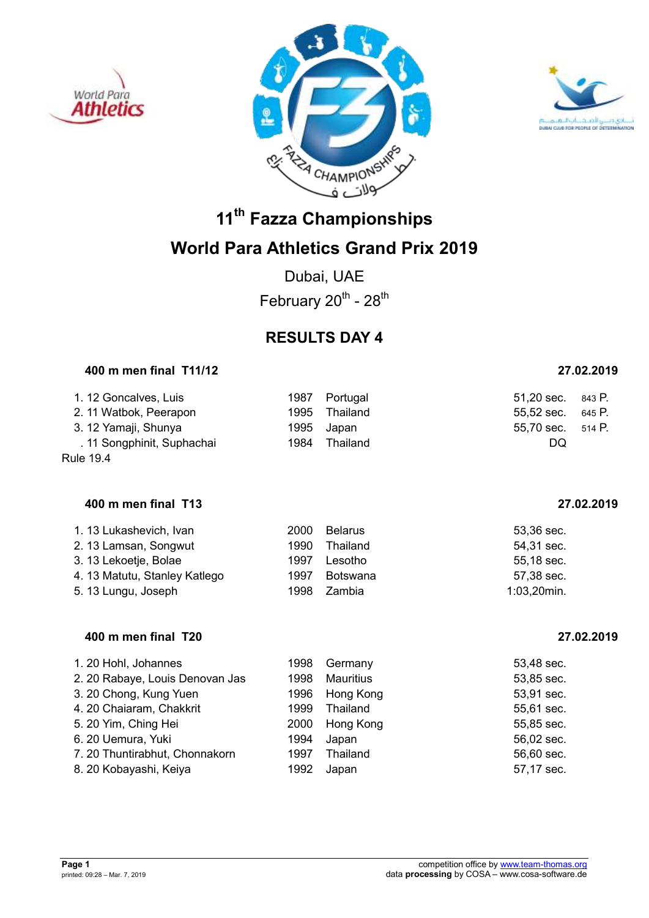# 11th Fazza Championships

# World Para Athletics Grand Prix 2019

Dubai, UAE

February 20th - 28th

## RESULTS DAY 4

### 400 m men final T11/12 — 27.02.2019

| Rank | Class | Name | Year | Country | Result | Points |
|---|---|---|---|---|---|---|
| 1. | 12 | Goncalves, Luis | 1987 | Portugal | 51,20 sec. | 843 P. |
| 2. | 11 | Watbok, Peerapon | 1995 | Thailand | 55,52 sec. | 645 P. |
| 3. | 12 | Yamaji, Shunya | 1995 | Japan | 55,70 sec. | 514 P. |
| . | 11 | Songphinit, Suphachai | 1984 | Thailand | DQ | |

Rule 19.4

### 400 m men final T13 — 27.02.2019

| Rank | Class | Name | Year | Country | Result |
|---|---|---|---|---|---|
| 1. | 13 | Lukashevich, Ivan | 2000 | Belarus | 53,36 sec. |
| 2. | 13 | Lamsan, Songwut | 1990 | Thailand | 54,31 sec. |
| 3. | 13 | Lekoetje, Bolae | 1997 | Lesotho | 55,18 sec. |
| 4. | 13 | Matutu, Stanley Katlego | 1997 | Botswana | 57,38 sec. |
| 5. | 13 | Lungu, Joseph | 1998 | Zambia | 1:03,20min. |

### 400 m men final T20 — 27.02.2019

| Rank | Class | Name | Year | Country | Result |
|---|---|---|---|---|---|
| 1. | 20 | Hohl, Johannes | 1998 | Germany | 53,48 sec. |
| 2. | 20 | Rabaye, Louis Denovan Jas | 1998 | Mauritius | 53,85 sec. |
| 3. | 20 | Chong, Kung Yuen | 1996 | Hong Kong | 53,91 sec. |
| 4. | 20 | Chaiaram, Chakkrit | 1999 | Thailand | 55,61 sec. |
| 5. | 20 | Yim, Ching Hei | 2000 | Hong Kong | 55,85 sec. |
| 6. | 20 | Uemura, Yuki | 1994 | Japan | 56,02 sec. |
| 7. | 20 | Thuntirabhut, Chonnakorn | 1997 | Thailand | 56,60 sec. |
| 8. | 20 | Kobayashi, Keiya | 1992 | Japan | 57,17 sec. |

printed: 09:28 – Mar. 7, 2019

competition office by www.team-thomas.org
data **processing** by COSA – www.cosa-software.de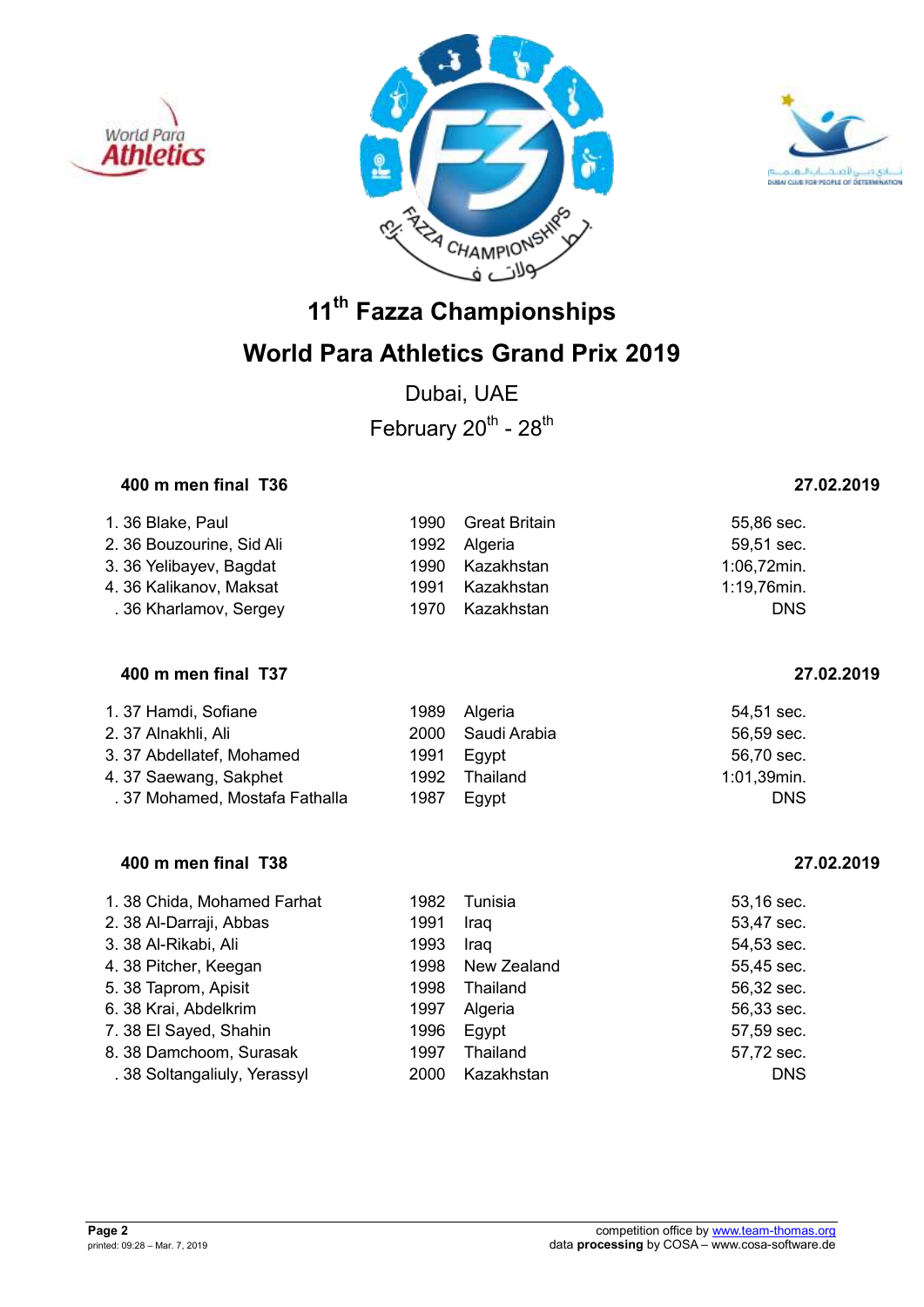# 11th Fazza Championships

# World Para Athletics Grand Prix 2019

Dubai, UAE

February 20th - 28th

### 400 m men final T36 — 27.02.2019

| | | | | |
|---|---|---|---|---|
| 1. 36 | Blake, Paul | 1990 | Great Britain | 55,86 sec. |
| 2. 36 | Bouzourine, Sid Ali | 1992 | Algeria | 59,51 sec. |
| 3. 36 | Yelibayev, Bagdat | 1990 | Kazakhstan | 1:06,72min. |
| 4. 36 | Kalikanov, Maksat | 1991 | Kazakhstan | 1:19,76min. |
| . 36 | Kharlamov, Sergey | 1970 | Kazakhstan | DNS |

### 400 m men final T37 — 27.02.2019

| | | | | |
|---|---|---|---|---|
| 1. 37 | Hamdi, Sofiane | 1989 | Algeria | 54,51 sec. |
| 2. 37 | Alnakhli, Ali | 2000 | Saudi Arabia | 56,59 sec. |
| 3. 37 | Abdellatef, Mohamed | 1991 | Egypt | 56,70 sec. |
| 4. 37 | Saewang, Sakphet | 1992 | Thailand | 1:01,39min. |
| . 37 | Mohamed, Mostafa Fathalla | 1987 | Egypt | DNS |

### 400 m men final T38 — 27.02.2019

| | | | | |
|---|---|---|---|---|
| 1. 38 | Chida, Mohamed Farhat | 1982 | Tunisia | 53,16 sec. |
| 2. 38 | Al-Darraji, Abbas | 1991 | Iraq | 53,47 sec. |
| 3. 38 | Al-Rikabi, Ali | 1993 | Iraq | 54,53 sec. |
| 4. 38 | Pitcher, Keegan | 1998 | New Zealand | 55,45 sec. |
| 5. 38 | Taprom, Apisit | 1998 | Thailand | 56,32 sec. |
| 6. 38 | Krai, Abdelkrim | 1997 | Algeria | 56,33 sec. |
| 7. 38 | El Sayed, Shahin | 1996 | Egypt | 57,59 sec. |
| 8. 38 | Damchoom, Surasak | 1997 | Thailand | 57,72 sec. |
| . 38 | Soltangaliuly, Yerassyl | 2000 | Kazakhstan | DNS |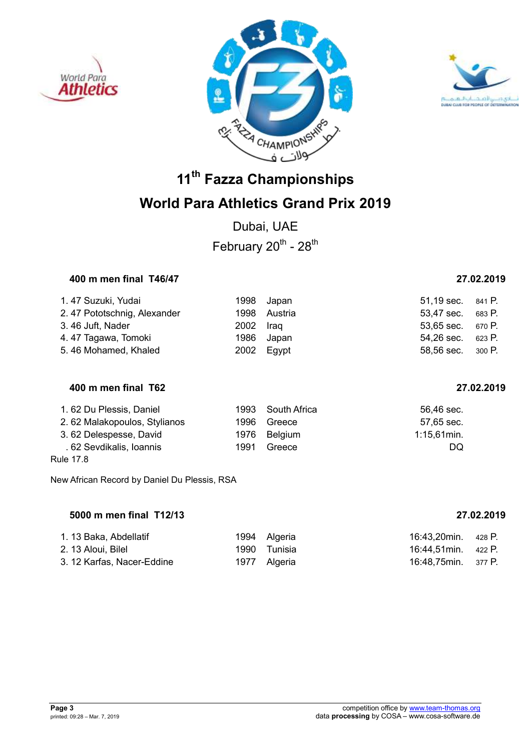# 11th Fazza Championships

# World Para Athletics Grand Prix 2019

Dubai, UAE

February 20th - 28th

### 400 m men final T46/47 — 27.02.2019

| Rank | Class | Name | Year | Country | Result | Points |
|---|---|---|---|---|---|---|
| 1. | 47 | Suzuki, Yudai | 1998 | Japan | 51,19 sec. | 841 P. |
| 2. | 47 | Pototschnig, Alexander | 1998 | Austria | 53,47 sec. | 683 P. |
| 3. | 46 | Juft, Nader | 2002 | Iraq | 53,65 sec. | 670 P. |
| 4. | 47 | Tagawa, Tomoki | 1986 | Japan | 54,26 sec. | 623 P. |
| 5. | 46 | Mohamed, Khaled | 2002 | Egypt | 58,56 sec. | 300 P. |

### 400 m men final T62 — 27.02.2019

| Rank | Class | Name | Year | Country | Result |
|---|---|---|---|---|---|
| 1. | 62 | Du Plessis, Daniel | 1993 | South Africa | 56,46 sec. |
| 2. | 62 | Malakopoulos, Stylianos | 1996 | Greece | 57,65 sec. |
| 3. | 62 | Delespesse, David | 1976 | Belgium | 1:15,61min. |
| . | 62 | Sevdikalis, Ioannis | 1991 | Greece | DQ |

Rule 17.8

New African Record by Daniel Du Plessis, RSA

### 5000 m men final T12/13 — 27.02.2019

| Rank | Class | Name | Year | Country | Result | Points |
|---|---|---|---|---|---|---|
| 1. | 13 | Baka, Abdellatif | 1994 | Algeria | 16:43,20min. | 428 P. |
| 2. | 13 | Aloui, Bilel | 1990 | Tunisia | 16:44,51min. | 422 P. |
| 3. | 12 | Karfas, Nacer-Eddine | 1977 | Algeria | 16:48,75min. | 377 P. |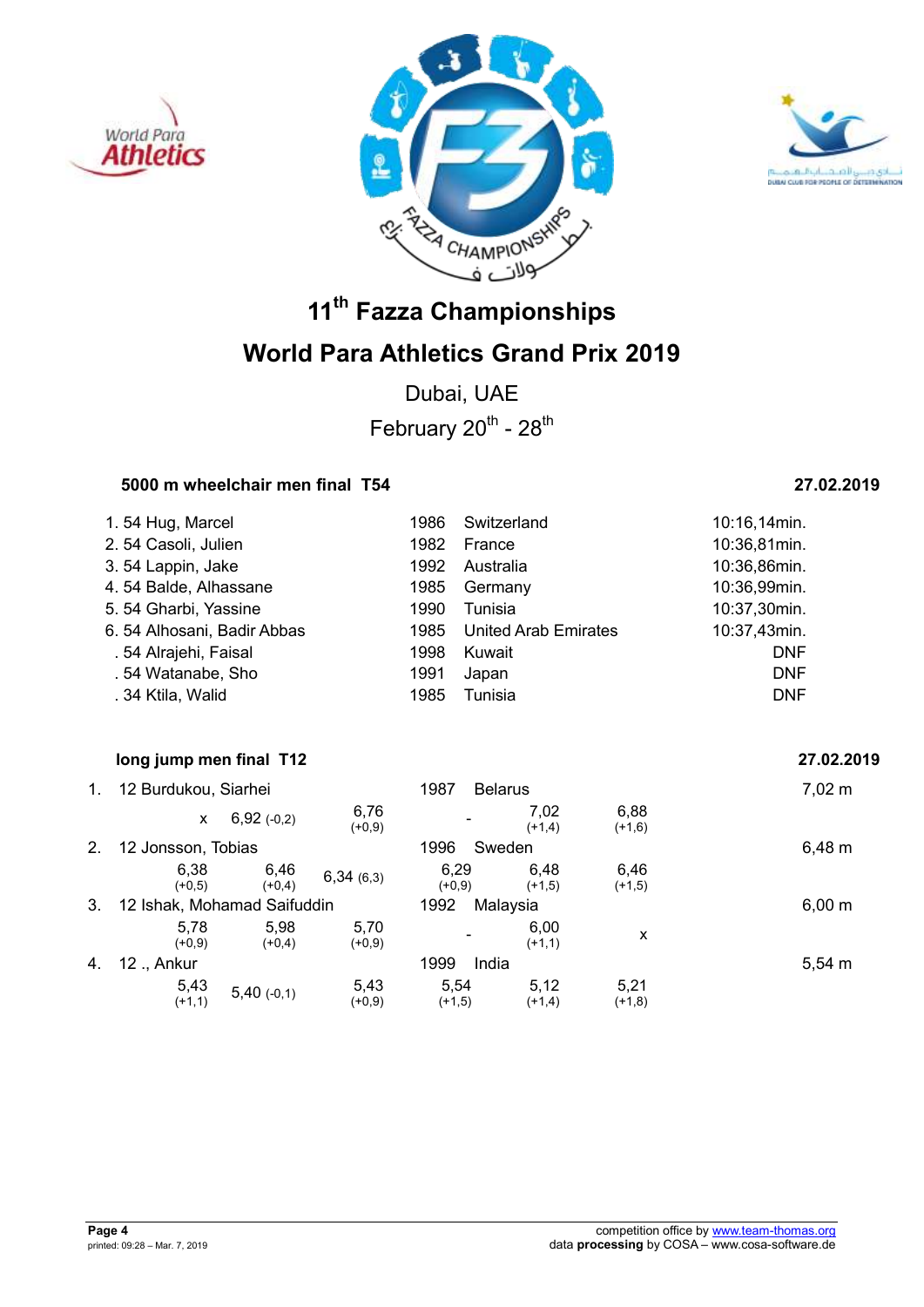# 11th Fazza Championships

# World Para Athletics Grand Prix 2019

Dubai, UAE

February 20th - 28th

### 5000 m wheelchair men final T54 — 27.02.2019

| Rank | Class | Name | Year | Country | Result |
|---|---|---|---|---|---|
| 1. | 54 | Hug, Marcel | 1986 | Switzerland | 10:16,14min. |
| 2. | 54 | Casoli, Julien | 1982 | France | 10:36,81min. |
| 3. | 54 | Lappin, Jake | 1992 | Australia | 10:36,86min. |
| 4. | 54 | Balde, Alhassane | 1985 | Germany | 10:36,99min. |
| 5. | 54 | Gharbi, Yassine | 1990 | Tunisia | 10:37,30min. |
| 6. | 54 | Alhosani, Badir Abbas | 1985 | United Arab Emirates | 10:37,43min. |
| . | 54 | Alrajehi, Faisal | 1998 | Kuwait | DNF |
| . | 54 | Watanabe, Sho | 1991 | Japan | DNF |
| . | 34 | Ktila, Walid | 1985 | Tunisia | DNF |

### long jump men final T12 — 27.02.2019

| Rank | Class | Name | Year | Country | 1 | 2 | 3 | 4 | 5 | 6 | Result |
|---|---|---|---|---|---|---|---|---|---|---|---|
| 1. | 12 | Burdukou, Siarhei | 1987 | Belarus | x | 6,92 (-0,2) | 6,76 (+0,9) | - | 7,02 (+1,4) | 6,88 (+1,6) | 7,02 m |
| 2. | 12 | Jonsson, Tobias | 1996 | Sweden | 6,38 (+0,5) | 6,46 (+0,4) | 6,34 (6,3) | 6,29 (+0,9) | 6,48 (+1,5) | 6,46 (+1,5) | 6,48 m |
| 3. | 12 | Ishak, Mohamad Saifuddin | 1992 | Malaysia | 5,78 (+0,9) | 5,98 (+0,4) | 5,70 (+0,9) | - | 6,00 (+1,1) | x | 6,00 m |
| 4. | 12 | ., Ankur | 1999 | India | 5,43 (+1,1) | 5,40 (-0,1) | 5,43 (+0,9) | 5,54 (+1,5) | 5,12 (+1,4) | 5,21 (+1,8) | 5,54 m |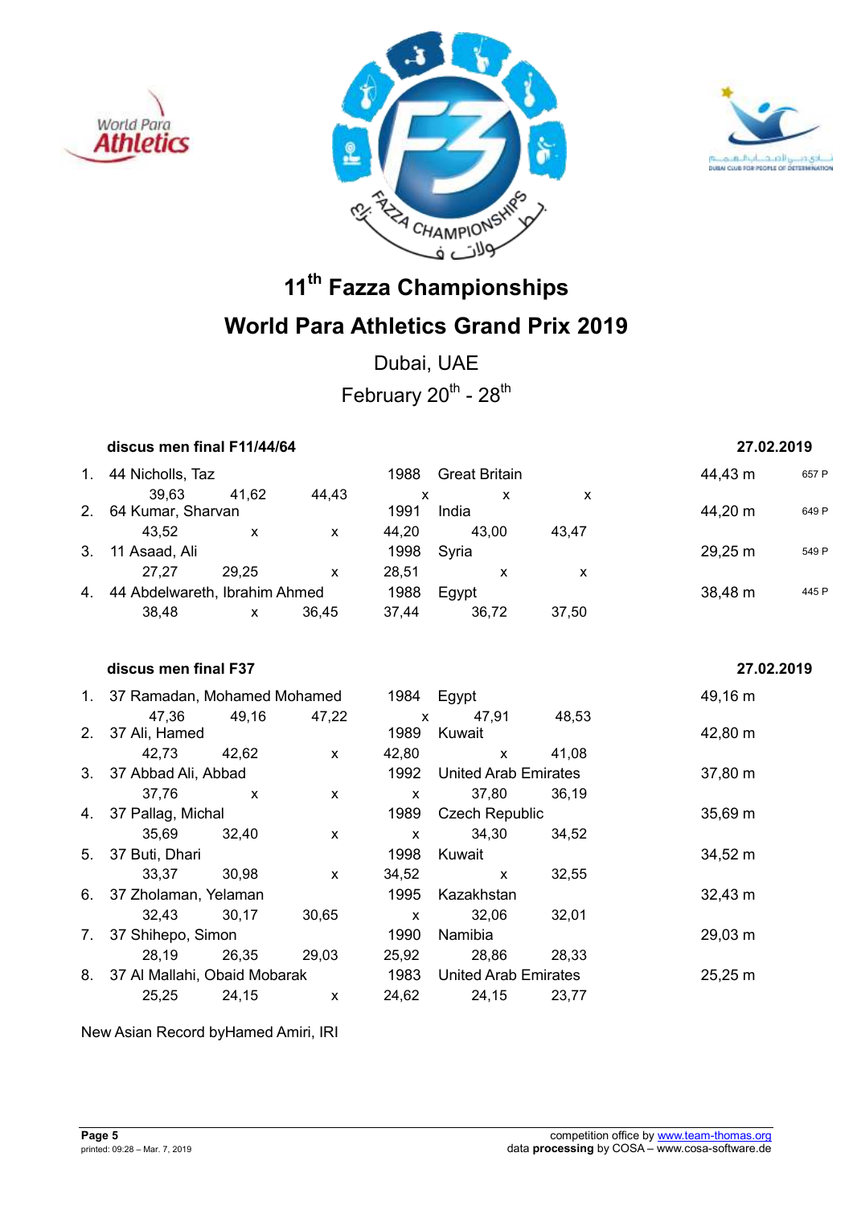# 11th Fazza Championships

# World Para Athletics Grand Prix 2019

Dubai, UAE

February 20th - 28th

### discus men final F11/44/64 — 27.02.2019

| Rank | Class | Name | Year | Country | Result | Points |
|---|---|---|---|---|---|---|
| 1. | 44 | Nicholls, Taz | 1988 | Great Britain | 44,43 m | 657 P |
| | | 39,63 / 41,62 / 44,43 / x / x / x | | | | |
| 2. | 64 | Kumar, Sharvan | 1991 | India | 44,20 m | 649 P |
| | | 43,52 / x / x / 44,20 / 43,00 / 43,47 | | | | |
| 3. | 11 | Asaad, Ali | 1998 | Syria | 29,25 m | 549 P |
| | | 27,27 / 29,25 / x / 28,51 / x / x | | | | |
| 4. | 44 | Abdelwareth, Ibrahim Ahmed | 1988 | Egypt | 38,48 m | 445 P |
| | | 38,48 / x / 36,45 / 37,44 / 36,72 / 37,50 | | | | |

### discus men final F37 — 27.02.2019

| Rank | Class | Name | Year | Country | Result |
|---|---|---|---|---|---|
| 1. | 37 | Ramadan, Mohamed Mohamed | 1984 | Egypt | 49,16 m |
| | | 47,36 / 49,16 / 47,22 / x / 47,91 / 48,53 | | | |
| 2. | 37 | Ali, Hamed | 1989 | Kuwait | 42,80 m |
| | | 42,73 / 42,62 / x / 42,80 / x / 41,08 | | | |
| 3. | 37 | Abbad Ali, Abbad | 1992 | United Arab Emirates | 37,80 m |
| | | 37,76 / x / x / x / 37,80 / 36,19 | | | |
| 4. | 37 | Pallag, Michal | 1989 | Czech Republic | 35,69 m |
| | | 35,69 / 32,40 / x / x / 34,30 / 34,52 | | | |
| 5. | 37 | Buti, Dhari | 1998 | Kuwait | 34,52 m |
| | | 33,37 / 30,98 / x / 34,52 / x / 32,55 | | | |
| 6. | 37 | Zholaman, Yelaman | 1995 | Kazakhstan | 32,43 m |
| | | 32,43 / 30,17 / 30,65 / x / 32,06 / 32,01 | | | |
| 7. | 37 | Shihepo, Simon | 1990 | Namibia | 29,03 m |
| | | 28,19 / 26,35 / 29,03 / 25,92 / 28,86 / 28,33 | | | |
| 8. | 37 | Al Mallahi, Obaid Mobarak | 1983 | United Arab Emirates | 25,25 m |
| | | 25,25 / 24,15 / x / 24,62 / 24,15 / 23,77 | | | |

New Asian Record byHamed Amiri, IRI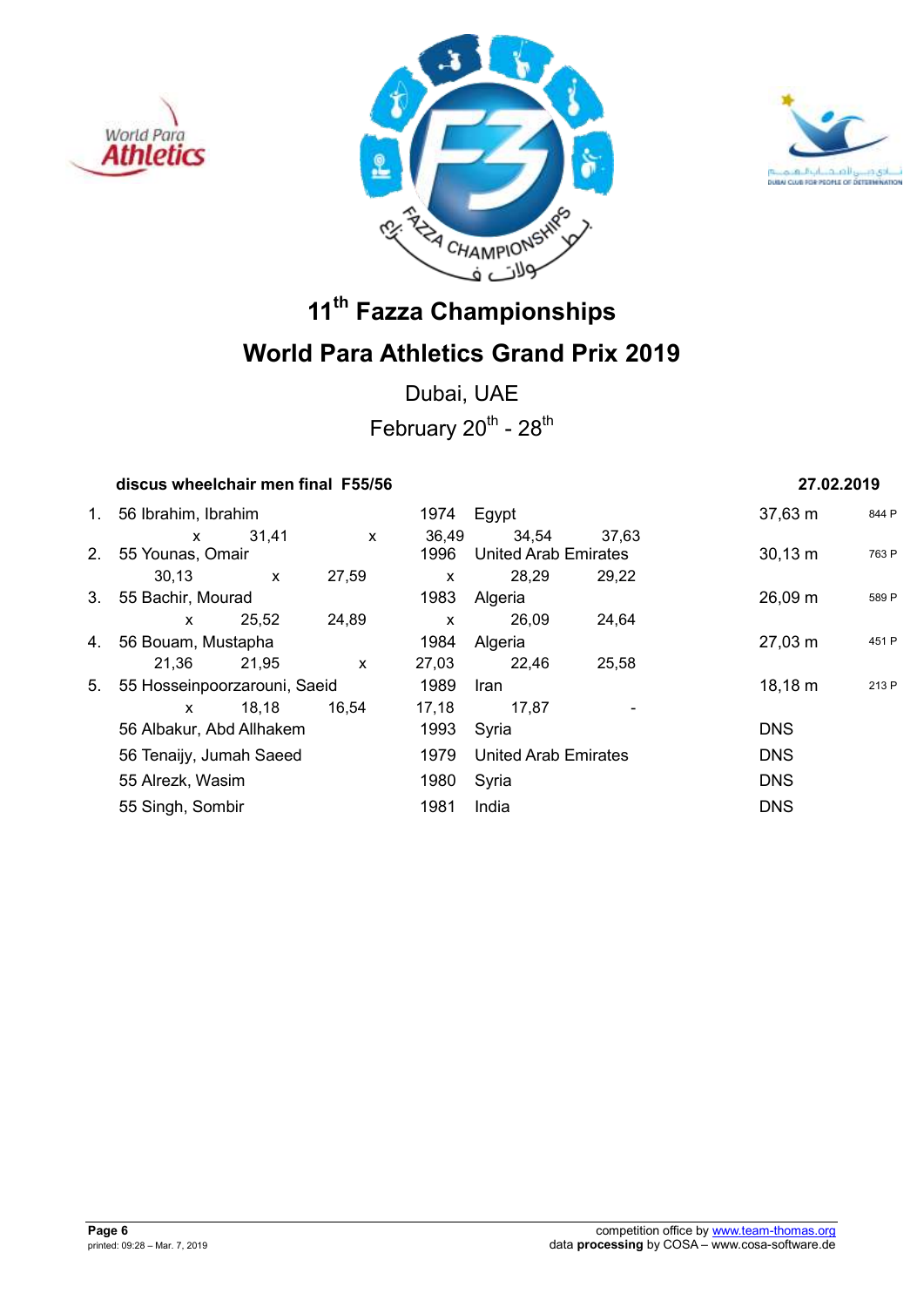# 11th Fazza Championships

# World Para Athletics Grand Prix 2019

Dubai, UAE

February 20th - 28th

**discus wheelchair men final F55/56** **27.02.2019**

| Rank | Class / Name | Year | Country | Result | Points |
|---|---|---|---|---|---|
| 1. | 56 Ibrahim, Ibrahim | 1974 | Egypt | 37,63 m | 844 P |
| | x · 31,41 · x · 36,49 · 34,54 · 37,63 | | | | |
| 2. | 55 Younas, Omair | 1996 | United Arab Emirates | 30,13 m | 763 P |
| | 30,13 · x · 27,59 · x · 28,29 · 29,22 | | | | |
| 3. | 55 Bachir, Mourad | 1983 | Algeria | 26,09 m | 589 P |
| | x · 25,52 · 24,89 · x · 26,09 · 24,64 | | | | |
| 4. | 56 Bouam, Mustapha | 1984 | Algeria | 27,03 m | 451 P |
| | 21,36 · 21,95 · x · 27,03 · 22,46 · 25,58 | | | | |
| 5. | 55 Hosseinpoorzarouni, Saeid | 1989 | Iran | 18,18 m | 213 P |
| | x · 18,18 · 16,54 · 17,18 · 17,87 · - | | | | |
| | 56 Albakur, Abd Allhakem | 1993 | Syria | DNS | |
| | 56 Tenaijy, Jumah Saeed | 1979 | United Arab Emirates | DNS | |
| | 55 Alrezk, Wasim | 1980 | Syria | DNS | |
| | 55 Singh, Sombir | 1981 | India | DNS | |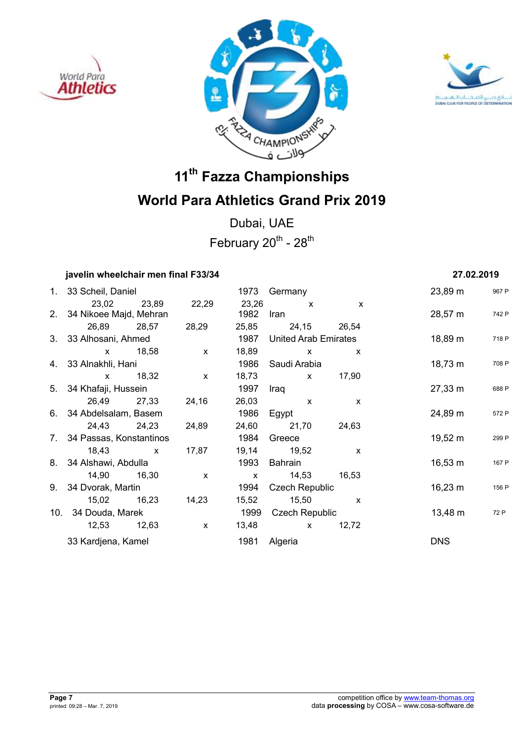# 11th Fazza Championships

# World Para Athletics Grand Prix 2019

Dubai, UAE

February 20th - 28th

**javelin wheelchair men final F33/34** **27.02.2019**

| Rank | Class | Name | Year | Country | Result | Points |
|---|---|---|---|---|---|---|
| 1. | 33 | Scheil, Daniel | 1973 | Germany | 23,89 m | 967 P |
| | | 23,02 / 23,89 / 22,29 / 23,26 / x / x | | | | |
| 2. | 34 | Nikoee Majd, Mehran | 1982 | Iran | 28,57 m | 742 P |
| | | 26,89 / 28,57 / 28,29 / 25,85 / 24,15 / 26,54 | | | | |
| 3. | 33 | Alhosani, Ahmed | 1987 | United Arab Emirates | 18,89 m | 718 P |
| | | x / 18,58 / x / 18,89 / x / x | | | | |
| 4. | 33 | Alnakhli, Hani | 1986 | Saudi Arabia | 18,73 m | 708 P |
| | | x / 18,32 / x / 18,73 / x / 17,90 | | | | |
| 5. | 34 | Khafaji, Hussein | 1997 | Iraq | 27,33 m | 688 P |
| | | 26,49 / 27,33 / 24,16 / 26,03 / x / x | | | | |
| 6. | 34 | Abdelsalam, Basem | 1986 | Egypt | 24,89 m | 572 P |
| | | 24,43 / 24,23 / 24,89 / 24,60 / 21,70 / 24,63 | | | | |
| 7. | 34 | Passas, Konstantinos | 1984 | Greece | 19,52 m | 299 P |
| | | 18,43 / x / 17,87 / 19,14 / 19,52 / x | | | | |
| 8. | 34 | Alshawi, Abdulla | 1993 | Bahrain | 16,53 m | 167 P |
| | | 14,90 / 16,30 / x / x / 14,53 / 16,53 | | | | |
| 9. | 34 | Dvorak, Martin | 1994 | Czech Republic | 16,23 m | 156 P |
| | | 15,02 / 16,23 / 14,23 / 15,52 / 15,50 / x | | | | |
| 10. | 34 | Douda, Marek | 1999 | Czech Republic | 13,48 m | 72 P |
| | | 12,53 / 12,63 / x / 13,48 / x / 12,72 | | | | |
| | 33 | Kardjena, Kamel | 1981 | Algeria | DNS | |

competition office by www.team-thomas.org
data **processing** by COSA – www.cosa-software.de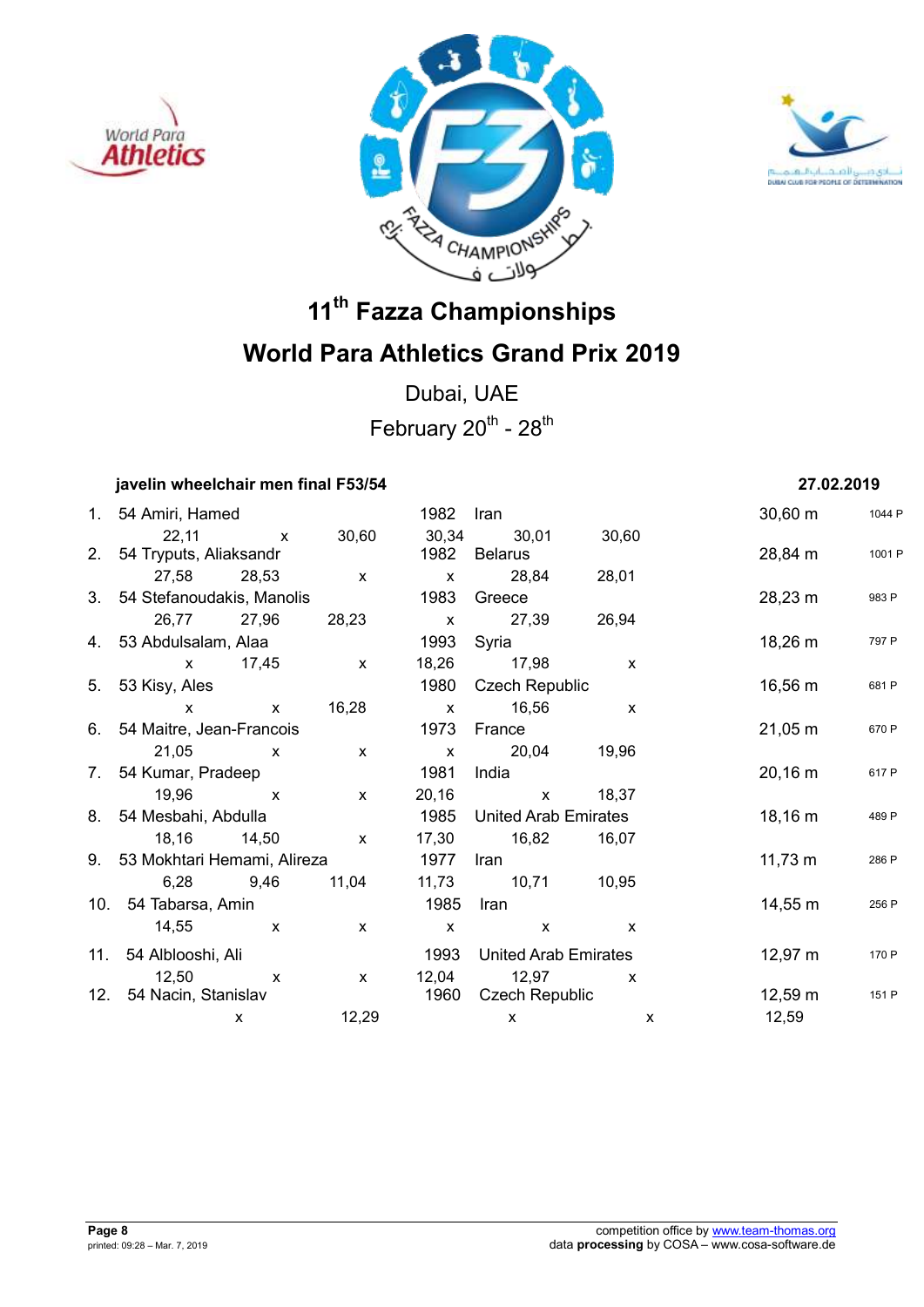# 11th Fazza Championships

# World Para Athletics Grand Prix 2019

Dubai, UAE

February 20th - 28th

### javelin wheelchair men final F53/54 — 27.02.2019

| Rank | Class | Name | Year | Country | Result | Points |
|---|---|---|---|---|---|---|
| 1. | 54 | Amiri, Hamed | 1982 | Iran | 30,60 m | 1044 P |
| | | 22,11 / x / 30,60 / 30,34 / 30,01 / 30,60 | | | | |
| 2. | 54 | Tryputs, Aliaksandr | 1982 | Belarus | 28,84 m | 1001 P |
| | | 27,58 / 28,53 / x / x / 28,84 / 28,01 | | | | |
| 3. | 54 | Stefanoudakis, Manolis | 1983 | Greece | 28,23 m | 983 P |
| | | 26,77 / 27,96 / 28,23 / x / 27,39 / 26,94 | | | | |
| 4. | 53 | Abdulsalam, Alaa | 1993 | Syria | 18,26 m | 797 P |
| | | x / 17,45 / x / 18,26 / 17,98 / x | | | | |
| 5. | 53 | Kisy, Ales | 1980 | Czech Republic | 16,56 m | 681 P |
| | | x / x / 16,28 / x / 16,56 / x | | | | |
| 6. | 54 | Maitre, Jean-Francois | 1973 | France | 21,05 m | 670 P |
| | | 21,05 / x / x / x / 20,04 / 19,96 | | | | |
| 7. | 54 | Kumar, Pradeep | 1981 | India | 20,16 m | 617 P |
| | | 19,96 / x / x / 20,16 / x / 18,37 | | | | |
| 8. | 54 | Mesbahi, Abdulla | 1985 | United Arab Emirates | 18,16 m | 489 P |
| | | 18,16 / 14,50 / x / 17,30 / 16,82 / 16,07 | | | | |
| 9. | 53 | Mokhtari Hemami, Alireza | 1977 | Iran | 11,73 m | 286 P |
| | | 6,28 / 9,46 / 11,04 / 11,73 / 10,71 / 10,95 | | | | |
| 10. | 54 | Tabarsa, Amin | 1985 | Iran | 14,55 m | 256 P |
| | | 14,55 / x / x / x / x / x | | | | |
| 11. | 54 | Alblooshi, Ali | 1993 | United Arab Emirates | 12,97 m | 170 P |
| | | 12,50 / x / x / 12,04 / 12,97 / x | | | | |
| 12. | 54 | Nacin, Stanislav | 1960 | Czech Republic | 12,59 m | 151 P |
| | | x / 12,29 / x / x / 12,59 | | | | |

competition office by www.team-thomas.org
data **processing** by COSA – www.cosa-software.de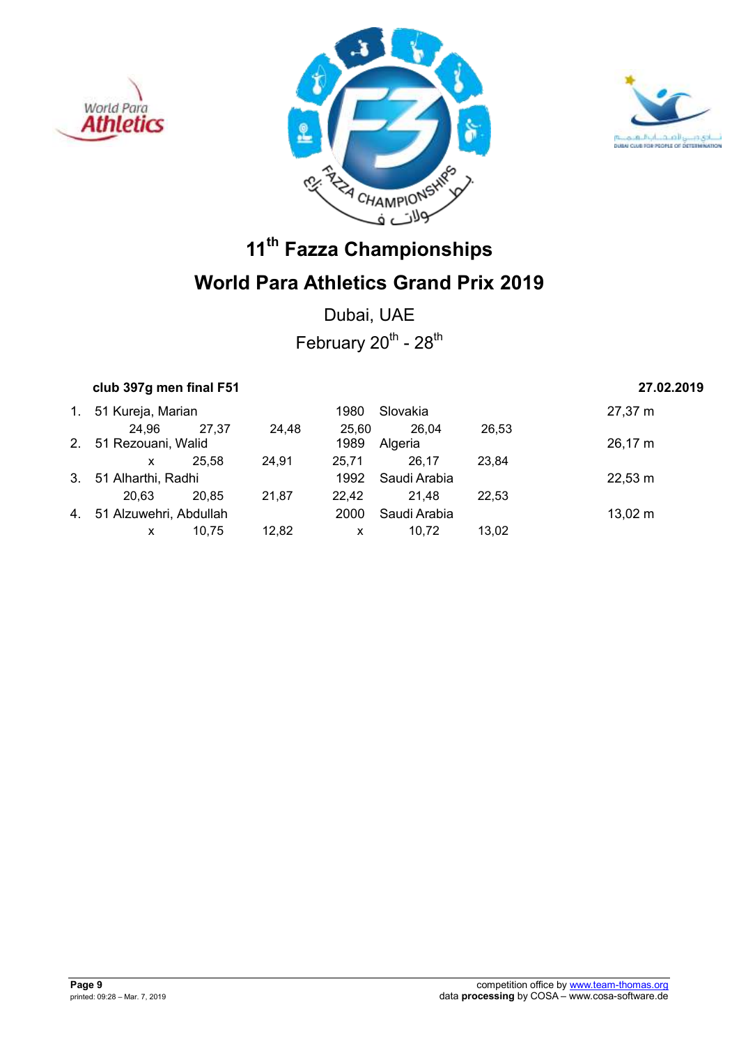# 11th Fazza Championships

# World Para Athletics Grand Prix 2019

Dubai, UAE

February 20th - 28th

**club 397g men final F51** **27.02.2019**

| Rank | Class | Name | Year | Country | Result |
|---|---|---|---|---|---|
| 1. | 51 | Kureja, Marian | 1980 | Slovakia | 27,37 m |
| | | 24,96 27,37 24,48 25,60 26,04 26,53 | | | |
| 2. | 51 | Rezouani, Walid | 1989 | Algeria | 26,17 m |
| | | x 25,58 24,91 25,71 26,17 23,84 | | | |
| 3. | 51 | Alharthi, Radhi | 1992 | Saudi Arabia | 22,53 m |
| | | 20,63 20,85 21,87 22,42 21,48 22,53 | | | |
| 4. | 51 | Alzuwehri, Abdullah | 2000 | Saudi Arabia | 13,02 m |
| | | x 10,75 12,82 x 10,72 13,02 | | | |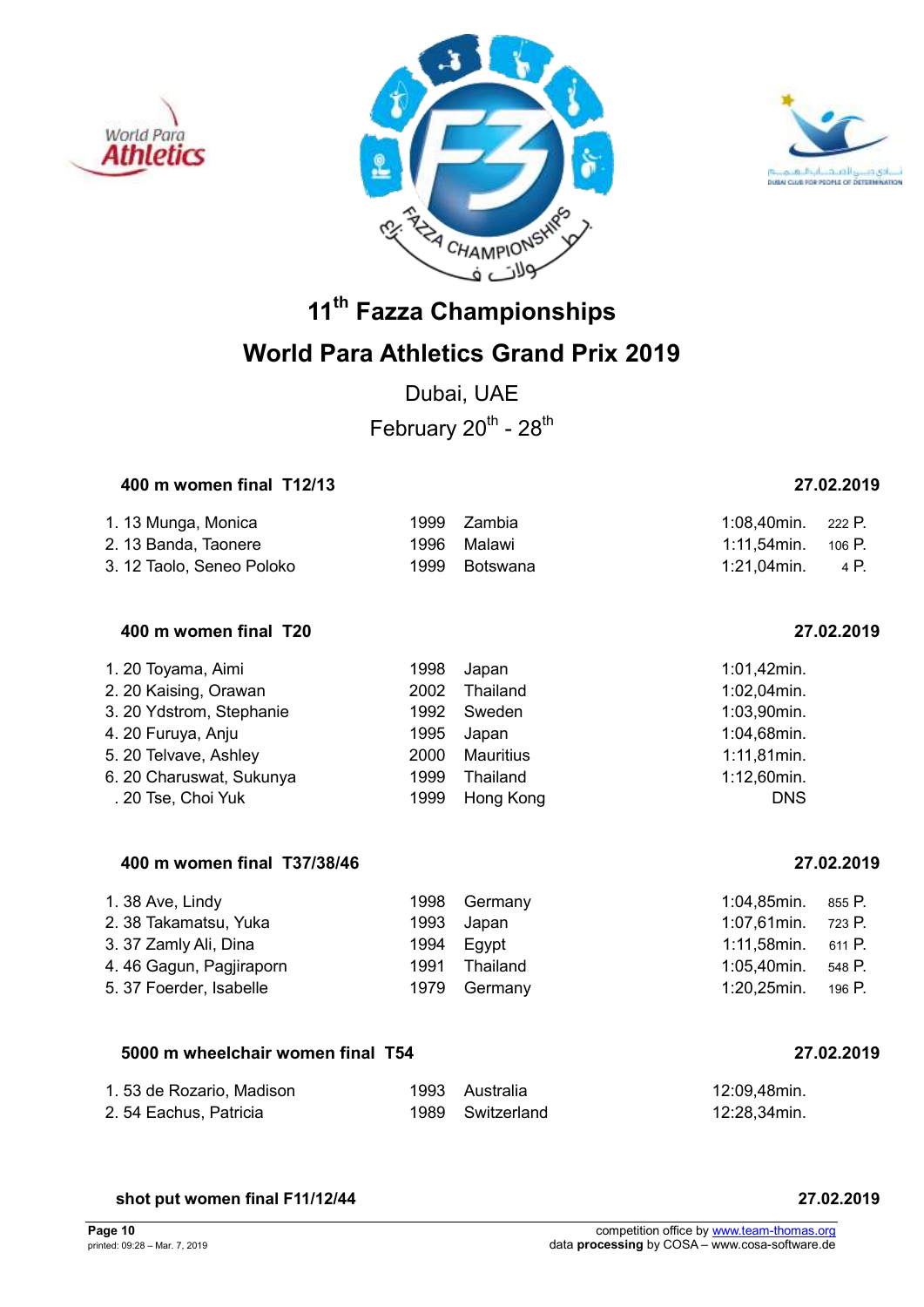# 11th Fazza Championships

# World Para Athletics Grand Prix 2019

Dubai, UAE

February 20th - 28th

### 400 m women final T12/13 — 27.02.2019

| Rank | Class | Name | Year | Country | Result | Points |
|---|---|---|---|---|---|---|
| 1. | 13 | Munga, Monica | 1999 | Zambia | 1:08,40min. | 222 P. |
| 2. | 13 | Banda, Taonere | 1996 | Malawi | 1:11,54min. | 106 P. |
| 3. | 12 | Taolo, Seneo Poloko | 1999 | Botswana | 1:21,04min. | 4 P. |

### 400 m women final T20 — 27.02.2019

| Rank | Class | Name | Year | Country | Result |
|---|---|---|---|---|---|
| 1. | 20 | Toyama, Aimi | 1998 | Japan | 1:01,42min. |
| 2. | 20 | Kaising, Orawan | 2002 | Thailand | 1:02,04min. |
| 3. | 20 | Ydstrom, Stephanie | 1992 | Sweden | 1:03,90min. |
| 4. | 20 | Furuya, Anju | 1995 | Japan | 1:04,68min. |
| 5. | 20 | Telvave, Ashley | 2000 | Mauritius | 1:11,81min. |
| 6. | 20 | Charuswat, Sukunya | 1999 | Thailand | 1:12,60min. |
| . | 20 | Tse, Choi Yuk | 1999 | Hong Kong | DNS |

### 400 m women final T37/38/46 — 27.02.2019

| Rank | Class | Name | Year | Country | Result | Points |
|---|---|---|---|---|---|---|
| 1. | 38 | Ave, Lindy | 1998 | Germany | 1:04,85min. | 855 P. |
| 2. | 38 | Takamatsu, Yuka | 1993 | Japan | 1:07,61min. | 723 P. |
| 3. | 37 | Zamly Ali, Dina | 1994 | Egypt | 1:11,58min. | 611 P. |
| 4. | 46 | Gagun, Pagjiraporn | 1991 | Thailand | 1:05,40min. | 548 P. |
| 5. | 37 | Foerder, Isabelle | 1979 | Germany | 1:20,25min. | 196 P. |

### 5000 m wheelchair women final T54 — 27.02.2019

| Rank | Class | Name | Year | Country | Result |
|---|---|---|---|---|---|
| 1. | 53 | de Rozario, Madison | 1993 | Australia | 12:09,48min. |
| 2. | 54 | Eachus, Patricia | 1989 | Switzerland | 12:28,34min. |

### shot put women final F11/12/44 — 27.02.2019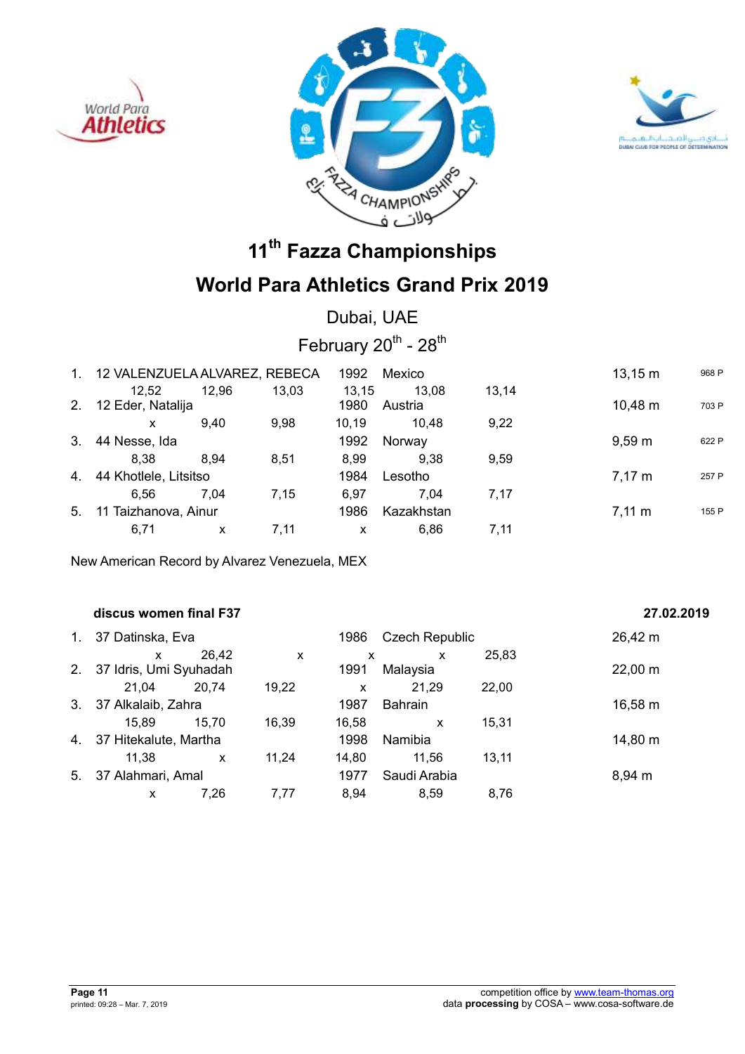# 11th Fazza Championships

# World Para Athletics Grand Prix 2019

## Dubai, UAE

## February 20th - 28th

| Rank | Name | Year | Country | Result | Points |
|---|---|---|---|---|---|
| 1. | 12 VALENZUELA ALVAREZ, REBECA | 1992 | Mexico | 13,15 m | 968 P |
| | 12,52 · 12,96 · 13,03 · 13,15 · 13,08 · 13,14 | | | | |
| 2. | 12 Eder, Natalija | 1980 | Austria | 10,48 m | 703 P |
| | x · 9,40 · 9,98 · 10,19 · 10,48 · 9,22 | | | | |
| 3. | 44 Nesse, Ida | 1992 | Norway | 9,59 m | 622 P |
| | 8,38 · 8,94 · 8,51 · 8,99 · 9,38 · 9,59 | | | | |
| 4. | 44 Khotlele, Litsitso | 1984 | Lesotho | 7,17 m | 257 P |
| | 6,56 · 7,04 · 7,15 · 6,97 · 7,04 · 7,17 | | | | |
| 5. | 11 Taizhanova, Ainur | 1986 | Kazakhstan | 7,11 m | 155 P |
| | 6,71 · x · 7,11 · x · 6,86 · 7,11 | | | | |

New American Record by Alvarez Venezuela, MEX

### discus women final F37 — 27.02.2019

| Rank | Name | Year | Country | Result |
|---|---|---|---|---|
| 1. | 37 Datinska, Eva | 1986 | Czech Republic | 26,42 m |
| | x · 26,42 · x · x · x · 25,83 | | | |
| 2. | 37 Idris, Umi Syuhadah | 1991 | Malaysia | 22,00 m |
| | 21,04 · 20,74 · 19,22 · x · 21,29 · 22,00 | | | |
| 3. | 37 Alkalaib, Zahra | 1987 | Bahrain | 16,58 m |
| | 15,89 · 15,70 · 16,39 · 16,58 · x · 15,31 | | | |
| 4. | 37 Hitekalute, Martha | 1998 | Namibia | 14,80 m |
| | 11,38 · x · 11,24 · 14,80 · 11,56 · 13,11 | | | |
| 5. | 37 Alahmari, Amal | 1977 | Saudi Arabia | 8,94 m |
| | x · 7,26 · 7,77 · 8,94 · 8,59 · 8,76 | | | |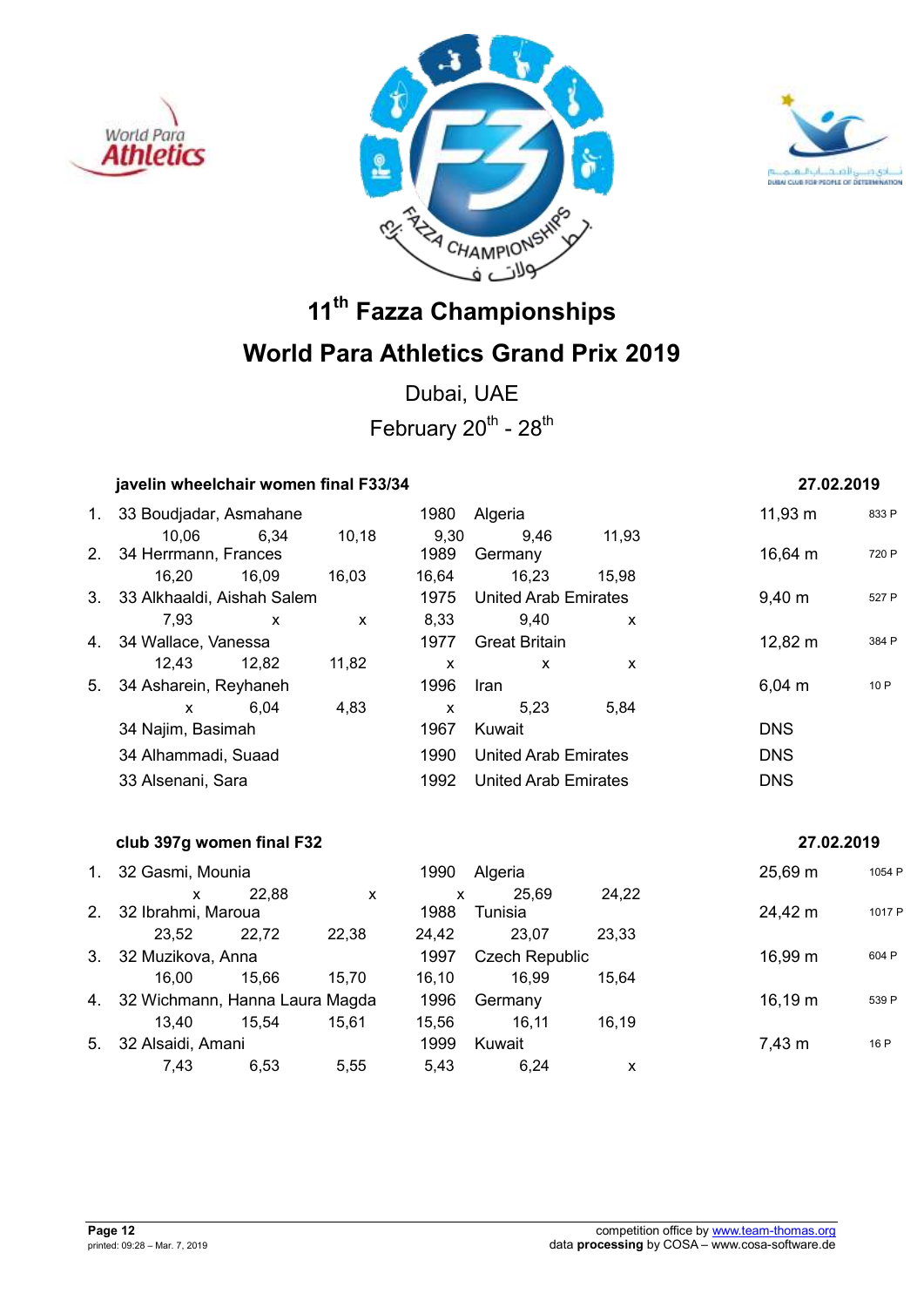# 11th Fazza Championships

# World Para Athletics Grand Prix 2019

Dubai, UAE

February 20th - 28th

### javelin wheelchair women final F33/34 — 27.02.2019

| | | | | | | |
|---|---|---|---|---|---|---|
| 1. | 33 Boudjadar, Asmahane | 1980 | Algeria | 11,93 m | 833 P |
| | 10,06 / 6,34 / 10,18 / 9,30 / 9,46 / 11,93 | | | | |
| 2. | 34 Herrmann, Frances | 1989 | Germany | 16,64 m | 720 P |
| | 16,20 / 16,09 / 16,03 / 16,64 / 16,23 / 15,98 | | | | |
| 3. | 33 Alkhaaldi, Aishah Salem | 1975 | United Arab Emirates | 9,40 m | 527 P |
| | 7,93 / x / x / 8,33 / 9,40 / x | | | | |
| 4. | 34 Wallace, Vanessa | 1977 | Great Britain | 12,82 m | 384 P |
| | 12,43 / 12,82 / 11,82 / x / x / x | | | | |
| 5. | 34 Asharein, Reyhaneh | 1996 | Iran | 6,04 m | 10 P |
| | x / 6,04 / 4,83 / x / 5,23 / 5,84 | | | | |
| | 34 Najim, Basimah | 1967 | Kuwait | DNS | |
| | 34 Alhammadi, Suaad | 1990 | United Arab Emirates | DNS | |
| | 33 Alsenani, Sara | 1992 | United Arab Emirates | DNS | |

### club 397g women final F32 — 27.02.2019

| | | | | | |
|---|---|---|---|---|---|
| 1. | 32 Gasmi, Mounia | 1990 | Algeria | 25,69 m | 1054 P |
| | x / 22,88 / x / x / 25,69 / 24,22 | | | | |
| 2. | 32 Ibrahmi, Maroua | 1988 | Tunisia | 24,42 m | 1017 P |
| | 23,52 / 22,72 / 22,38 / 24,42 / 23,07 / 23,33 | | | | |
| 3. | 32 Muzikova, Anna | 1997 | Czech Republic | 16,99 m | 604 P |
| | 16,00 / 15,66 / 15,70 / 16,10 / 16,99 / 15,64 | | | | |
| 4. | 32 Wichmann, Hanna Laura Magda | 1996 | Germany | 16,19 m | 539 P |
| | 13,40 / 15,54 / 15,61 / 15,56 / 16,11 / 16,19 | | | | |
| 5. | 32 Alsaidi, Amani | 1999 | Kuwait | 7,43 m | 16 P |
| | 7,43 / 6,53 / 5,55 / 5,43 / 6,24 / x | | | | |